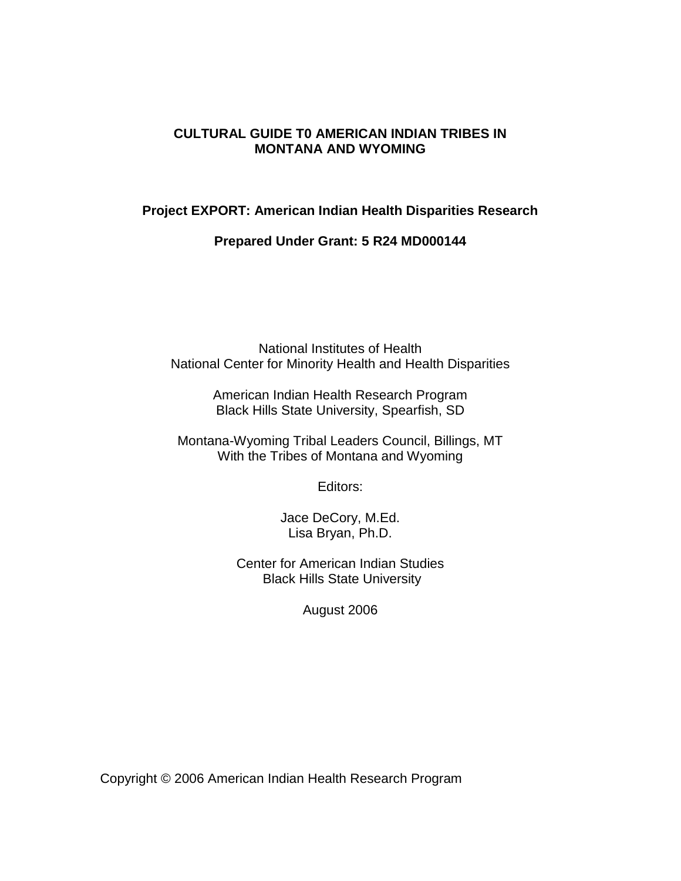# CULTURAL GUIDE T0 AMERICAN INDIAN TRIBES IN MONTANA AND WYOMING

**Project EXPORT: American Indian Health Disparities Research**

**Prepared Under Grant: 5 R24 MD000144**

National Institutes of Health
National Center for Minority Health and Health Disparities

American Indian Health Research Program
Black Hills State University, Spearfish, SD

Montana-Wyoming Tribal Leaders Council, Billings, MT
With the Tribes of Montana and Wyoming

Editors:

Jace DeCory, M.Ed.
Lisa Bryan, Ph.D.

Center for American Indian Studies
Black Hills State University

August 2006

Copyright © 2006 American Indian Health Research Program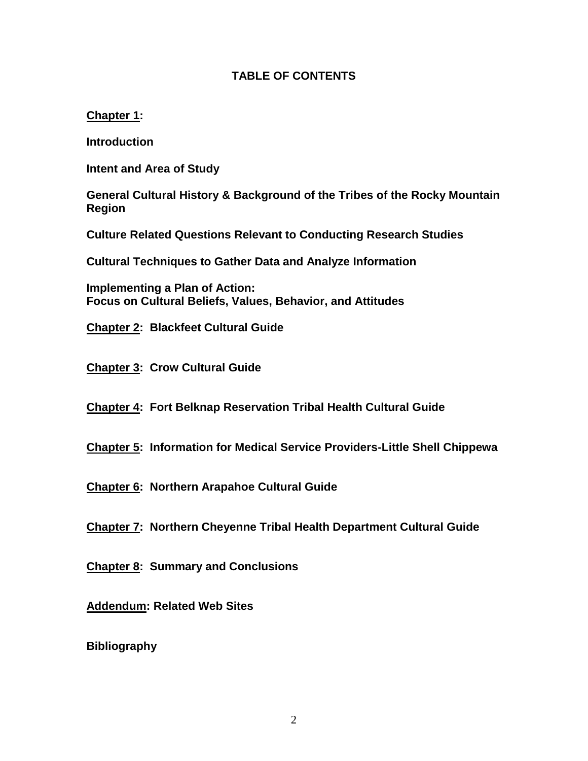# TABLE OF CONTENTS

**Chapter 1:**

**Introduction**

**Intent and Area of Study**

**General Cultural History & Background of the Tribes of the Rocky Mountain Region**

**Culture Related Questions Relevant to Conducting Research Studies**

**Cultural Techniques to Gather Data and Analyze Information**

**Implementing a Plan of Action:**
**Focus on Cultural Beliefs, Values, Behavior, and Attitudes**

**Chapter 2: Blackfeet Cultural Guide**

**Chapter 3: Crow Cultural Guide**

**Chapter 4: Fort Belknap Reservation Tribal Health Cultural Guide**

**Chapter 5: Information for Medical Service Providers-Little Shell Chippewa**

**Chapter 6: Northern Arapahoe Cultural Guide**

**Chapter 7: Northern Cheyenne Tribal Health Department Cultural Guide**

**Chapter 8: Summary and Conclusions**

**Addendum: Related Web Sites**

**Bibliography**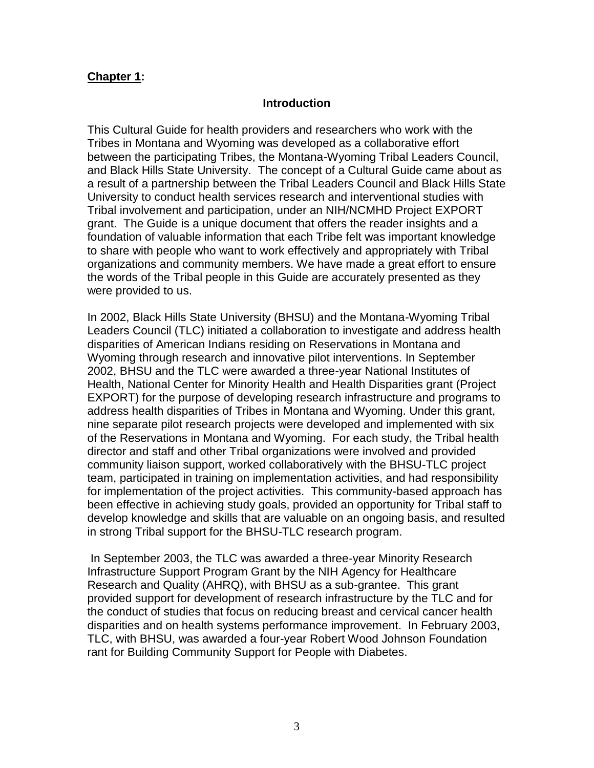**<u>Chapter 1</u>:**

## Introduction

This Cultural Guide for health providers and researchers who work with the Tribes in Montana and Wyoming was developed as a collaborative effort between the participating Tribes, the Montana-Wyoming Tribal Leaders Council, and Black Hills State University. The concept of a Cultural Guide came about as a result of a partnership between the Tribal Leaders Council and Black Hills State University to conduct health services research and interventional studies with Tribal involvement and participation, under an NIH/NCMHD Project EXPORT grant. The Guide is a unique document that offers the reader insights and a foundation of valuable information that each Tribe felt was important knowledge to share with people who want to work effectively and appropriately with Tribal organizations and community members. We have made a great effort to ensure the words of the Tribal people in this Guide are accurately presented as they were provided to us.

In 2002, Black Hills State University (BHSU) and the Montana-Wyoming Tribal Leaders Council (TLC) initiated a collaboration to investigate and address health disparities of American Indians residing on Reservations in Montana and Wyoming through research and innovative pilot interventions. In September 2002, BHSU and the TLC were awarded a three-year National Institutes of Health, National Center for Minority Health and Health Disparities grant (Project EXPORT) for the purpose of developing research infrastructure and programs to address health disparities of Tribes in Montana and Wyoming. Under this grant, nine separate pilot research projects were developed and implemented with six of the Reservations in Montana and Wyoming. For each study, the Tribal health director and staff and other Tribal organizations were involved and provided community liaison support, worked collaboratively with the BHSU-TLC project team, participated in training on implementation activities, and had responsibility for implementation of the project activities. This community-based approach has been effective in achieving study goals, provided an opportunity for Tribal staff to develop knowledge and skills that are valuable on an ongoing basis, and resulted in strong Tribal support for the BHSU-TLC research program.

In September 2003, the TLC was awarded a three-year Minority Research Infrastructure Support Program Grant by the NIH Agency for Healthcare Research and Quality (AHRQ), with BHSU as a sub-grantee. This grant provided support for development of research infrastructure by the TLC and for the conduct of studies that focus on reducing breast and cervical cancer health disparities and on health systems performance improvement. In February 2003, TLC, with BHSU, was awarded a four-year Robert Wood Johnson Foundation rant for Building Community Support for People with Diabetes.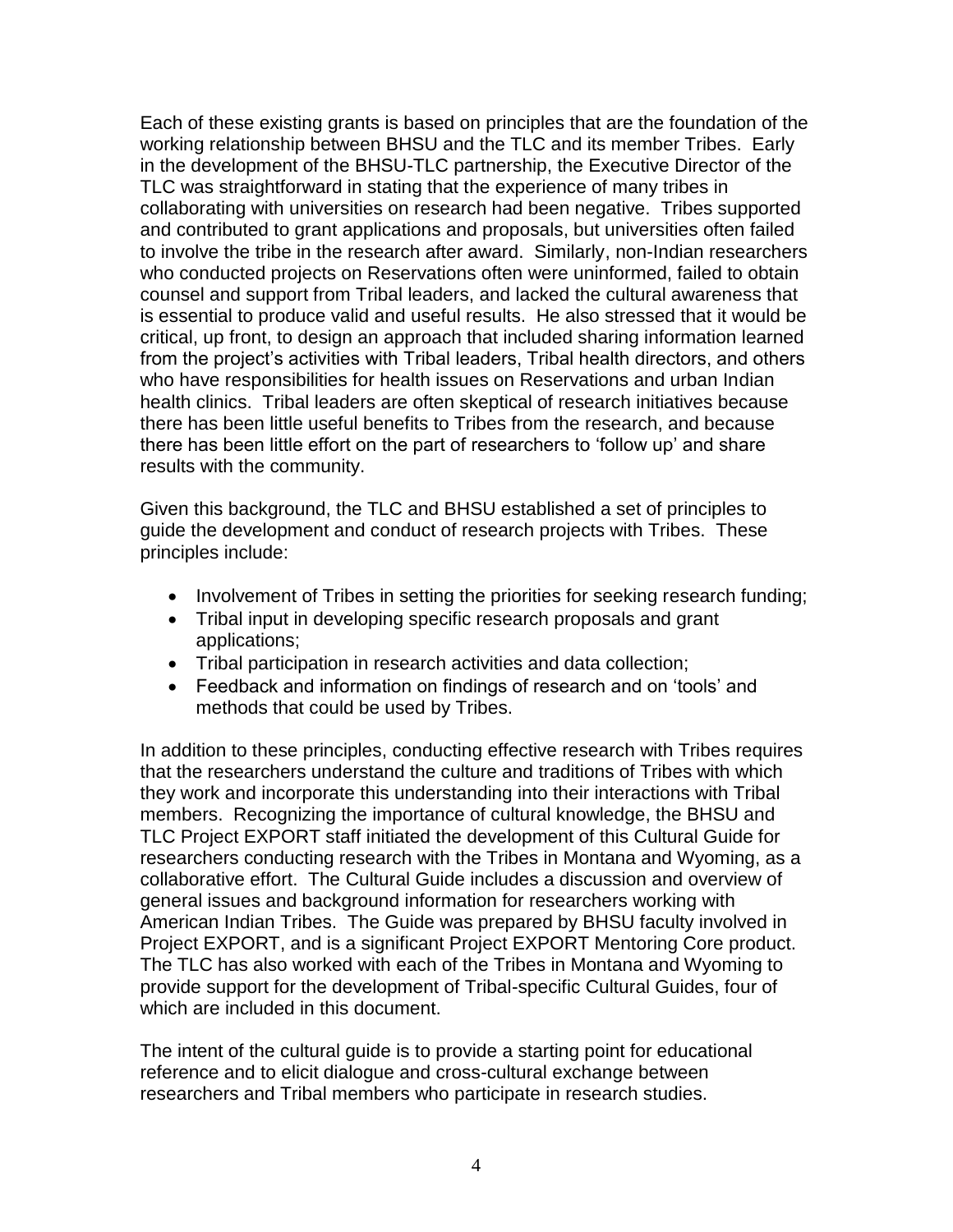Each of these existing grants is based on principles that are the foundation of the working relationship between BHSU and the TLC and its member Tribes. Early in the development of the BHSU-TLC partnership, the Executive Director of the TLC was straightforward in stating that the experience of many tribes in collaborating with universities on research had been negative. Tribes supported and contributed to grant applications and proposals, but universities often failed to involve the tribe in the research after award. Similarly, non-Indian researchers who conducted projects on Reservations often were uninformed, failed to obtain counsel and support from Tribal leaders, and lacked the cultural awareness that is essential to produce valid and useful results. He also stressed that it would be critical, up front, to design an approach that included sharing information learned from the project's activities with Tribal leaders, Tribal health directors, and others who have responsibilities for health issues on Reservations and urban Indian health clinics. Tribal leaders are often skeptical of research initiatives because there has been little useful benefits to Tribes from the research, and because there has been little effort on the part of researchers to 'follow up' and share results with the community.

Given this background, the TLC and BHSU established a set of principles to guide the development and conduct of research projects with Tribes. These principles include:

- Involvement of Tribes in setting the priorities for seeking research funding;
- Tribal input in developing specific research proposals and grant applications;
- Tribal participation in research activities and data collection;
- Feedback and information on findings of research and on 'tools' and methods that could be used by Tribes.

In addition to these principles, conducting effective research with Tribes requires that the researchers understand the culture and traditions of Tribes with which they work and incorporate this understanding into their interactions with Tribal members. Recognizing the importance of cultural knowledge, the BHSU and TLC Project EXPORT staff initiated the development of this Cultural Guide for researchers conducting research with the Tribes in Montana and Wyoming, as a collaborative effort. The Cultural Guide includes a discussion and overview of general issues and background information for researchers working with American Indian Tribes. The Guide was prepared by BHSU faculty involved in Project EXPORT, and is a significant Project EXPORT Mentoring Core product. The TLC has also worked with each of the Tribes in Montana and Wyoming to provide support for the development of Tribal-specific Cultural Guides, four of which are included in this document.

The intent of the cultural guide is to provide a starting point for educational reference and to elicit dialogue and cross-cultural exchange between researchers and Tribal members who participate in research studies.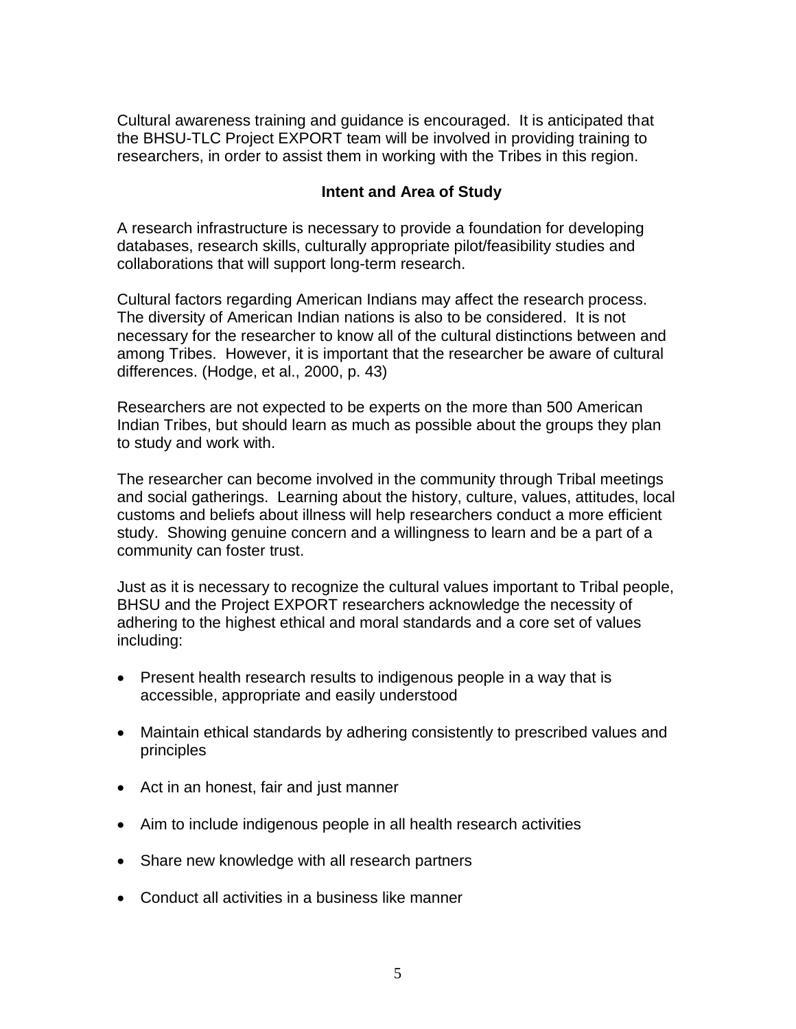Cultural awareness training and guidance is encouraged. It is anticipated that the BHSU-TLC Project EXPORT team will be involved in providing training to researchers, in order to assist them in working with the Tribes in this region.

## Intent and Area of Study

A research infrastructure is necessary to provide a foundation for developing databases, research skills, culturally appropriate pilot/feasibility studies and collaborations that will support long-term research.

Cultural factors regarding American Indians may affect the research process. The diversity of American Indian nations is also to be considered. It is not necessary for the researcher to know all of the cultural distinctions between and among Tribes. However, it is important that the researcher be aware of cultural differences. (Hodge, et al., 2000, p. 43)

Researchers are not expected to be experts on the more than 500 American Indian Tribes, but should learn as much as possible about the groups they plan to study and work with.

The researcher can become involved in the community through Tribal meetings and social gatherings. Learning about the history, culture, values, attitudes, local customs and beliefs about illness will help researchers conduct a more efficient study. Showing genuine concern and a willingness to learn and be a part of a community can foster trust.

Just as it is necessary to recognize the cultural values important to Tribal people, BHSU and the Project EXPORT researchers acknowledge the necessity of adhering to the highest ethical and moral standards and a core set of values including:

- Present health research results to indigenous people in a way that is accessible, appropriate and easily understood
- Maintain ethical standards by adhering consistently to prescribed values and principles
- Act in an honest, fair and just manner
- Aim to include indigenous people in all health research activities
- Share new knowledge with all research partners
- Conduct all activities in a business like manner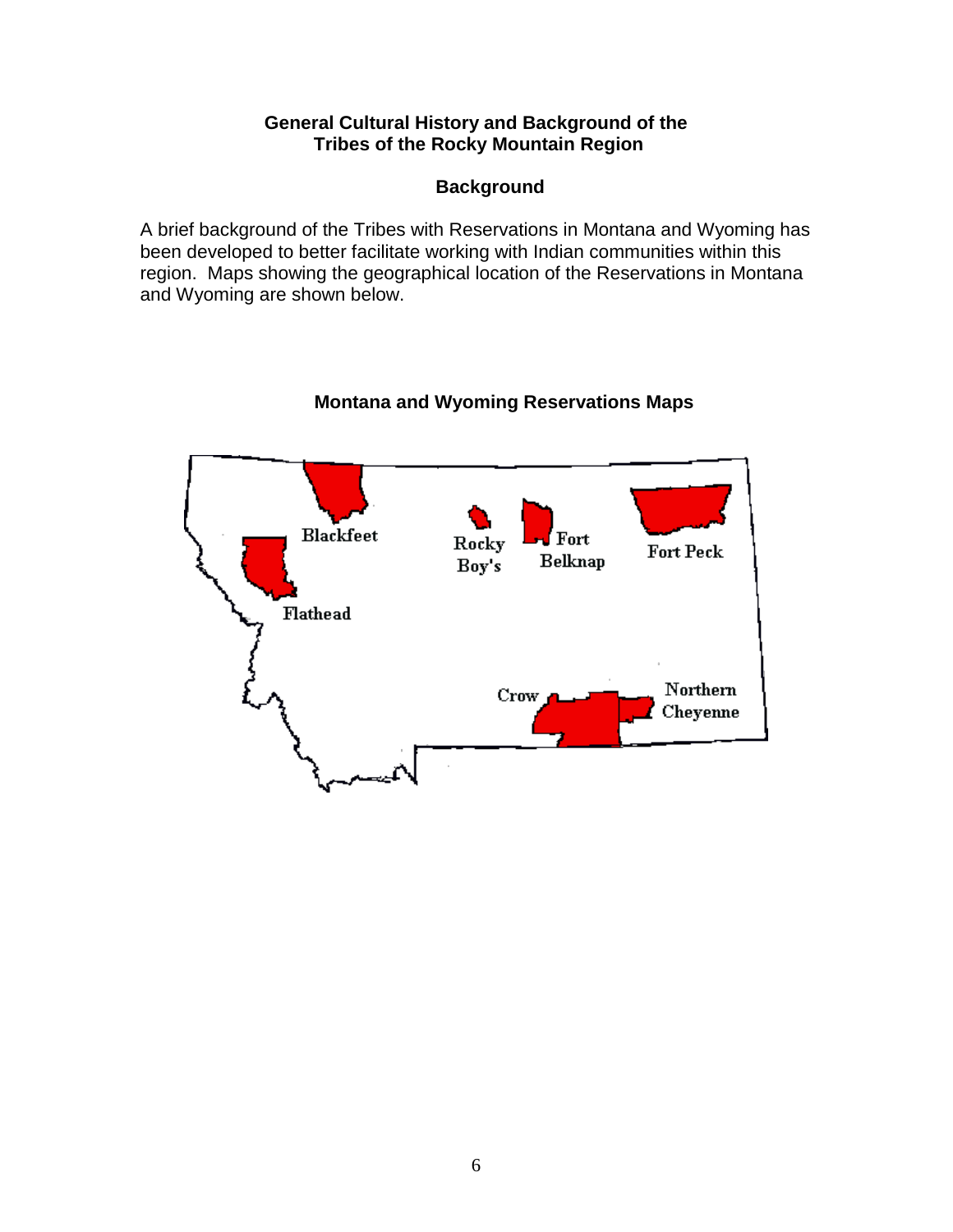**General Cultural History and Background of the Tribes of the Rocky Mountain Region**

**Background**

A brief background of the Tribes with Reservations in Montana and Wyoming has been developed to better facilitate working with Indian communities within this region. Maps showing the geographical location of the Reservations in Montana and Wyoming are shown below.

**Montana and Wyoming Reservations Maps**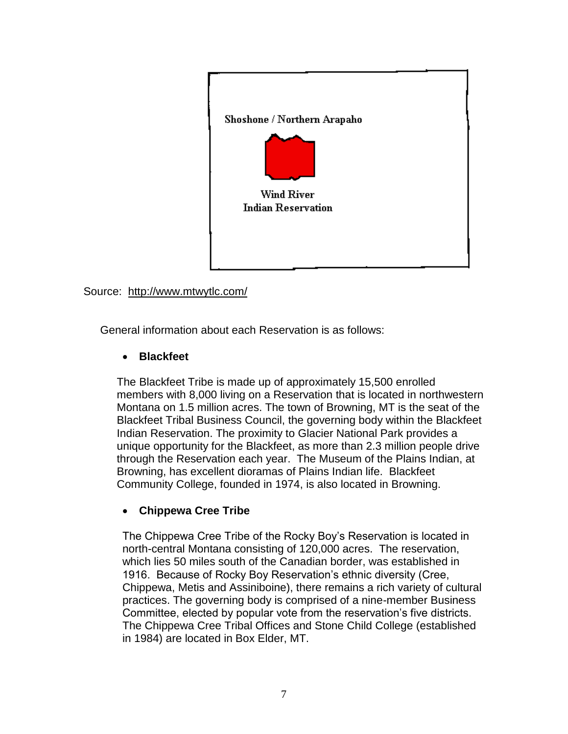Shoshone / Northern Arapaho

Wind River
Indian Reservation

Source: http://www.mtwytlc.com/

General information about each Reservation is as follows:

- **Blackfeet**

The Blackfeet Tribe is made up of approximately 15,500 enrolled members with 8,000 living on a Reservation that is located in northwestern Montana on 1.5 million acres. The town of Browning, MT is the seat of the Blackfeet Tribal Business Council, the governing body within the Blackfeet Indian Reservation. The proximity to Glacier National Park provides a unique opportunity for the Blackfeet, as more than 2.3 million people drive through the Reservation each year. The Museum of the Plains Indian, at Browning, has excellent dioramas of Plains Indian life. Blackfeet Community College, founded in 1974, is also located in Browning.

- **Chippewa Cree Tribe**

The Chippewa Cree Tribe of the Rocky Boy's Reservation is located in north-central Montana consisting of 120,000 acres. The reservation, which lies 50 miles south of the Canadian border, was established in 1916. Because of Rocky Boy Reservation's ethnic diversity (Cree, Chippewa, Metis and Assiniboine), there remains a rich variety of cultural practices. The governing body is comprised of a nine-member Business Committee, elected by popular vote from the reservation's five districts. The Chippewa Cree Tribal Offices and Stone Child College (established in 1984) are located in Box Elder, MT.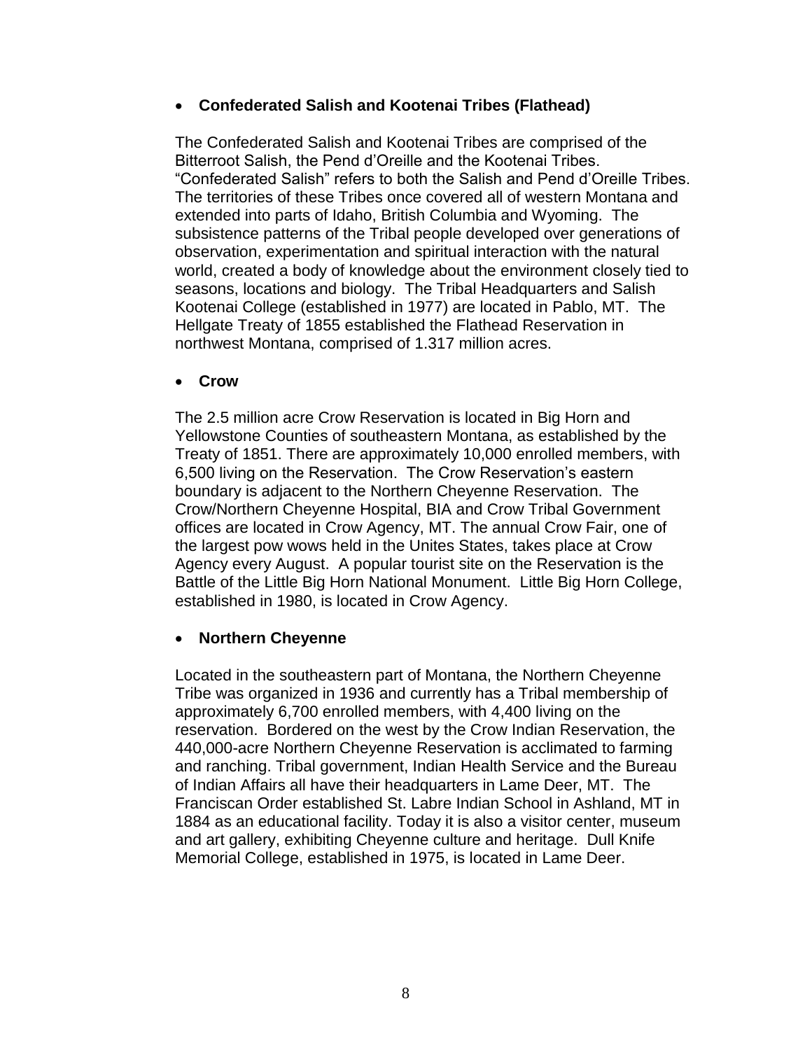- **Confederated Salish and Kootenai Tribes (Flathead)**

The Confederated Salish and Kootenai Tribes are comprised of the Bitterroot Salish, the Pend d'Oreille and the Kootenai Tribes. "Confederated Salish" refers to both the Salish and Pend d'Oreille Tribes. The territories of these Tribes once covered all of western Montana and extended into parts of Idaho, British Columbia and Wyoming. The subsistence patterns of the Tribal people developed over generations of observation, experimentation and spiritual interaction with the natural world, created a body of knowledge about the environment closely tied to seasons, locations and biology. The Tribal Headquarters and Salish Kootenai College (established in 1977) are located in Pablo, MT. The Hellgate Treaty of 1855 established the Flathead Reservation in northwest Montana, comprised of 1.317 million acres.

- **Crow**

The 2.5 million acre Crow Reservation is located in Big Horn and Yellowstone Counties of southeastern Montana, as established by the Treaty of 1851. There are approximately 10,000 enrolled members, with 6,500 living on the Reservation. The Crow Reservation's eastern boundary is adjacent to the Northern Cheyenne Reservation. The Crow/Northern Cheyenne Hospital, BIA and Crow Tribal Government offices are located in Crow Agency, MT. The annual Crow Fair, one of the largest pow wows held in the Unites States, takes place at Crow Agency every August. A popular tourist site on the Reservation is the Battle of the Little Big Horn National Monument. Little Big Horn College, established in 1980, is located in Crow Agency.

- **Northern Cheyenne**

Located in the southeastern part of Montana, the Northern Cheyenne Tribe was organized in 1936 and currently has a Tribal membership of approximately 6,700 enrolled members, with 4,400 living on the reservation. Bordered on the west by the Crow Indian Reservation, the 440,000-acre Northern Cheyenne Reservation is acclimated to farming and ranching. Tribal government, Indian Health Service and the Bureau of Indian Affairs all have their headquarters in Lame Deer, MT. The Franciscan Order established St. Labre Indian School in Ashland, MT in 1884 as an educational facility. Today it is also a visitor center, museum and art gallery, exhibiting Cheyenne culture and heritage. Dull Knife Memorial College, established in 1975, is located in Lame Deer.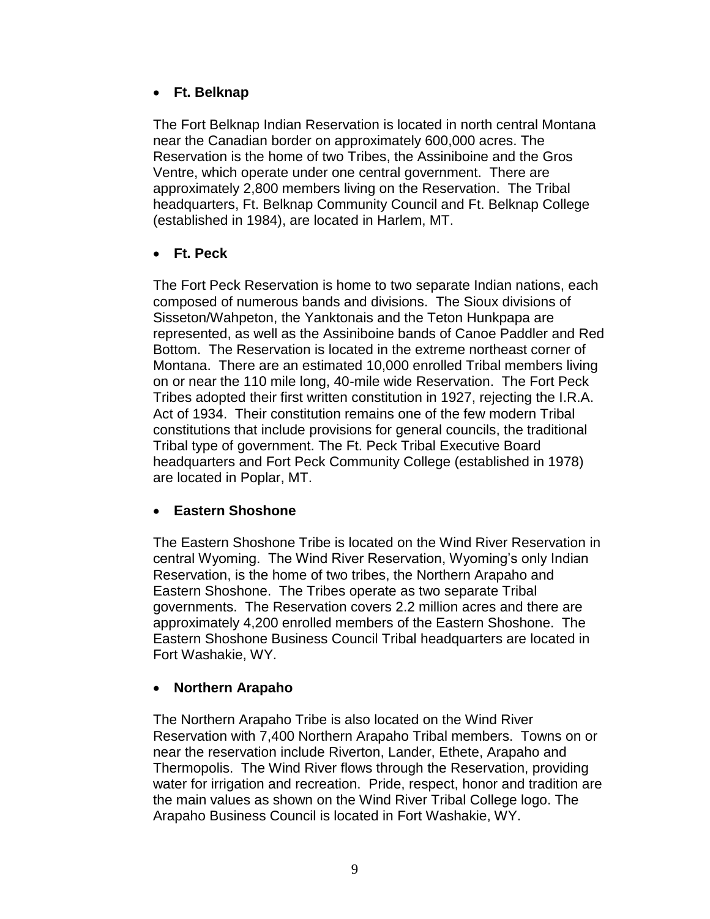- **Ft. Belknap**

The Fort Belknap Indian Reservation is located in north central Montana near the Canadian border on approximately 600,000 acres. The Reservation is the home of two Tribes, the Assiniboine and the Gros Ventre, which operate under one central government. There are approximately 2,800 members living on the Reservation. The Tribal headquarters, Ft. Belknap Community Council and Ft. Belknap College (established in 1984), are located in Harlem, MT.

- **Ft. Peck**

The Fort Peck Reservation is home to two separate Indian nations, each composed of numerous bands and divisions. The Sioux divisions of Sisseton/Wahpeton, the Yanktonais and the Teton Hunkpapa are represented, as well as the Assiniboine bands of Canoe Paddler and Red Bottom. The Reservation is located in the extreme northeast corner of Montana. There are an estimated 10,000 enrolled Tribal members living on or near the 110 mile long, 40-mile wide Reservation. The Fort Peck Tribes adopted their first written constitution in 1927, rejecting the I.R.A. Act of 1934. Their constitution remains one of the few modern Tribal constitutions that include provisions for general councils, the traditional Tribal type of government. The Ft. Peck Tribal Executive Board headquarters and Fort Peck Community College (established in 1978) are located in Poplar, MT.

- **Eastern Shoshone**

The Eastern Shoshone Tribe is located on the Wind River Reservation in central Wyoming. The Wind River Reservation, Wyoming's only Indian Reservation, is the home of two tribes, the Northern Arapaho and Eastern Shoshone. The Tribes operate as two separate Tribal governments. The Reservation covers 2.2 million acres and there are approximately 4,200 enrolled members of the Eastern Shoshone. The Eastern Shoshone Business Council Tribal headquarters are located in Fort Washakie, WY.

- **Northern Arapaho**

The Northern Arapaho Tribe is also located on the Wind River Reservation with 7,400 Northern Arapaho Tribal members. Towns on or near the reservation include Riverton, Lander, Ethete, Arapaho and Thermopolis. The Wind River flows through the Reservation, providing water for irrigation and recreation. Pride, respect, honor and tradition are the main values as shown on the Wind River Tribal College logo. The Arapaho Business Council is located in Fort Washakie, WY.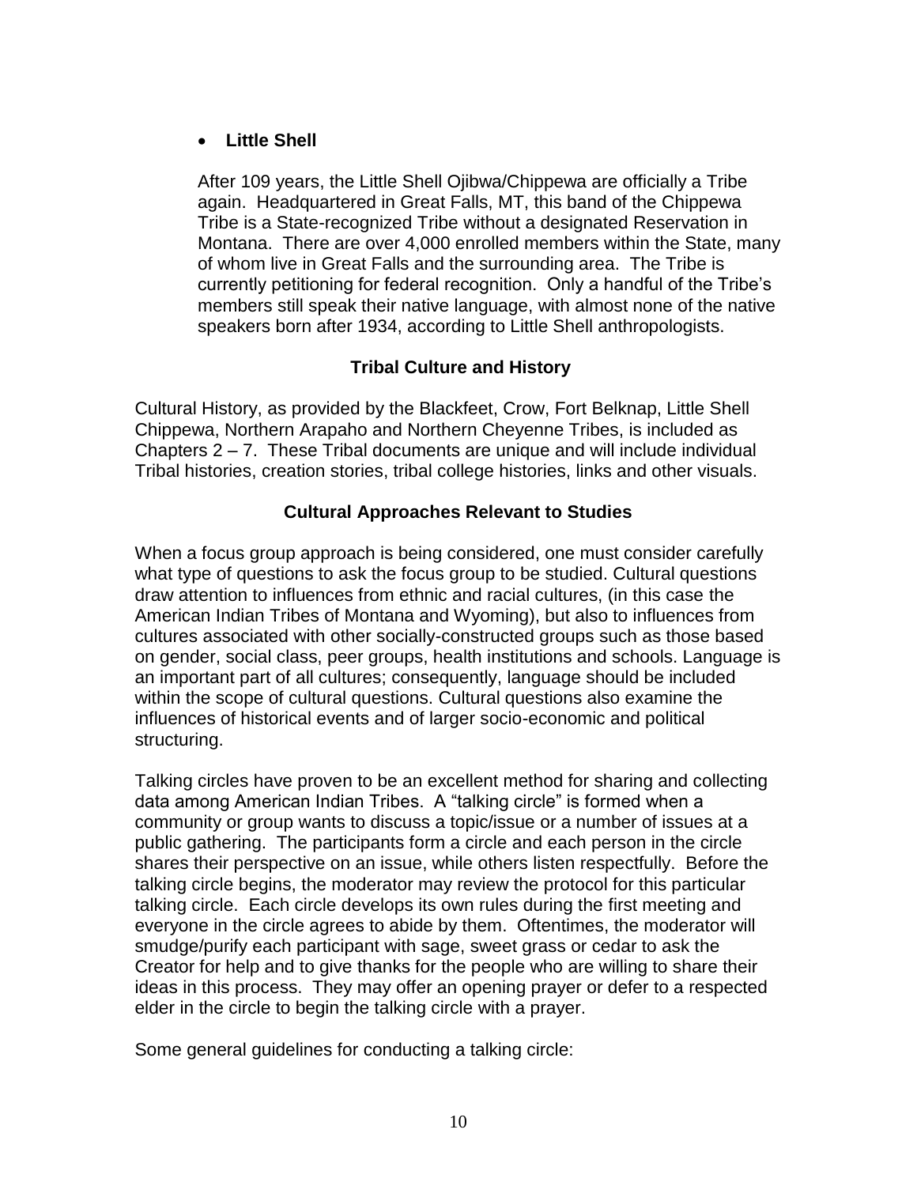- **Little Shell**

  After 109 years, the Little Shell Ojibwa/Chippewa are officially a Tribe again. Headquartered in Great Falls, MT, this band of the Chippewa Tribe is a State-recognized Tribe without a designated Reservation in Montana. There are over 4,000 enrolled members within the State, many of whom live in Great Falls and the surrounding area. The Tribe is currently petitioning for federal recognition. Only a handful of the Tribe's members still speak their native language, with almost none of the native speakers born after 1934, according to Little Shell anthropologists.

## Tribal Culture and History

Cultural History, as provided by the Blackfeet, Crow, Fort Belknap, Little Shell Chippewa, Northern Arapaho and Northern Cheyenne Tribes, is included as Chapters 2 – 7. These Tribal documents are unique and will include individual Tribal histories, creation stories, tribal college histories, links and other visuals.

## Cultural Approaches Relevant to Studies

When a focus group approach is being considered, one must consider carefully what type of questions to ask the focus group to be studied. Cultural questions draw attention to influences from ethnic and racial cultures, (in this case the American Indian Tribes of Montana and Wyoming), but also to influences from cultures associated with other socially-constructed groups such as those based on gender, social class, peer groups, health institutions and schools. Language is an important part of all cultures; consequently, language should be included within the scope of cultural questions. Cultural questions also examine the influences of historical events and of larger socio-economic and political structuring.

Talking circles have proven to be an excellent method for sharing and collecting data among American Indian Tribes. A "talking circle" is formed when a community or group wants to discuss a topic/issue or a number of issues at a public gathering. The participants form a circle and each person in the circle shares their perspective on an issue, while others listen respectfully. Before the talking circle begins, the moderator may review the protocol for this particular talking circle. Each circle develops its own rules during the first meeting and everyone in the circle agrees to abide by them. Oftentimes, the moderator will smudge/purify each participant with sage, sweet grass or cedar to ask the Creator for help and to give thanks for the people who are willing to share their ideas in this process. They may offer an opening prayer or defer to a respected elder in the circle to begin the talking circle with a prayer.

Some general guidelines for conducting a talking circle: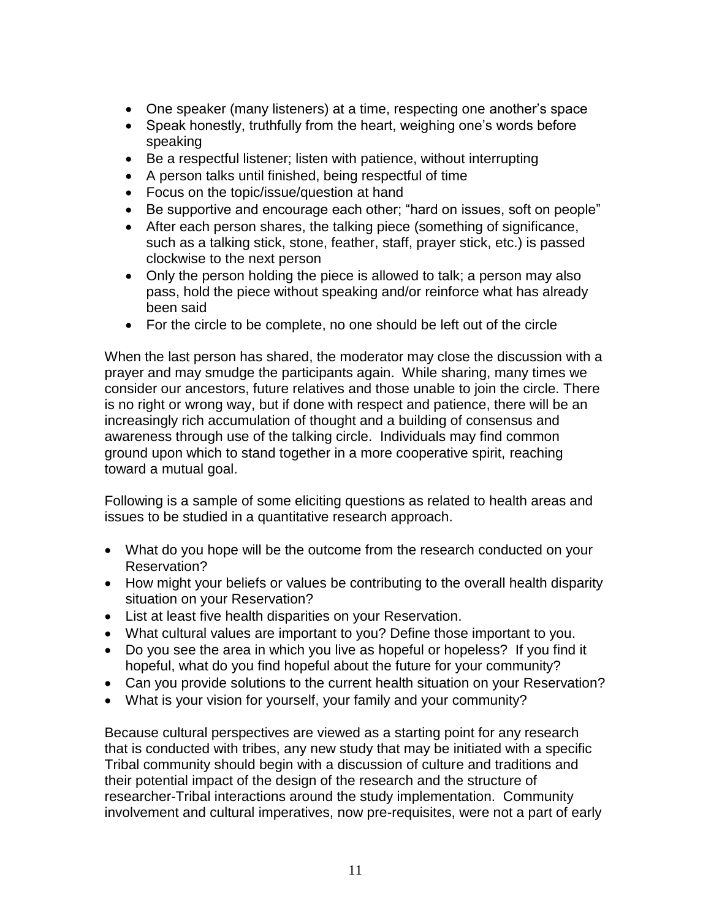- One speaker (many listeners) at a time, respecting one another's space
- Speak honestly, truthfully from the heart, weighing one's words before speaking
- Be a respectful listener; listen with patience, without interrupting
- A person talks until finished, being respectful of time
- Focus on the topic/issue/question at hand
- Be supportive and encourage each other; "hard on issues, soft on people"
- After each person shares, the talking piece (something of significance, such as a talking stick, stone, feather, staff, prayer stick, etc.) is passed clockwise to the next person
- Only the person holding the piece is allowed to talk; a person may also pass, hold the piece without speaking and/or reinforce what has already been said
- For the circle to be complete, no one should be left out of the circle

When the last person has shared, the moderator may close the discussion with a prayer and may smudge the participants again. While sharing, many times we consider our ancestors, future relatives and those unable to join the circle. There is no right or wrong way, but if done with respect and patience, there will be an increasingly rich accumulation of thought and a building of consensus and awareness through use of the talking circle. Individuals may find common ground upon which to stand together in a more cooperative spirit, reaching toward a mutual goal.

Following is a sample of some eliciting questions as related to health areas and issues to be studied in a quantitative research approach.

- What do you hope will be the outcome from the research conducted on your Reservation?
- How might your beliefs or values be contributing to the overall health disparity situation on your Reservation?
- List at least five health disparities on your Reservation.
- What cultural values are important to you? Define those important to you.
- Do you see the area in which you live as hopeful or hopeless? If you find it hopeful, what do you find hopeful about the future for your community?
- Can you provide solutions to the current health situation on your Reservation?
- What is your vision for yourself, your family and your community?

Because cultural perspectives are viewed as a starting point for any research that is conducted with tribes, any new study that may be initiated with a specific Tribal community should begin with a discussion of culture and traditions and their potential impact of the design of the research and the structure of researcher-Tribal interactions around the study implementation. Community involvement and cultural imperatives, now pre-requisites, were not a part of early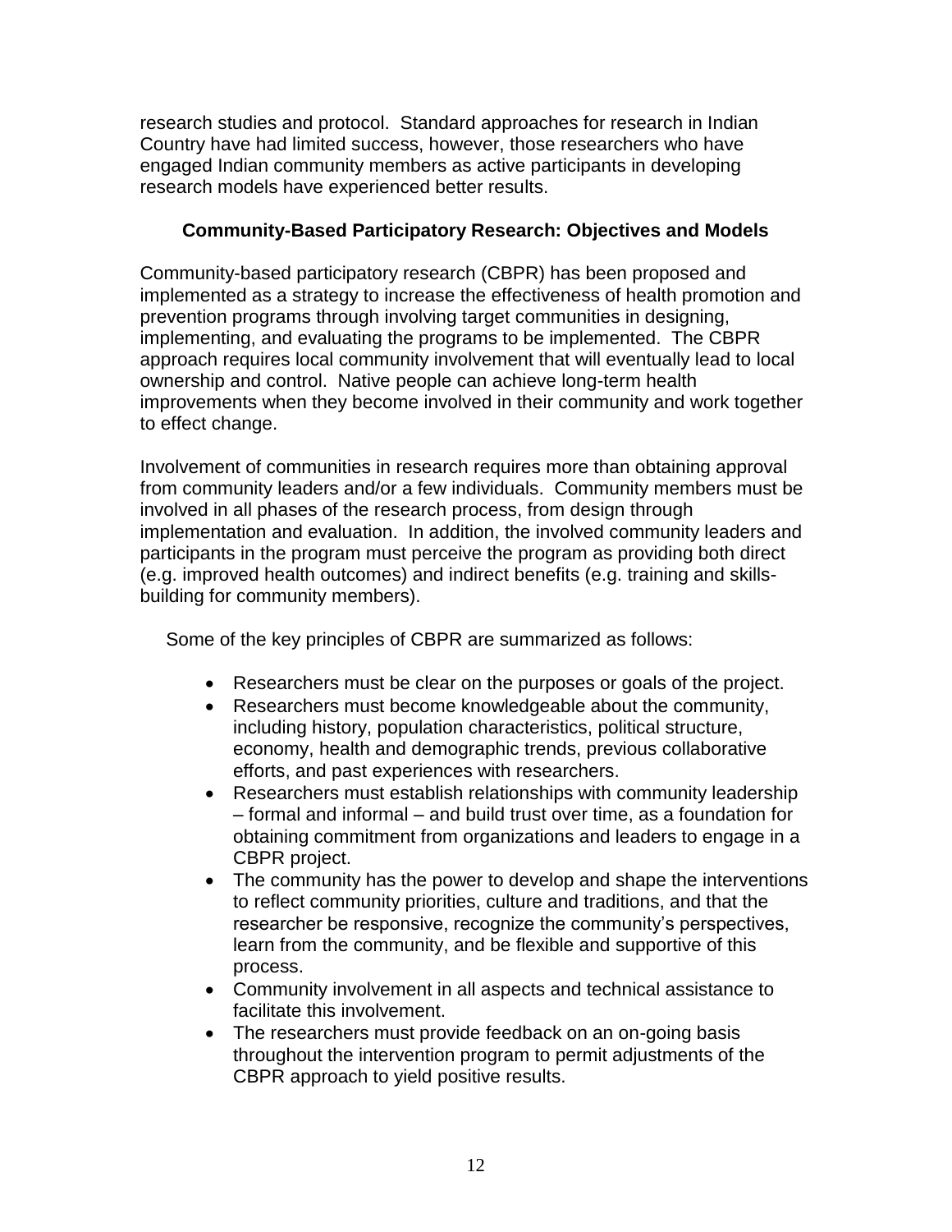research studies and protocol. Standard approaches for research in Indian Country have had limited success, however, those researchers who have engaged Indian community members as active participants in developing research models have experienced better results.

## Community-Based Participatory Research: Objectives and Models

Community-based participatory research (CBPR) has been proposed and implemented as a strategy to increase the effectiveness of health promotion and prevention programs through involving target communities in designing, implementing, and evaluating the programs to be implemented. The CBPR approach requires local community involvement that will eventually lead to local ownership and control. Native people can achieve long-term health improvements when they become involved in their community and work together to effect change.

Involvement of communities in research requires more than obtaining approval from community leaders and/or a few individuals. Community members must be involved in all phases of the research process, from design through implementation and evaluation. In addition, the involved community leaders and participants in the program must perceive the program as providing both direct (e.g. improved health outcomes) and indirect benefits (e.g. training and skills-building for community members).

Some of the key principles of CBPR are summarized as follows:

- Researchers must be clear on the purposes or goals of the project.
- Researchers must become knowledgeable about the community, including history, population characteristics, political structure, economy, health and demographic trends, previous collaborative efforts, and past experiences with researchers.
- Researchers must establish relationships with community leadership – formal and informal – and build trust over time, as a foundation for obtaining commitment from organizations and leaders to engage in a CBPR project.
- The community has the power to develop and shape the interventions to reflect community priorities, culture and traditions, and that the researcher be responsive, recognize the community's perspectives, learn from the community, and be flexible and supportive of this process.
- Community involvement in all aspects and technical assistance to facilitate this involvement.
- The researchers must provide feedback on an on-going basis throughout the intervention program to permit adjustments of the CBPR approach to yield positive results.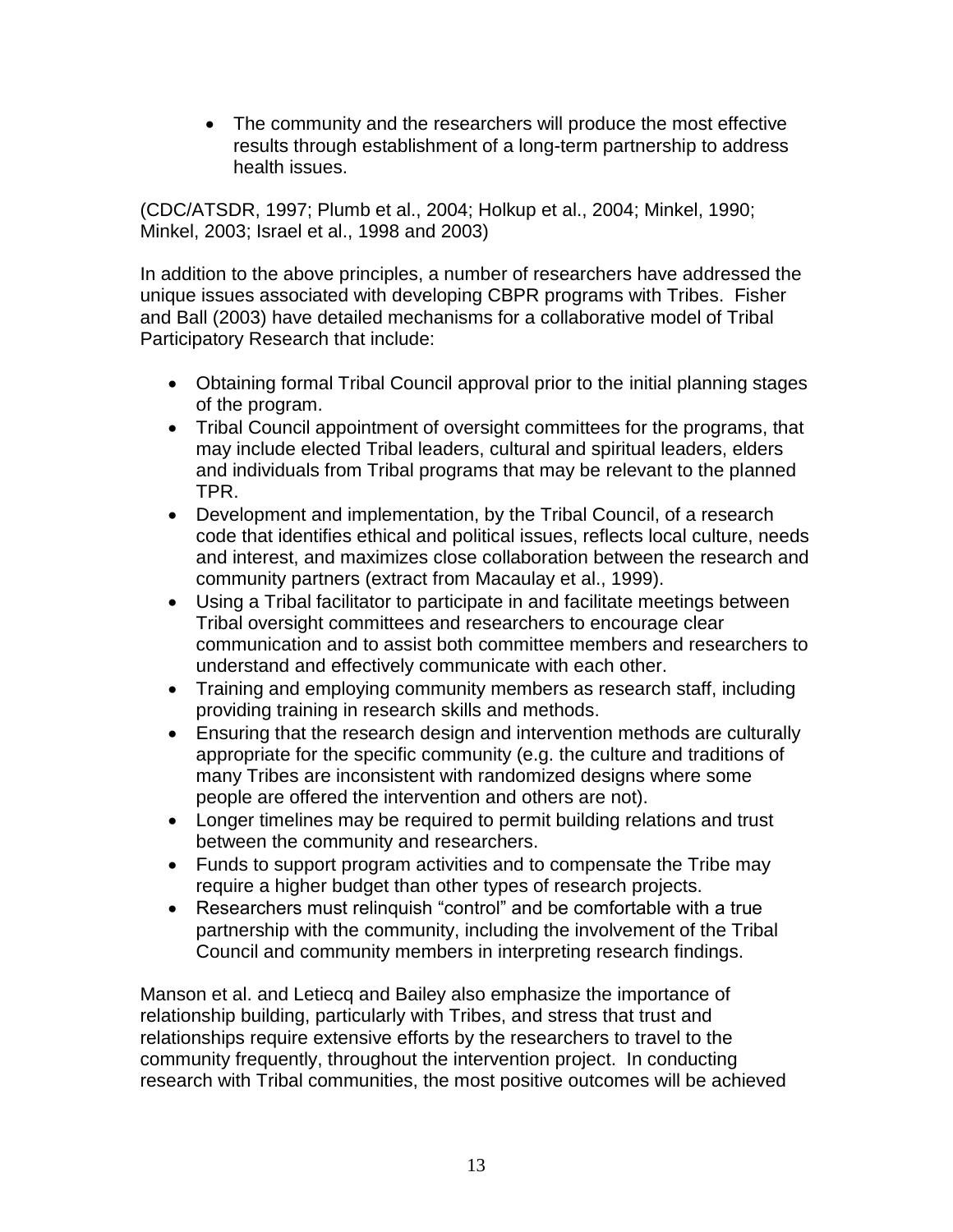- The community and the researchers will produce the most effective results through establishment of a long-term partnership to address health issues.

(CDC/ATSDR, 1997; Plumb et al., 2004; Holkup et al., 2004; Minkel, 1990; Minkel, 2003; Israel et al., 1998 and 2003)

In addition to the above principles, a number of researchers have addressed the unique issues associated with developing CBPR programs with Tribes. Fisher and Ball (2003) have detailed mechanisms for a collaborative model of Tribal Participatory Research that include:

- Obtaining formal Tribal Council approval prior to the initial planning stages of the program.
- Tribal Council appointment of oversight committees for the programs, that may include elected Tribal leaders, cultural and spiritual leaders, elders and individuals from Tribal programs that may be relevant to the planned TPR.
- Development and implementation, by the Tribal Council, of a research code that identifies ethical and political issues, reflects local culture, needs and interest, and maximizes close collaboration between the research and community partners (extract from Macaulay et al., 1999).
- Using a Tribal facilitator to participate in and facilitate meetings between Tribal oversight committees and researchers to encourage clear communication and to assist both committee members and researchers to understand and effectively communicate with each other.
- Training and employing community members as research staff, including providing training in research skills and methods.
- Ensuring that the research design and intervention methods are culturally appropriate for the specific community (e.g. the culture and traditions of many Tribes are inconsistent with randomized designs where some people are offered the intervention and others are not).
- Longer timelines may be required to permit building relations and trust between the community and researchers.
- Funds to support program activities and to compensate the Tribe may require a higher budget than other types of research projects.
- Researchers must relinquish "control" and be comfortable with a true partnership with the community, including the involvement of the Tribal Council and community members in interpreting research findings.

Manson et al. and Letiecq and Bailey also emphasize the importance of relationship building, particularly with Tribes, and stress that trust and relationships require extensive efforts by the researchers to travel to the community frequently, throughout the intervention project. In conducting research with Tribal communities, the most positive outcomes will be achieved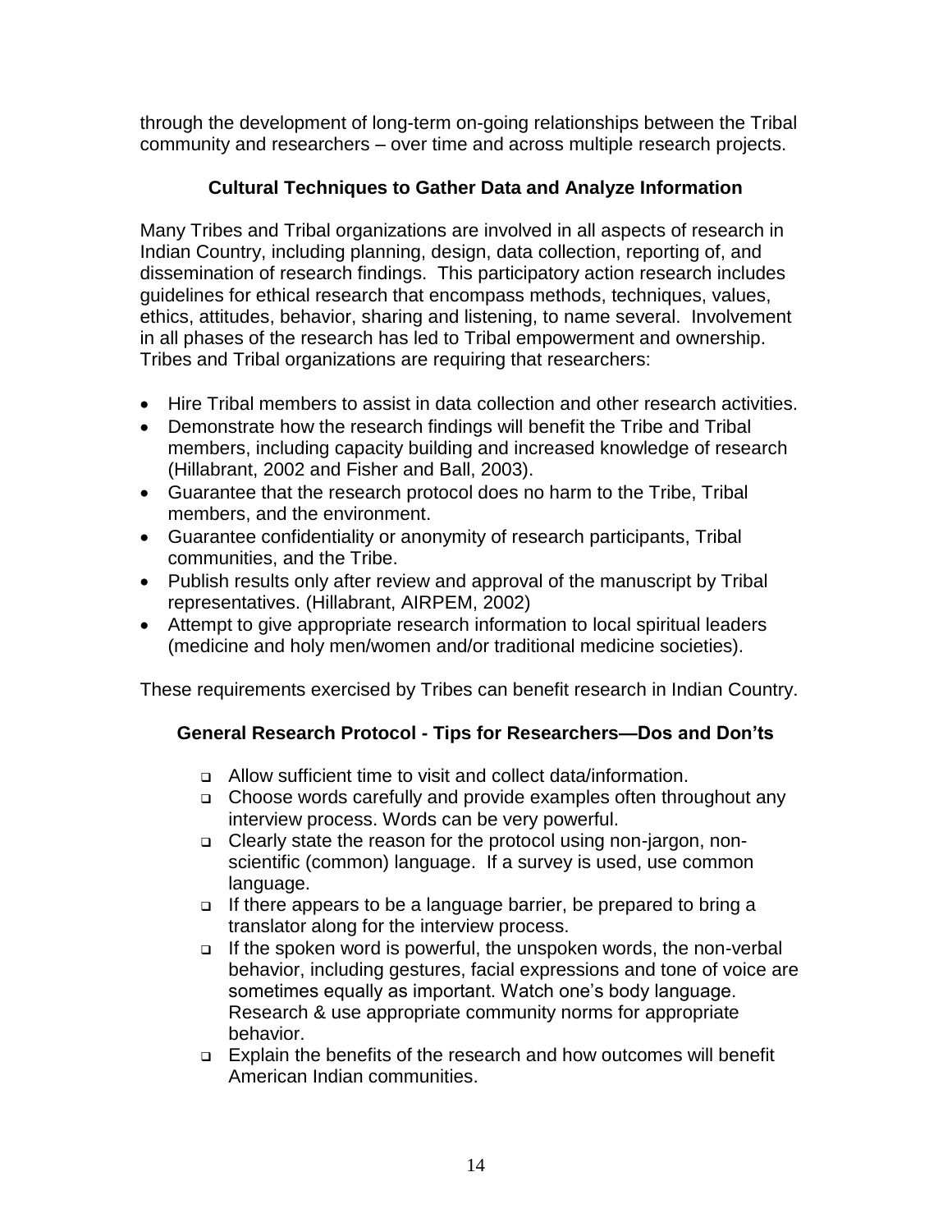through the development of long-term on-going relationships between the Tribal community and researchers – over time and across multiple research projects.

## Cultural Techniques to Gather Data and Analyze Information

Many Tribes and Tribal organizations are involved in all aspects of research in Indian Country, including planning, design, data collection, reporting of, and dissemination of research findings. This participatory action research includes guidelines for ethical research that encompass methods, techniques, values, ethics, attitudes, behavior, sharing and listening, to name several. Involvement in all phases of the research has led to Tribal empowerment and ownership. Tribes and Tribal organizations are requiring that researchers:

- Hire Tribal members to assist in data collection and other research activities.
- Demonstrate how the research findings will benefit the Tribe and Tribal members, including capacity building and increased knowledge of research (Hillabrant, 2002 and Fisher and Ball, 2003).
- Guarantee that the research protocol does no harm to the Tribe, Tribal members, and the environment.
- Guarantee confidentiality or anonymity of research participants, Tribal communities, and the Tribe.
- Publish results only after review and approval of the manuscript by Tribal representatives. (Hillabrant, AIRPEM, 2002)
- Attempt to give appropriate research information to local spiritual leaders (medicine and holy men/women and/or traditional medicine societies).

These requirements exercised by Tribes can benefit research in Indian Country.

## General Research Protocol - Tips for Researchers—Dos and Don'ts

- Allow sufficient time to visit and collect data/information.
- Choose words carefully and provide examples often throughout any interview process. Words can be very powerful.
- Clearly state the reason for the protocol using non-jargon, non-scientific (common) language. If a survey is used, use common language.
- If there appears to be a language barrier, be prepared to bring a translator along for the interview process.
- If the spoken word is powerful, the unspoken words, the non-verbal behavior, including gestures, facial expressions and tone of voice are sometimes equally as important. Watch one's body language. Research & use appropriate community norms for appropriate behavior.
- Explain the benefits of the research and how outcomes will benefit American Indian communities.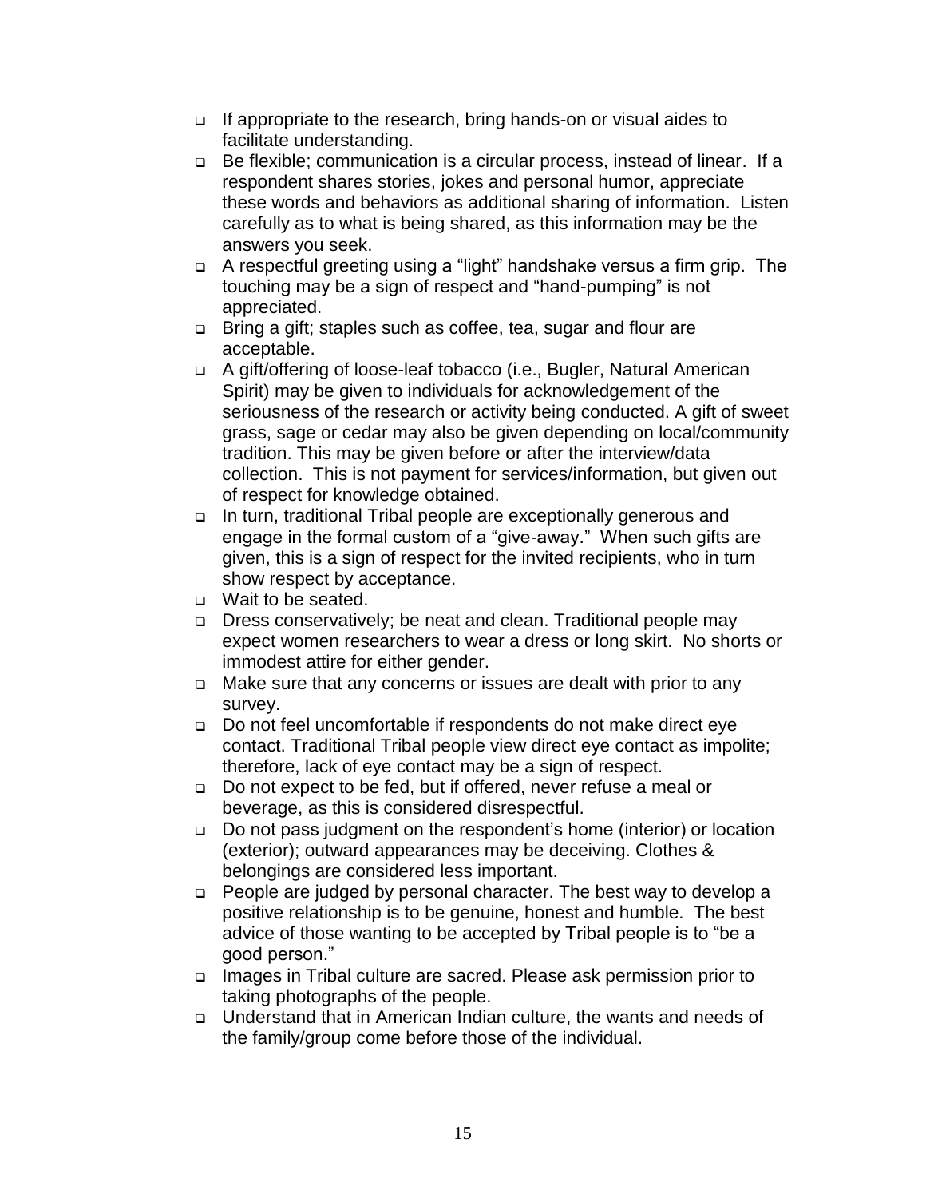- If appropriate to the research, bring hands-on or visual aides to facilitate understanding.
- Be flexible; communication is a circular process, instead of linear. If a respondent shares stories, jokes and personal humor, appreciate these words and behaviors as additional sharing of information. Listen carefully as to what is being shared, as this information may be the answers you seek.
- A respectful greeting using a "light" handshake versus a firm grip. The touching may be a sign of respect and "hand-pumping" is not appreciated.
- Bring a gift; staples such as coffee, tea, sugar and flour are acceptable.
- A gift/offering of loose-leaf tobacco (i.e., Bugler, Natural American Spirit) may be given to individuals for acknowledgement of the seriousness of the research or activity being conducted. A gift of sweet grass, sage or cedar may also be given depending on local/community tradition. This may be given before or after the interview/data collection. This is not payment for services/information, but given out of respect for knowledge obtained.
- In turn, traditional Tribal people are exceptionally generous and engage in the formal custom of a "give-away." When such gifts are given, this is a sign of respect for the invited recipients, who in turn show respect by acceptance.
- Wait to be seated.
- Dress conservatively; be neat and clean. Traditional people may expect women researchers to wear a dress or long skirt. No shorts or immodest attire for either gender.
- Make sure that any concerns or issues are dealt with prior to any survey.
- Do not feel uncomfortable if respondents do not make direct eye contact. Traditional Tribal people view direct eye contact as impolite; therefore, lack of eye contact may be a sign of respect.
- Do not expect to be fed, but if offered, never refuse a meal or beverage, as this is considered disrespectful.
- Do not pass judgment on the respondent's home (interior) or location (exterior); outward appearances may be deceiving. Clothes & belongings are considered less important.
- People are judged by personal character. The best way to develop a positive relationship is to be genuine, honest and humble. The best advice of those wanting to be accepted by Tribal people is to "be a good person."
- Images in Tribal culture are sacred. Please ask permission prior to taking photographs of the people.
- Understand that in American Indian culture, the wants and needs of the family/group come before those of the individual.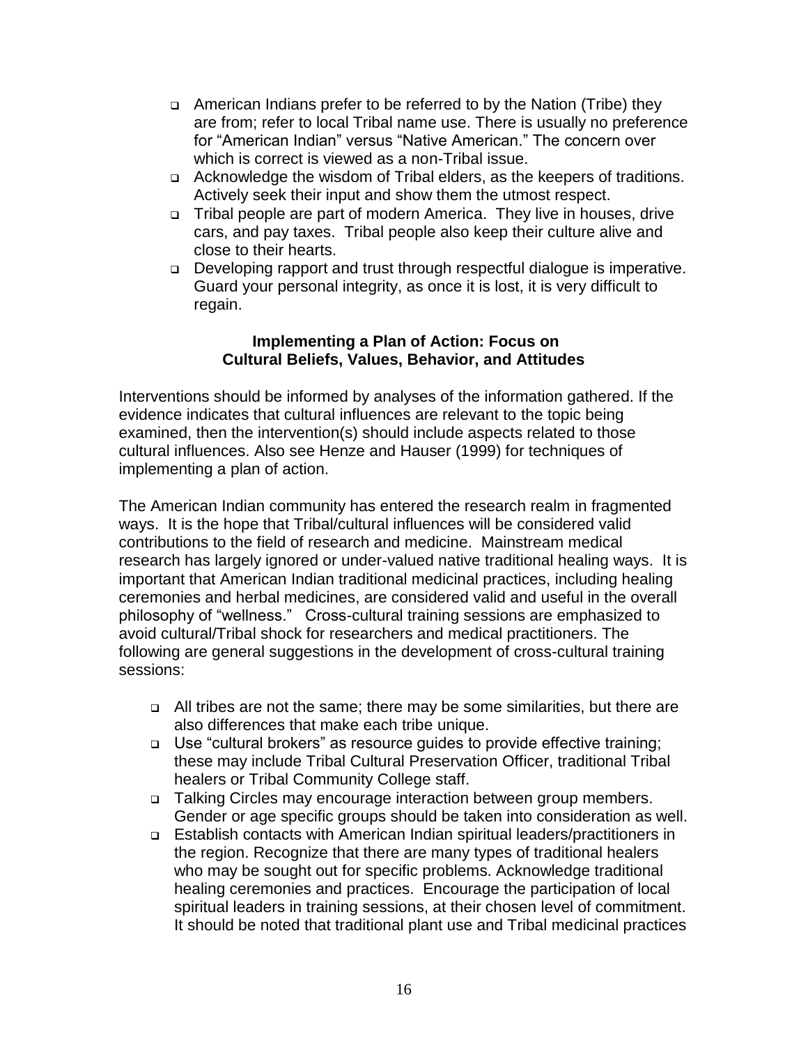- American Indians prefer to be referred to by the Nation (Tribe) they are from; refer to local Tribal name use. There is usually no preference for "American Indian" versus "Native American." The concern over which is correct is viewed as a non-Tribal issue.
- Acknowledge the wisdom of Tribal elders, as the keepers of traditions. Actively seek their input and show them the utmost respect.
- Tribal people are part of modern America. They live in houses, drive cars, and pay taxes. Tribal people also keep their culture alive and close to their hearts.
- Developing rapport and trust through respectful dialogue is imperative. Guard your personal integrity, as once it is lost, it is very difficult to regain.

### Implementing a Plan of Action: Focus on Cultural Beliefs, Values, Behavior, and Attitudes

Interventions should be informed by analyses of the information gathered. If the evidence indicates that cultural influences are relevant to the topic being examined, then the intervention(s) should include aspects related to those cultural influences. Also see Henze and Hauser (1999) for techniques of implementing a plan of action.

The American Indian community has entered the research realm in fragmented ways. It is the hope that Tribal/cultural influences will be considered valid contributions to the field of research and medicine. Mainstream medical research has largely ignored or under-valued native traditional healing ways. It is important that American Indian traditional medicinal practices, including healing ceremonies and herbal medicines, are considered valid and useful in the overall philosophy of "wellness." Cross-cultural training sessions are emphasized to avoid cultural/Tribal shock for researchers and medical practitioners. The following are general suggestions in the development of cross-cultural training sessions:

- All tribes are not the same; there may be some similarities, but there are also differences that make each tribe unique.
- Use "cultural brokers" as resource guides to provide effective training; these may include Tribal Cultural Preservation Officer, traditional Tribal healers or Tribal Community College staff.
- Talking Circles may encourage interaction between group members. Gender or age specific groups should be taken into consideration as well.
- Establish contacts with American Indian spiritual leaders/practitioners in the region. Recognize that there are many types of traditional healers who may be sought out for specific problems. Acknowledge traditional healing ceremonies and practices. Encourage the participation of local spiritual leaders in training sessions, at their chosen level of commitment. It should be noted that traditional plant use and Tribal medicinal practices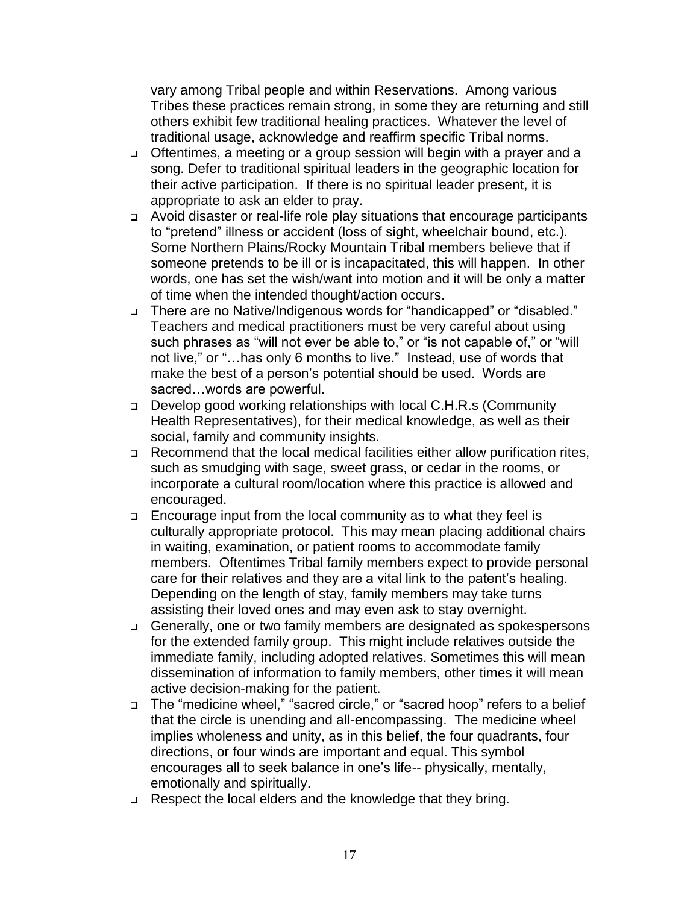vary among Tribal people and within Reservations. Among various Tribes these practices remain strong, in some they are returning and still others exhibit few traditional healing practices. Whatever the level of traditional usage, acknowledge and reaffirm specific Tribal norms.

- Oftentimes, a meeting or a group session will begin with a prayer and a song. Defer to traditional spiritual leaders in the geographic location for their active participation. If there is no spiritual leader present, it is appropriate to ask an elder to pray.
- Avoid disaster or real-life role play situations that encourage participants to "pretend" illness or accident (loss of sight, wheelchair bound, etc.). Some Northern Plains/Rocky Mountain Tribal members believe that if someone pretends to be ill or is incapacitated, this will happen. In other words, one has set the wish/want into motion and it will be only a matter of time when the intended thought/action occurs.
- There are no Native/Indigenous words for "handicapped" or "disabled." Teachers and medical practitioners must be very careful about using such phrases as "will not ever be able to," or "is not capable of," or "will not live," or "…has only 6 months to live." Instead, use of words that make the best of a person's potential should be used. Words are sacred…words are powerful.
- Develop good working relationships with local C.H.R.s (Community Health Representatives), for their medical knowledge, as well as their social, family and community insights.
- Recommend that the local medical facilities either allow purification rites, such as smudging with sage, sweet grass, or cedar in the rooms, or incorporate a cultural room/location where this practice is allowed and encouraged.
- Encourage input from the local community as to what they feel is culturally appropriate protocol. This may mean placing additional chairs in waiting, examination, or patient rooms to accommodate family members. Oftentimes Tribal family members expect to provide personal care for their relatives and they are a vital link to the patent's healing. Depending on the length of stay, family members may take turns assisting their loved ones and may even ask to stay overnight.
- Generally, one or two family members are designated as spokespersons for the extended family group. This might include relatives outside the immediate family, including adopted relatives. Sometimes this will mean dissemination of information to family members, other times it will mean active decision-making for the patient.
- The "medicine wheel," "sacred circle," or "sacred hoop" refers to a belief that the circle is unending and all-encompassing. The medicine wheel implies wholeness and unity, as in this belief, the four quadrants, four directions, or four winds are important and equal. This symbol encourages all to seek balance in one's life-- physically, mentally, emotionally and spiritually.
- Respect the local elders and the knowledge that they bring.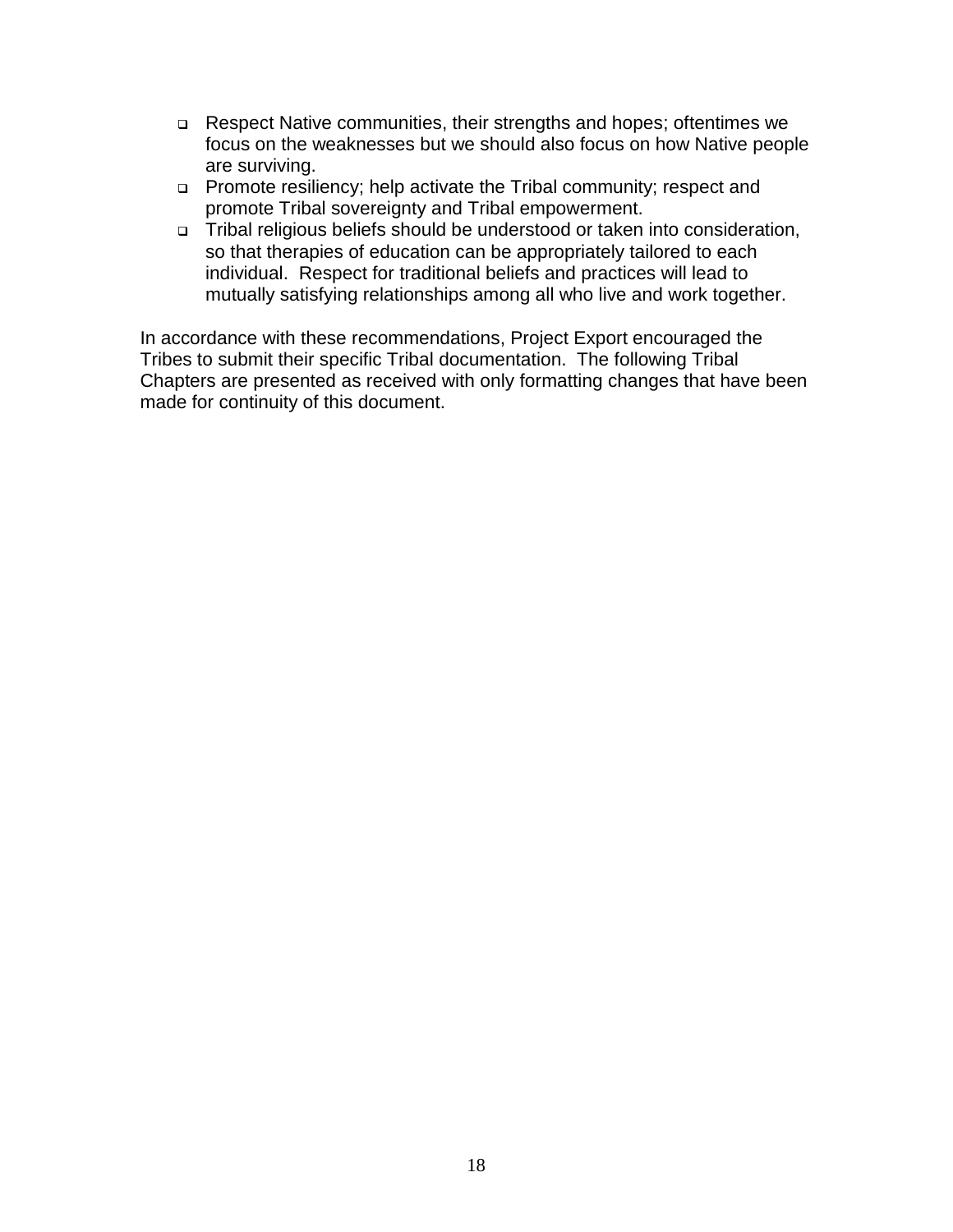- Respect Native communities, their strengths and hopes; oftentimes we focus on the weaknesses but we should also focus on how Native people are surviving.
- Promote resiliency; help activate the Tribal community; respect and promote Tribal sovereignty and Tribal empowerment.
- Tribal religious beliefs should be understood or taken into consideration, so that therapies of education can be appropriately tailored to each individual. Respect for traditional beliefs and practices will lead to mutually satisfying relationships among all who live and work together.

In accordance with these recommendations, Project Export encouraged the Tribes to submit their specific Tribal documentation. The following Tribal Chapters are presented as received with only formatting changes that have been made for continuity of this document.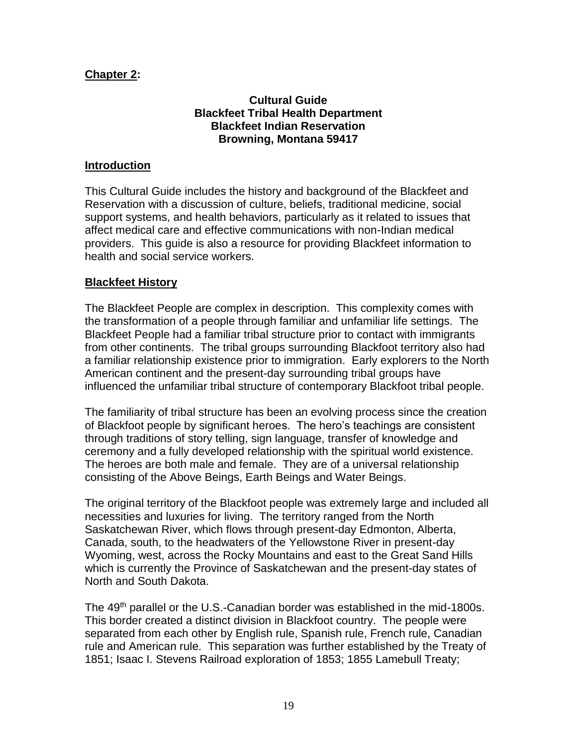**Chapter 2:**

**Cultural Guide**
**Blackfeet Tribal Health Department**
**Blackfeet Indian Reservation**
**Browning, Montana 59417**

## Introduction

This Cultural Guide includes the history and background of the Blackfeet and Reservation with a discussion of culture, beliefs, traditional medicine, social support systems, and health behaviors, particularly as it related to issues that affect medical care and effective communications with non-Indian medical providers. This guide is also a resource for providing Blackfeet information to health and social service workers.

## Blackfeet History

The Blackfeet People are complex in description. This complexity comes with the transformation of a people through familiar and unfamiliar life settings. The Blackfeet People had a familiar tribal structure prior to contact with immigrants from other continents. The tribal groups surrounding Blackfoot territory also had a familiar relationship existence prior to immigration. Early explorers to the North American continent and the present-day surrounding tribal groups have influenced the unfamiliar tribal structure of contemporary Blackfoot tribal people.

The familiarity of tribal structure has been an evolving process since the creation of Blackfoot people by significant heroes. The hero's teachings are consistent through traditions of story telling, sign language, transfer of knowledge and ceremony and a fully developed relationship with the spiritual world existence. The heroes are both male and female. They are of a universal relationship consisting of the Above Beings, Earth Beings and Water Beings.

The original territory of the Blackfoot people was extremely large and included all necessities and luxuries for living. The territory ranged from the North Saskatchewan River, which flows through present-day Edmonton, Alberta, Canada, south, to the headwaters of the Yellowstone River in present-day Wyoming, west, across the Rocky Mountains and east to the Great Sand Hills which is currently the Province of Saskatchewan and the present-day states of North and South Dakota.

The 49th parallel or the U.S.-Canadian border was established in the mid-1800s. This border created a distinct division in Blackfoot country. The people were separated from each other by English rule, Spanish rule, French rule, Canadian rule and American rule. This separation was further established by the Treaty of 1851; Isaac I. Stevens Railroad exploration of 1853; 1855 Lamebull Treaty;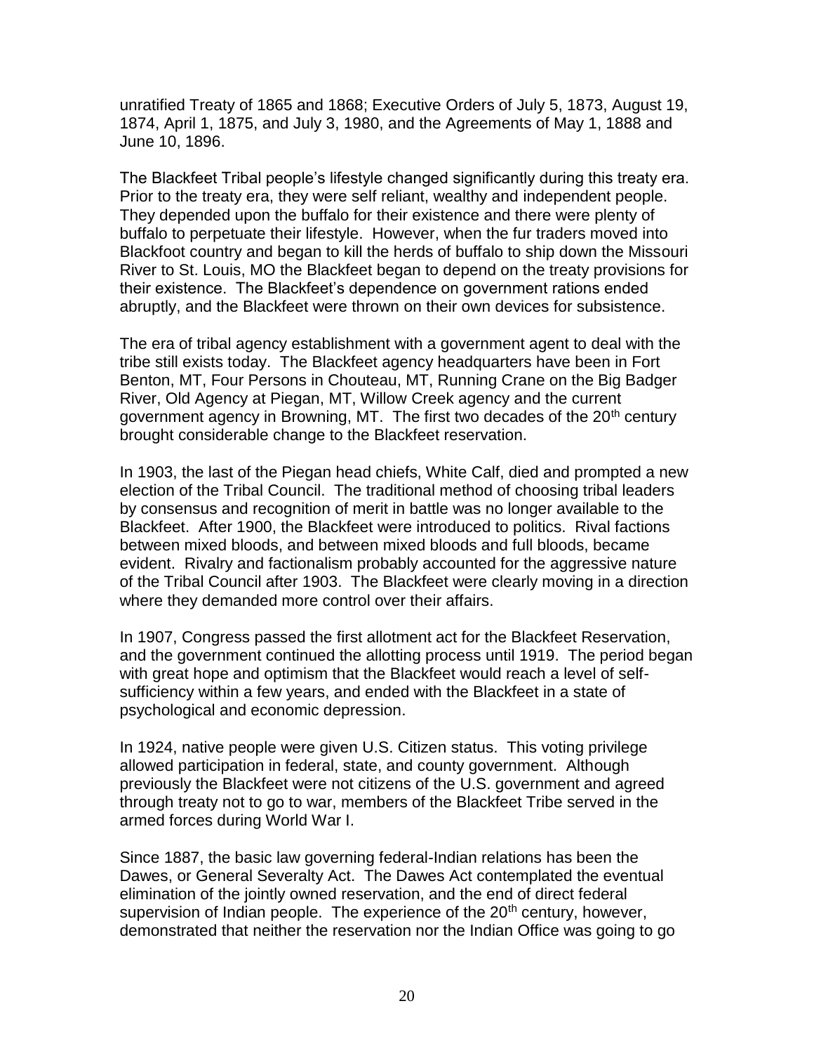unratified Treaty of 1865 and 1868; Executive Orders of July 5, 1873, August 19, 1874, April 1, 1875, and July 3, 1980, and the Agreements of May 1, 1888 and June 10, 1896.

The Blackfeet Tribal people's lifestyle changed significantly during this treaty era. Prior to the treaty era, they were self reliant, wealthy and independent people. They depended upon the buffalo for their existence and there were plenty of buffalo to perpetuate their lifestyle. However, when the fur traders moved into Blackfoot country and began to kill the herds of buffalo to ship down the Missouri River to St. Louis, MO the Blackfeet began to depend on the treaty provisions for their existence. The Blackfeet's dependence on government rations ended abruptly, and the Blackfeet were thrown on their own devices for subsistence.

The era of tribal agency establishment with a government agent to deal with the tribe still exists today. The Blackfeet agency headquarters have been in Fort Benton, MT, Four Persons in Chouteau, MT, Running Crane on the Big Badger River, Old Agency at Piegan, MT, Willow Creek agency and the current government agency in Browning, MT. The first two decades of the 20th century brought considerable change to the Blackfeet reservation.

In 1903, the last of the Piegan head chiefs, White Calf, died and prompted a new election of the Tribal Council. The traditional method of choosing tribal leaders by consensus and recognition of merit in battle was no longer available to the Blackfeet. After 1900, the Blackfeet were introduced to politics. Rival factions between mixed bloods, and between mixed bloods and full bloods, became evident. Rivalry and factionalism probably accounted for the aggressive nature of the Tribal Council after 1903. The Blackfeet were clearly moving in a direction where they demanded more control over their affairs.

In 1907, Congress passed the first allotment act for the Blackfeet Reservation, and the government continued the allotting process until 1919. The period began with great hope and optimism that the Blackfeet would reach a level of self-sufficiency within a few years, and ended with the Blackfeet in a state of psychological and economic depression.

In 1924, native people were given U.S. Citizen status. This voting privilege allowed participation in federal, state, and county government. Although previously the Blackfeet were not citizens of the U.S. government and agreed through treaty not to go to war, members of the Blackfeet Tribe served in the armed forces during World War I.

Since 1887, the basic law governing federal-Indian relations has been the Dawes, or General Severalty Act. The Dawes Act contemplated the eventual elimination of the jointly owned reservation, and the end of direct federal supervision of Indian people. The experience of the 20th century, however, demonstrated that neither the reservation nor the Indian Office was going to go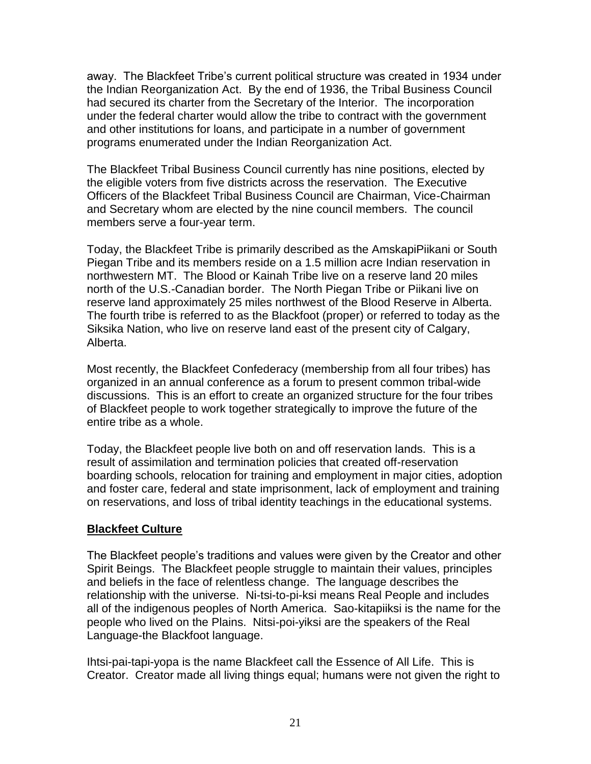away. The Blackfeet Tribe's current political structure was created in 1934 under the Indian Reorganization Act. By the end of 1936, the Tribal Business Council had secured its charter from the Secretary of the Interior. The incorporation under the federal charter would allow the tribe to contract with the government and other institutions for loans, and participate in a number of government programs enumerated under the Indian Reorganization Act.

The Blackfeet Tribal Business Council currently has nine positions, elected by the eligible voters from five districts across the reservation. The Executive Officers of the Blackfeet Tribal Business Council are Chairman, Vice-Chairman and Secretary whom are elected by the nine council members. The council members serve a four-year term.

Today, the Blackfeet Tribe is primarily described as the AmskapiPiikani or South Piegan Tribe and its members reside on a 1.5 million acre Indian reservation in northwestern MT. The Blood or Kainah Tribe live on a reserve land 20 miles north of the U.S.-Canadian border. The North Piegan Tribe or Piikani live on reserve land approximately 25 miles northwest of the Blood Reserve in Alberta. The fourth tribe is referred to as the Blackfoot (proper) or referred to today as the Siksika Nation, who live on reserve land east of the present city of Calgary, Alberta.

Most recently, the Blackfeet Confederacy (membership from all four tribes) has organized in an annual conference as a forum to present common tribal-wide discussions. This is an effort to create an organized structure for the four tribes of Blackfeet people to work together strategically to improve the future of the entire tribe as a whole.

Today, the Blackfeet people live both on and off reservation lands. This is a result of assimilation and termination policies that created off-reservation boarding schools, relocation for training and employment in major cities, adoption and foster care, federal and state imprisonment, lack of employment and training on reservations, and loss of tribal identity teachings in the educational systems.

## Blackfeet Culture

The Blackfeet people's traditions and values were given by the Creator and other Spirit Beings. The Blackfeet people struggle to maintain their values, principles and beliefs in the face of relentless change. The language describes the relationship with the universe. Ni-tsi-to-pi-ksi means Real People and includes all of the indigenous peoples of North America. Sao-kitapiiksi is the name for the people who lived on the Plains. Nitsi-poi-yiksi are the speakers of the Real Language-the Blackfoot language.

Ihtsi-pai-tapi-yopa is the name Blackfeet call the Essence of All Life. This is Creator. Creator made all living things equal; humans were not given the right to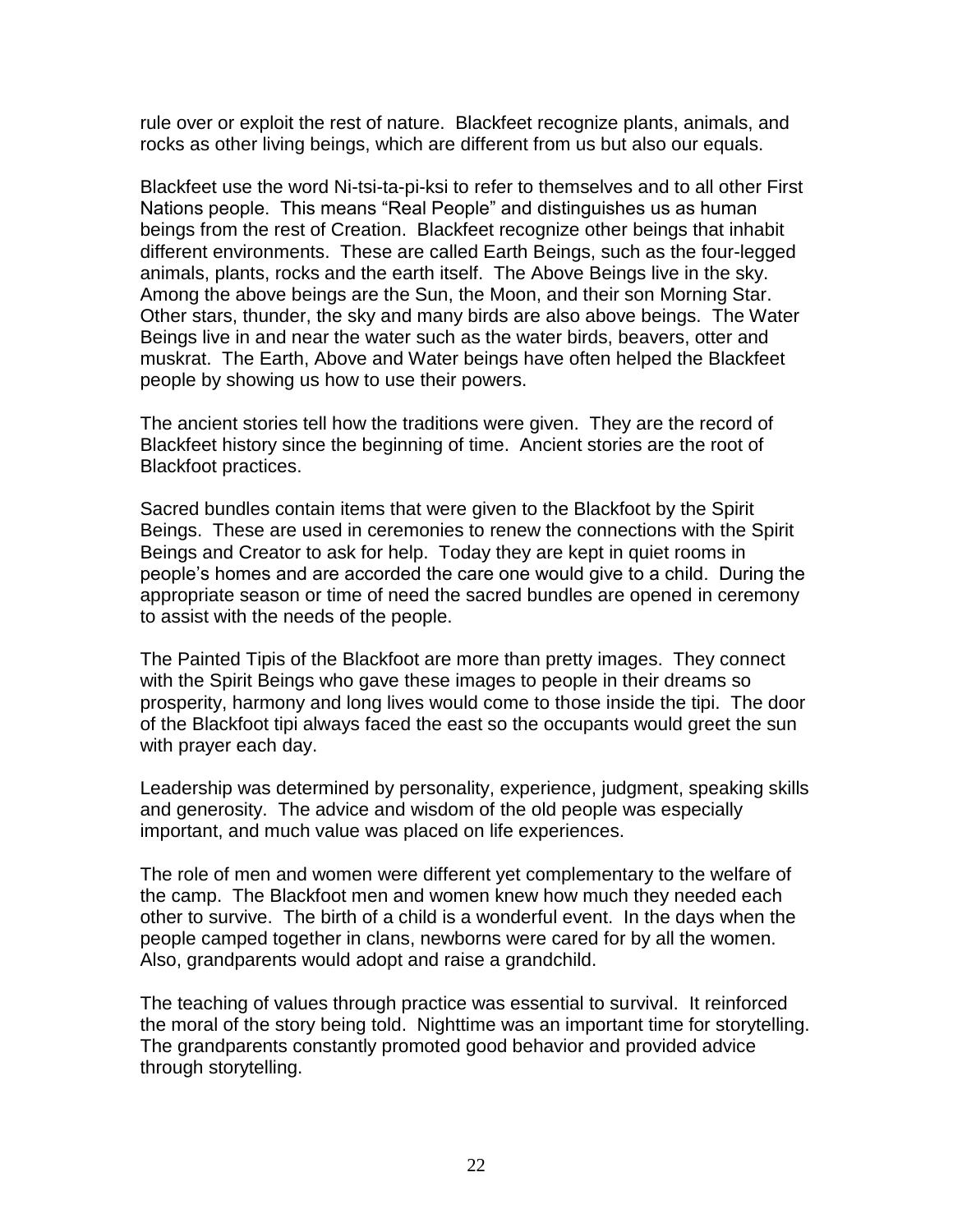rule over or exploit the rest of nature. Blackfeet recognize plants, animals, and rocks as other living beings, which are different from us but also our equals.

Blackfeet use the word Ni-tsi-ta-pi-ksi to refer to themselves and to all other First Nations people. This means "Real People" and distinguishes us as human beings from the rest of Creation. Blackfeet recognize other beings that inhabit different environments. These are called Earth Beings, such as the four-legged animals, plants, rocks and the earth itself. The Above Beings live in the sky. Among the above beings are the Sun, the Moon, and their son Morning Star. Other stars, thunder, the sky and many birds are also above beings. The Water Beings live in and near the water such as the water birds, beavers, otter and muskrat. The Earth, Above and Water beings have often helped the Blackfeet people by showing us how to use their powers.

The ancient stories tell how the traditions were given. They are the record of Blackfeet history since the beginning of time. Ancient stories are the root of Blackfoot practices.

Sacred bundles contain items that were given to the Blackfoot by the Spirit Beings. These are used in ceremonies to renew the connections with the Spirit Beings and Creator to ask for help. Today they are kept in quiet rooms in people's homes and are accorded the care one would give to a child. During the appropriate season or time of need the sacred bundles are opened in ceremony to assist with the needs of the people.

The Painted Tipis of the Blackfoot are more than pretty images. They connect with the Spirit Beings who gave these images to people in their dreams so prosperity, harmony and long lives would come to those inside the tipi. The door of the Blackfoot tipi always faced the east so the occupants would greet the sun with prayer each day.

Leadership was determined by personality, experience, judgment, speaking skills and generosity. The advice and wisdom of the old people was especially important, and much value was placed on life experiences.

The role of men and women were different yet complementary to the welfare of the camp. The Blackfoot men and women knew how much they needed each other to survive. The birth of a child is a wonderful event. In the days when the people camped together in clans, newborns were cared for by all the women. Also, grandparents would adopt and raise a grandchild.

The teaching of values through practice was essential to survival. It reinforced the moral of the story being told. Nighttime was an important time for storytelling. The grandparents constantly promoted good behavior and provided advice through storytelling.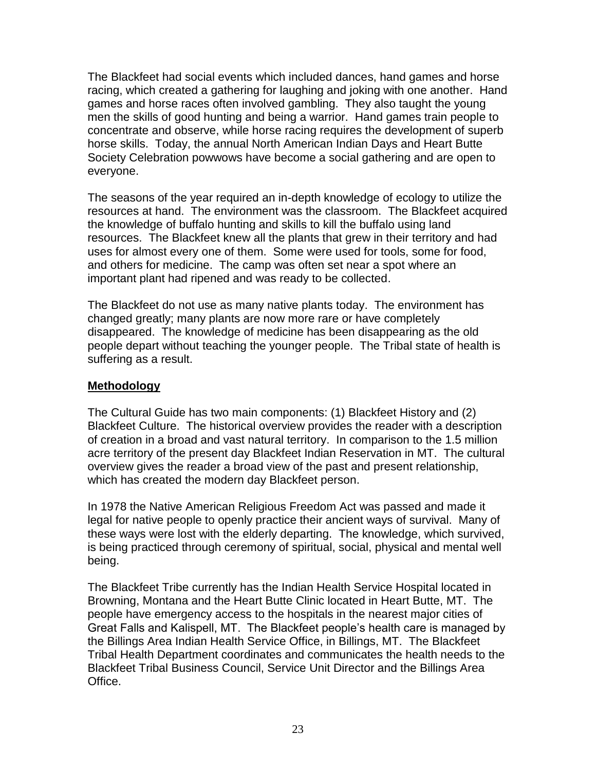The Blackfeet had social events which included dances, hand games and horse racing, which created a gathering for laughing and joking with one another. Hand games and horse races often involved gambling. They also taught the young men the skills of good hunting and being a warrior. Hand games train people to concentrate and observe, while horse racing requires the development of superb horse skills. Today, the annual North American Indian Days and Heart Butte Society Celebration powwows have become a social gathering and are open to everyone.

The seasons of the year required an in-depth knowledge of ecology to utilize the resources at hand. The environment was the classroom. The Blackfeet acquired the knowledge of buffalo hunting and skills to kill the buffalo using land resources. The Blackfeet knew all the plants that grew in their territory and had uses for almost every one of them. Some were used for tools, some for food, and others for medicine. The camp was often set near a spot where an important plant had ripened and was ready to be collected.

The Blackfeet do not use as many native plants today. The environment has changed greatly; many plants are now more rare or have completely disappeared. The knowledge of medicine has been disappearing as the old people depart without teaching the younger people. The Tribal state of health is suffering as a result.

## Methodology

The Cultural Guide has two main components: (1) Blackfeet History and (2) Blackfeet Culture. The historical overview provides the reader with a description of creation in a broad and vast natural territory. In comparison to the 1.5 million acre territory of the present day Blackfeet Indian Reservation in MT. The cultural overview gives the reader a broad view of the past and present relationship, which has created the modern day Blackfeet person.

In 1978 the Native American Religious Freedom Act was passed and made it legal for native people to openly practice their ancient ways of survival. Many of these ways were lost with the elderly departing. The knowledge, which survived, is being practiced through ceremony of spiritual, social, physical and mental well being.

The Blackfeet Tribe currently has the Indian Health Service Hospital located in Browning, Montana and the Heart Butte Clinic located in Heart Butte, MT. The people have emergency access to the hospitals in the nearest major cities of Great Falls and Kalispell, MT. The Blackfeet people's health care is managed by the Billings Area Indian Health Service Office, in Billings, MT. The Blackfeet Tribal Health Department coordinates and communicates the health needs to the Blackfeet Tribal Business Council, Service Unit Director and the Billings Area Office.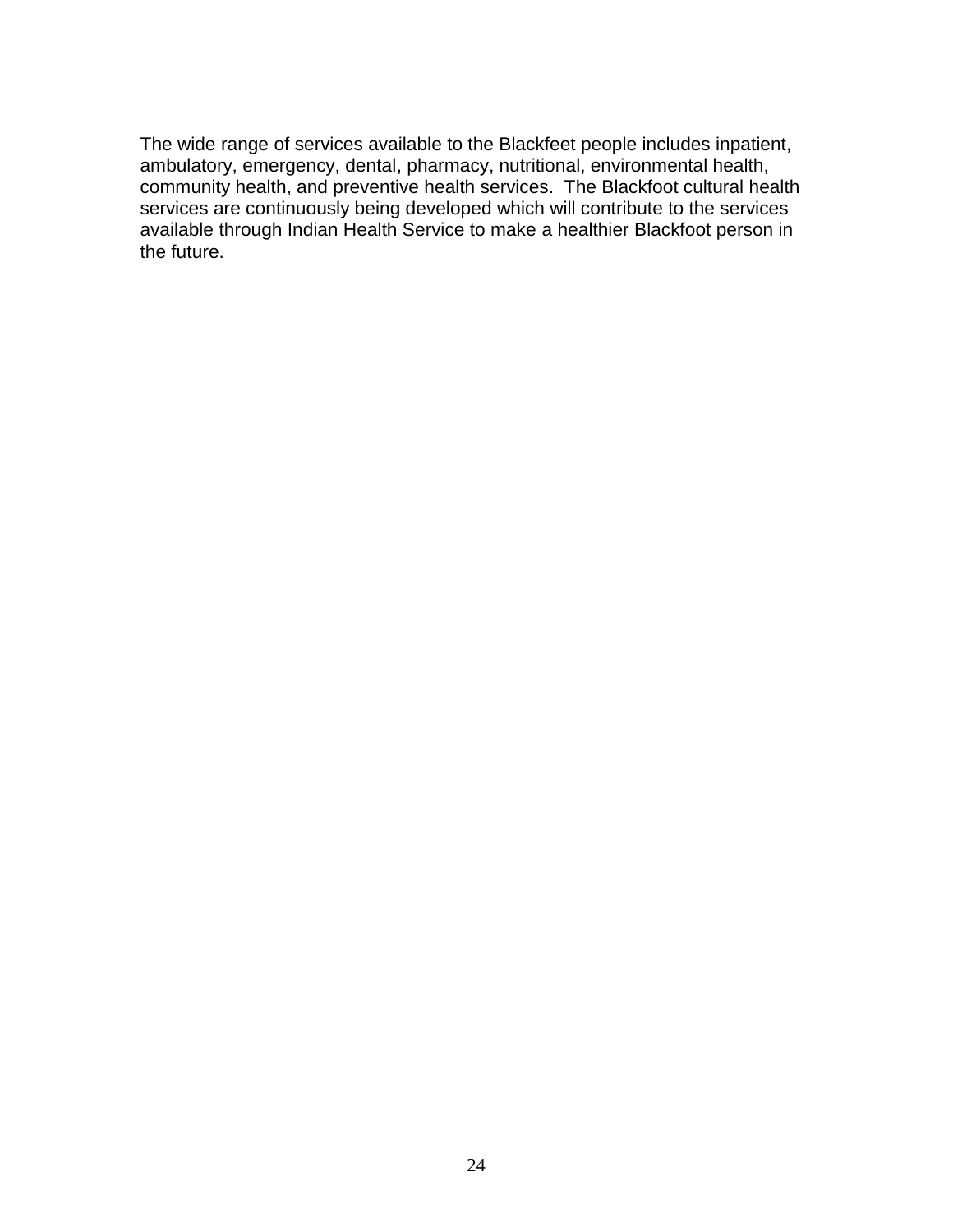The wide range of services available to the Blackfeet people includes inpatient, ambulatory, emergency, dental, pharmacy, nutritional, environmental health, community health, and preventive health services.  The Blackfoot cultural health services are continuously being developed which will contribute to the services available through Indian Health Service to make a healthier Blackfoot person in the future.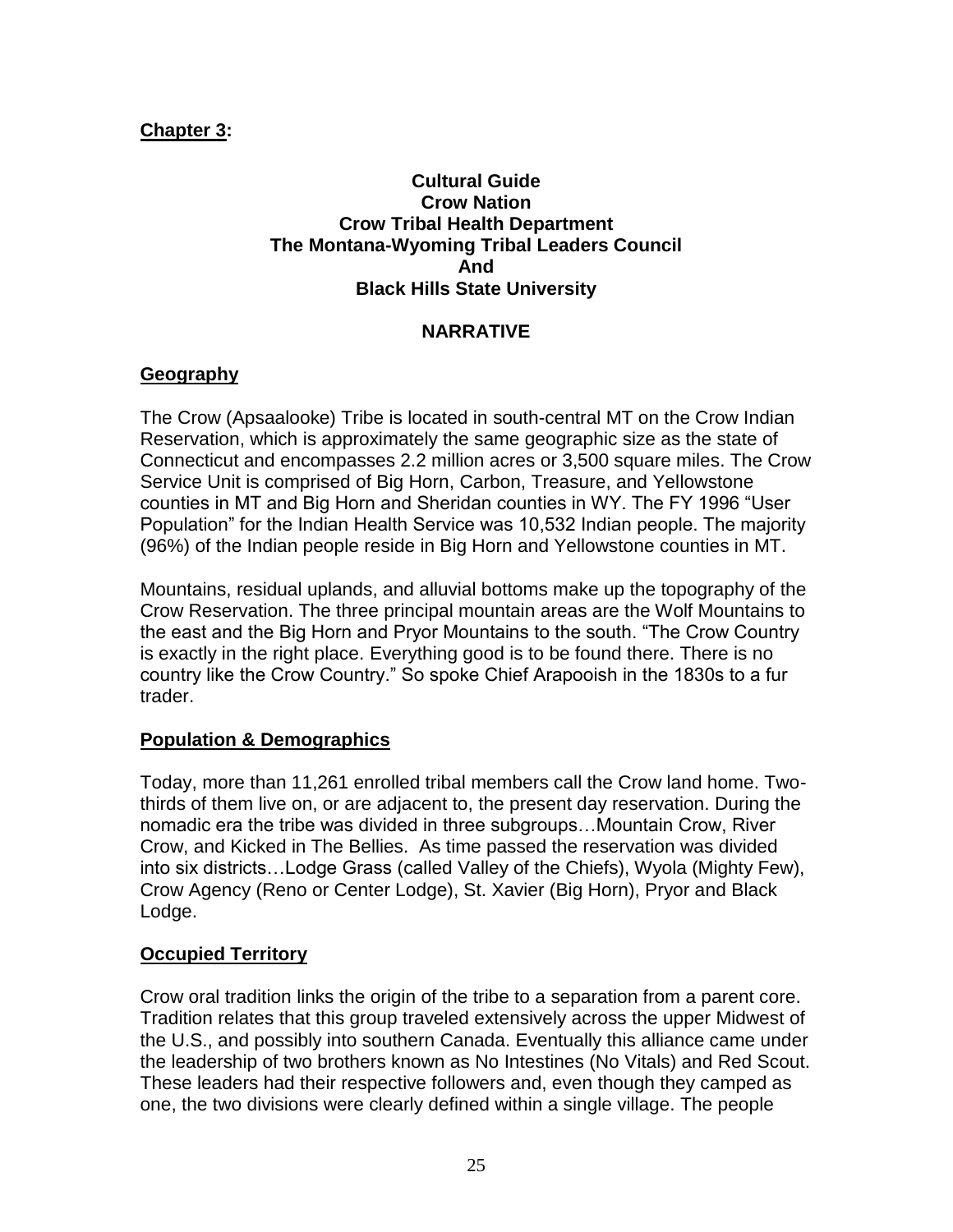**Chapter 3:**

**Cultural Guide**
**Crow Nation**
**Crow Tribal Health Department**
**The Montana-Wyoming Tribal Leaders Council**
**And**
**Black Hills State University**

**NARRATIVE**

## Geography

The Crow (Apsaalooke) Tribe is located in south-central MT on the Crow Indian Reservation, which is approximately the same geographic size as the state of Connecticut and encompasses 2.2 million acres or 3,500 square miles. The Crow Service Unit is comprised of Big Horn, Carbon, Treasure, and Yellowstone counties in MT and Big Horn and Sheridan counties in WY. The FY 1996 "User Population" for the Indian Health Service was 10,532 Indian people. The majority (96%) of the Indian people reside in Big Horn and Yellowstone counties in MT.

Mountains, residual uplands, and alluvial bottoms make up the topography of the Crow Reservation. The three principal mountain areas are the Wolf Mountains to the east and the Big Horn and Pryor Mountains to the south. "The Crow Country is exactly in the right place. Everything good is to be found there. There is no country like the Crow Country." So spoke Chief Arapooish in the 1830s to a fur trader.

## Population & Demographics

Today, more than 11,261 enrolled tribal members call the Crow land home. Two-thirds of them live on, or are adjacent to, the present day reservation. During the nomadic era the tribe was divided in three subgroups…Mountain Crow, River Crow, and Kicked in The Bellies. As time passed the reservation was divided into six districts…Lodge Grass (called Valley of the Chiefs), Wyola (Mighty Few), Crow Agency (Reno or Center Lodge), St. Xavier (Big Horn), Pryor and Black Lodge.

## Occupied Territory

Crow oral tradition links the origin of the tribe to a separation from a parent core. Tradition relates that this group traveled extensively across the upper Midwest of the U.S., and possibly into southern Canada. Eventually this alliance came under the leadership of two brothers known as No Intestines (No Vitals) and Red Scout. These leaders had their respective followers and, even though they camped as one, the two divisions were clearly defined within a single village. The people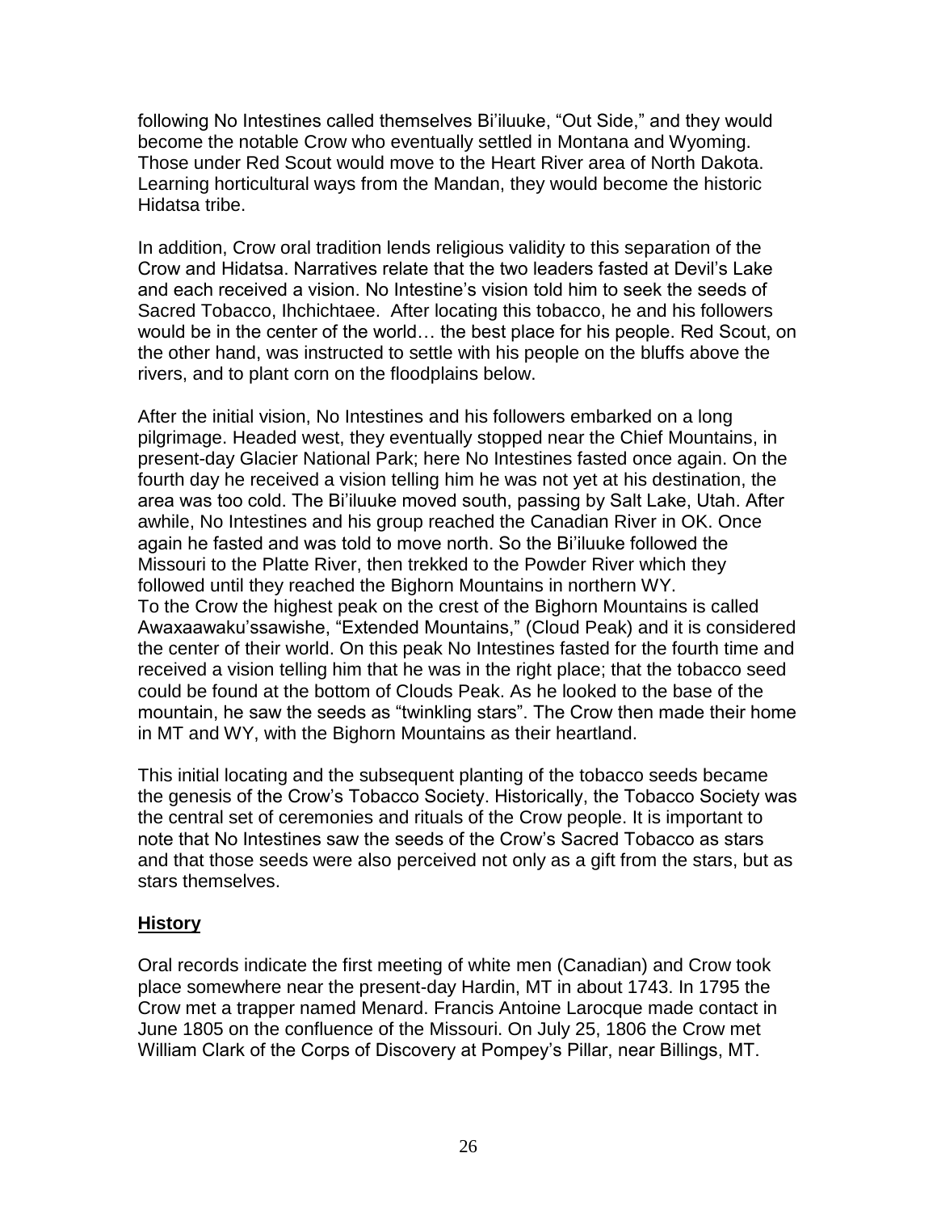following No Intestines called themselves Bi'iluuke, "Out Side," and they would become the notable Crow who eventually settled in Montana and Wyoming. Those under Red Scout would move to the Heart River area of North Dakota. Learning horticultural ways from the Mandan, they would become the historic Hidatsa tribe.

In addition, Crow oral tradition lends religious validity to this separation of the Crow and Hidatsa. Narratives relate that the two leaders fasted at Devil's Lake and each received a vision. No Intestine's vision told him to seek the seeds of Sacred Tobacco, Ihchichtaee. After locating this tobacco, he and his followers would be in the center of the world… the best place for his people. Red Scout, on the other hand, was instructed to settle with his people on the bluffs above the rivers, and to plant corn on the floodplains below.

After the initial vision, No Intestines and his followers embarked on a long pilgrimage. Headed west, they eventually stopped near the Chief Mountains, in present-day Glacier National Park; here No Intestines fasted once again. On the fourth day he received a vision telling him he was not yet at his destination, the area was too cold. The Bi'iluuke moved south, passing by Salt Lake, Utah. After awhile, No Intestines and his group reached the Canadian River in OK. Once again he fasted and was told to move north. So the Bi'iluuke followed the Missouri to the Platte River, then trekked to the Powder River which they followed until they reached the Bighorn Mountains in northern WY.
To the Crow the highest peak on the crest of the Bighorn Mountains is called Awaxaawaku'ssawishe, "Extended Mountains," (Cloud Peak) and it is considered the center of their world. On this peak No Intestines fasted for the fourth time and received a vision telling him that he was in the right place; that the tobacco seed could be found at the bottom of Clouds Peak. As he looked to the base of the mountain, he saw the seeds as "twinkling stars". The Crow then made their home in MT and WY, with the Bighorn Mountains as their heartland.

This initial locating and the subsequent planting of the tobacco seeds became the genesis of the Crow's Tobacco Society. Historically, the Tobacco Society was the central set of ceremonies and rituals of the Crow people. It is important to note that No Intestines saw the seeds of the Crow's Sacred Tobacco as stars and that those seeds were also perceived not only as a gift from the stars, but as stars themselves.

## History

Oral records indicate the first meeting of white men (Canadian) and Crow took place somewhere near the present-day Hardin, MT in about 1743. In 1795 the Crow met a trapper named Menard. Francis Antoine Larocque made contact in June 1805 on the confluence of the Missouri. On July 25, 1806 the Crow met William Clark of the Corps of Discovery at Pompey's Pillar, near Billings, MT.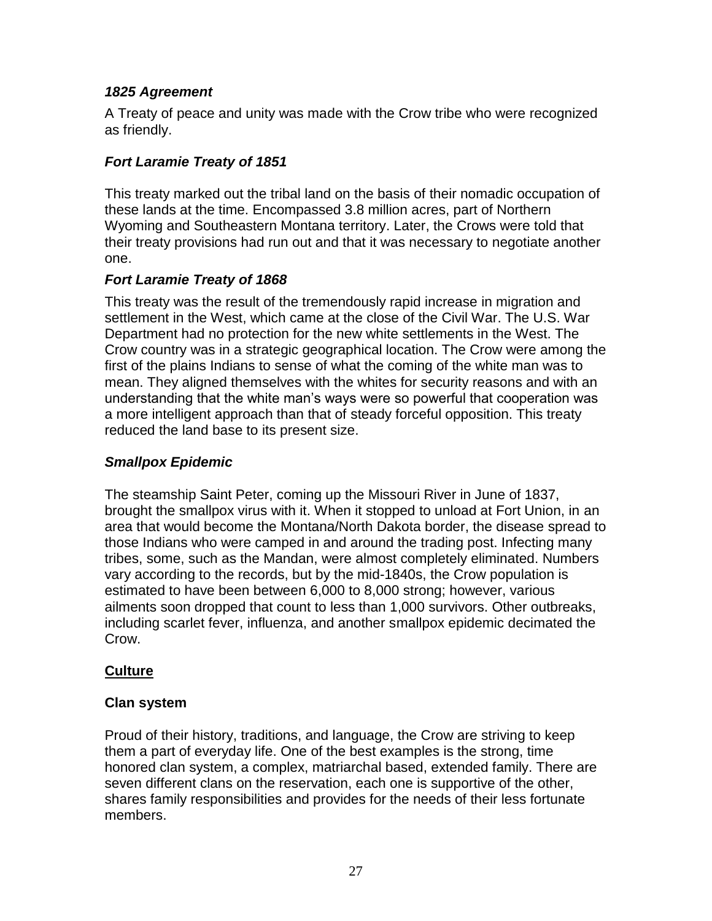### *1825 Agreement*

A Treaty of peace and unity was made with the Crow tribe who were recognized as friendly.

### *Fort Laramie Treaty of 1851*

This treaty marked out the tribal land on the basis of their nomadic occupation of these lands at the time. Encompassed 3.8 million acres, part of Northern Wyoming and Southeastern Montana territory. Later, the Crows were told that their treaty provisions had run out and that it was necessary to negotiate another one.

### *Fort Laramie Treaty of 1868*

This treaty was the result of the tremendously rapid increase in migration and settlement in the West, which came at the close of the Civil War. The U.S. War Department had no protection for the new white settlements in the West. The Crow country was in a strategic geographical location. The Crow were among the first of the plains Indians to sense of what the coming of the white man was to mean. They aligned themselves with the whites for security reasons and with an understanding that the white man's ways were so powerful that cooperation was a more intelligent approach than that of steady forceful opposition. This treaty reduced the land base to its present size.

### *Smallpox Epidemic*

The steamship Saint Peter, coming up the Missouri River in June of 1837, brought the smallpox virus with it. When it stopped to unload at Fort Union, in an area that would become the Montana/North Dakota border, the disease spread to those Indians who were camped in and around the trading post. Infecting many tribes, some, such as the Mandan, were almost completely eliminated. Numbers vary according to the records, but by the mid-1840s, the Crow population is estimated to have been between 6,000 to 8,000 strong; however, various ailments soon dropped that count to less than 1,000 survivors. Other outbreaks, including scarlet fever, influenza, and another smallpox epidemic decimated the Crow.

## Culture

### Clan system

Proud of their history, traditions, and language, the Crow are striving to keep them a part of everyday life. One of the best examples is the strong, time honored clan system, a complex, matriarchal based, extended family. There are seven different clans on the reservation, each one is supportive of the other, shares family responsibilities and provides for the needs of their less fortunate members.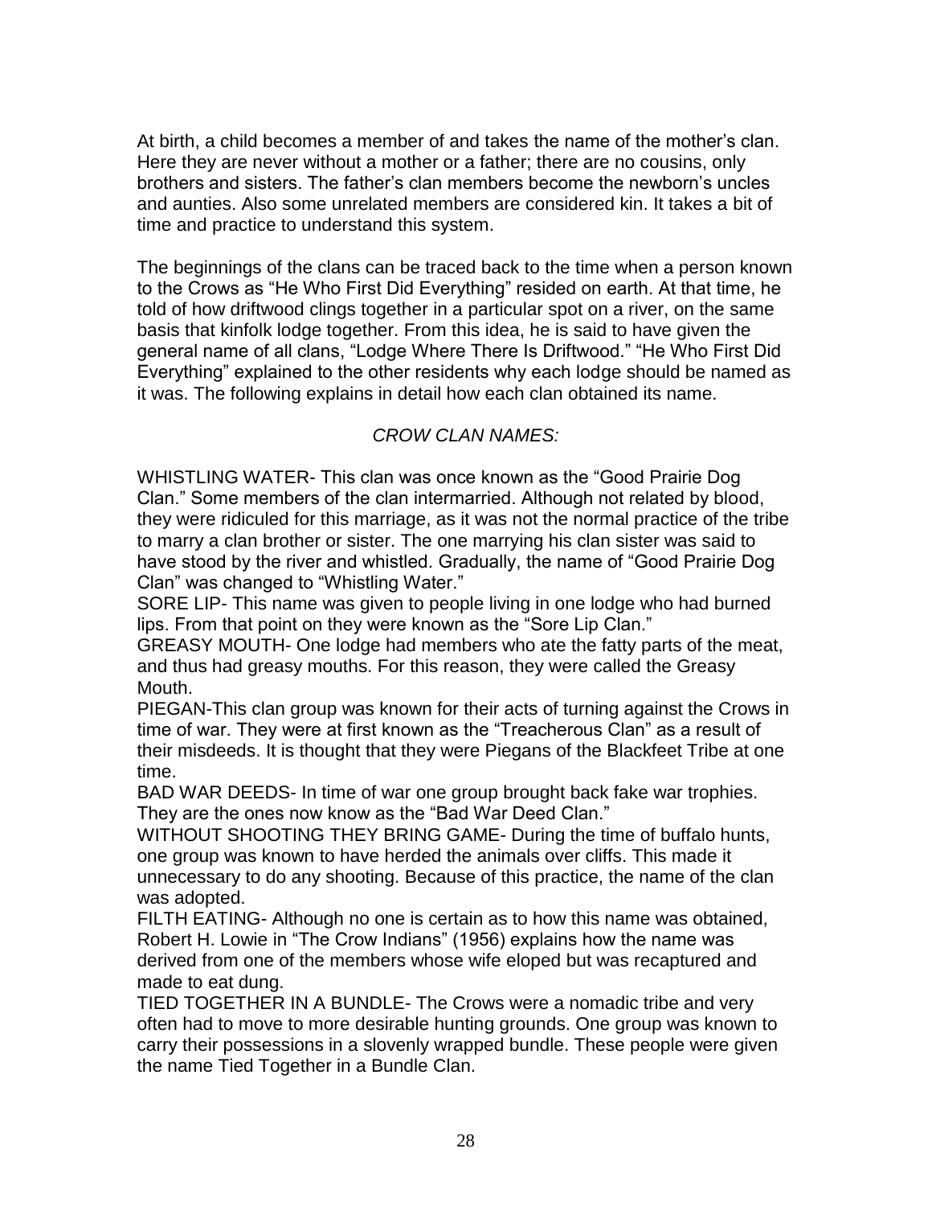At birth, a child becomes a member of and takes the name of the mother's clan. Here they are never without a mother or a father; there are no cousins, only brothers and sisters. The father's clan members become the newborn's uncles and aunties. Also some unrelated members are considered kin. It takes a bit of time and practice to understand this system.

The beginnings of the clans can be traced back to the time when a person known to the Crows as "He Who First Did Everything" resided on earth. At that time, he told of how driftwood clings together in a particular spot on a river, on the same basis that kinfolk lodge together. From this idea, he is said to have given the general name of all clans, "Lodge Where There Is Driftwood." "He Who First Did Everything" explained to the other residents why each lodge should be named as it was. The following explains in detail how each clan obtained its name.

*CROW CLAN NAMES:*

WHISTLING WATER- This clan was once known as the "Good Prairie Dog Clan." Some members of the clan intermarried. Although not related by blood, they were ridiculed for this marriage, as it was not the normal practice of the tribe to marry a clan brother or sister. The one marrying his clan sister was said to have stood by the river and whistled. Gradually, the name of "Good Prairie Dog Clan" was changed to "Whistling Water."

SORE LIP- This name was given to people living in one lodge who had burned lips. From that point on they were known as the "Sore Lip Clan."

GREASY MOUTH- One lodge had members who ate the fatty parts of the meat, and thus had greasy mouths. For this reason, they were called the Greasy Mouth.

PIEGAN-This clan group was known for their acts of turning against the Crows in time of war. They were at first known as the "Treacherous Clan" as a result of their misdeeds. It is thought that they were Piegans of the Blackfeet Tribe at one time.

BAD WAR DEEDS- In time of war one group brought back fake war trophies. They are the ones now know as the "Bad War Deed Clan."

WITHOUT SHOOTING THEY BRING GAME- During the time of buffalo hunts, one group was known to have herded the animals over cliffs. This made it unnecessary to do any shooting. Because of this practice, the name of the clan was adopted.

FILTH EATING- Although no one is certain as to how this name was obtained, Robert H. Lowie in "The Crow Indians" (1956) explains how the name was derived from one of the members whose wife eloped but was recaptured and made to eat dung.

TIED TOGETHER IN A BUNDLE- The Crows were a nomadic tribe and very often had to move to more desirable hunting grounds. One group was known to carry their possessions in a slovenly wrapped bundle. These people were given the name Tied Together in a Bundle Clan.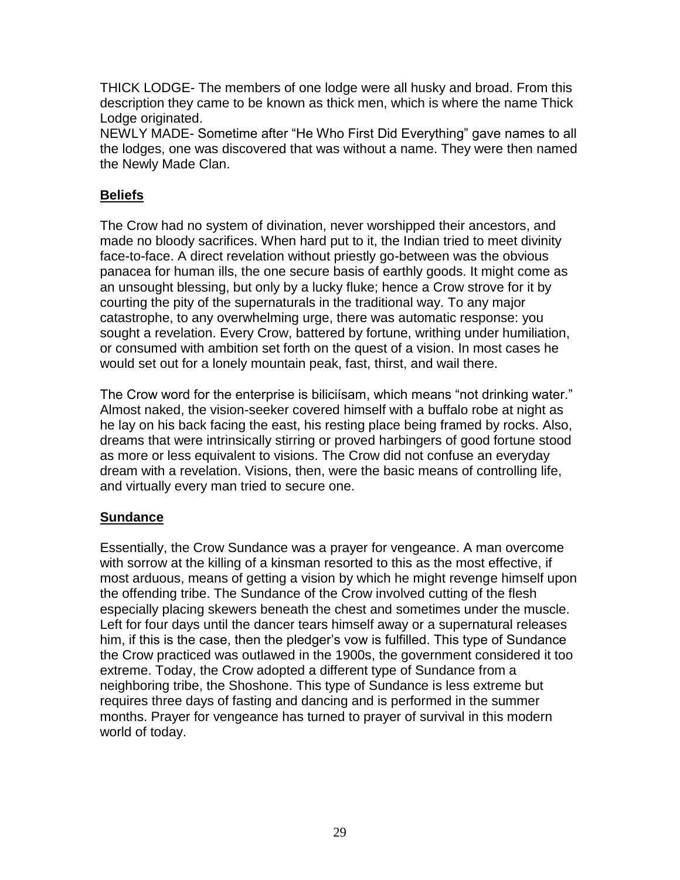THICK LODGE- The members of one lodge were all husky and broad. From this description they came to be known as thick men, which is where the name Thick Lodge originated.

NEWLY MADE- Sometime after "He Who First Did Everything" gave names to all the lodges, one was discovered that was without a name. They were then named the Newly Made Clan.

## Beliefs

The Crow had no system of divination, never worshipped their ancestors, and made no bloody sacrifices. When hard put to it, the Indian tried to meet divinity face-to-face. A direct revelation without priestly go-between was the obvious panacea for human ills, the one secure basis of earthly goods. It might come as an unsought blessing, but only by a lucky fluke; hence a Crow strove for it by courting the pity of the supernaturals in the traditional way. To any major catastrophe, to any overwhelming urge, there was automatic response: you sought a revelation. Every Crow, battered by fortune, writhing under humiliation, or consumed with ambition set forth on the quest of a vision. In most cases he would set out for a lonely mountain peak, fast, thirst, and wail there.

The Crow word for the enterprise is biliciísam, which means "not drinking water." Almost naked, the vision-seeker covered himself with a buffalo robe at night as he lay on his back facing the east, his resting place being framed by rocks. Also, dreams that were intrinsically stirring or proved harbingers of good fortune stood as more or less equivalent to visions. The Crow did not confuse an everyday dream with a revelation. Visions, then, were the basic means of controlling life, and virtually every man tried to secure one.

## Sundance

Essentially, the Crow Sundance was a prayer for vengeance. A man overcome with sorrow at the killing of a kinsman resorted to this as the most effective, if most arduous, means of getting a vision by which he might revenge himself upon the offending tribe. The Sundance of the Crow involved cutting of the flesh especially placing skewers beneath the chest and sometimes under the muscle. Left for four days until the dancer tears himself away or a supernatural releases him, if this is the case, then the pledger's vow is fulfilled. This type of Sundance the Crow practiced was outlawed in the 1900s, the government considered it too extreme. Today, the Crow adopted a different type of Sundance from a neighboring tribe, the Shoshone. This type of Sundance is less extreme but requires three days of fasting and dancing and is performed in the summer months. Prayer for vengeance has turned to prayer of survival in this modern world of today.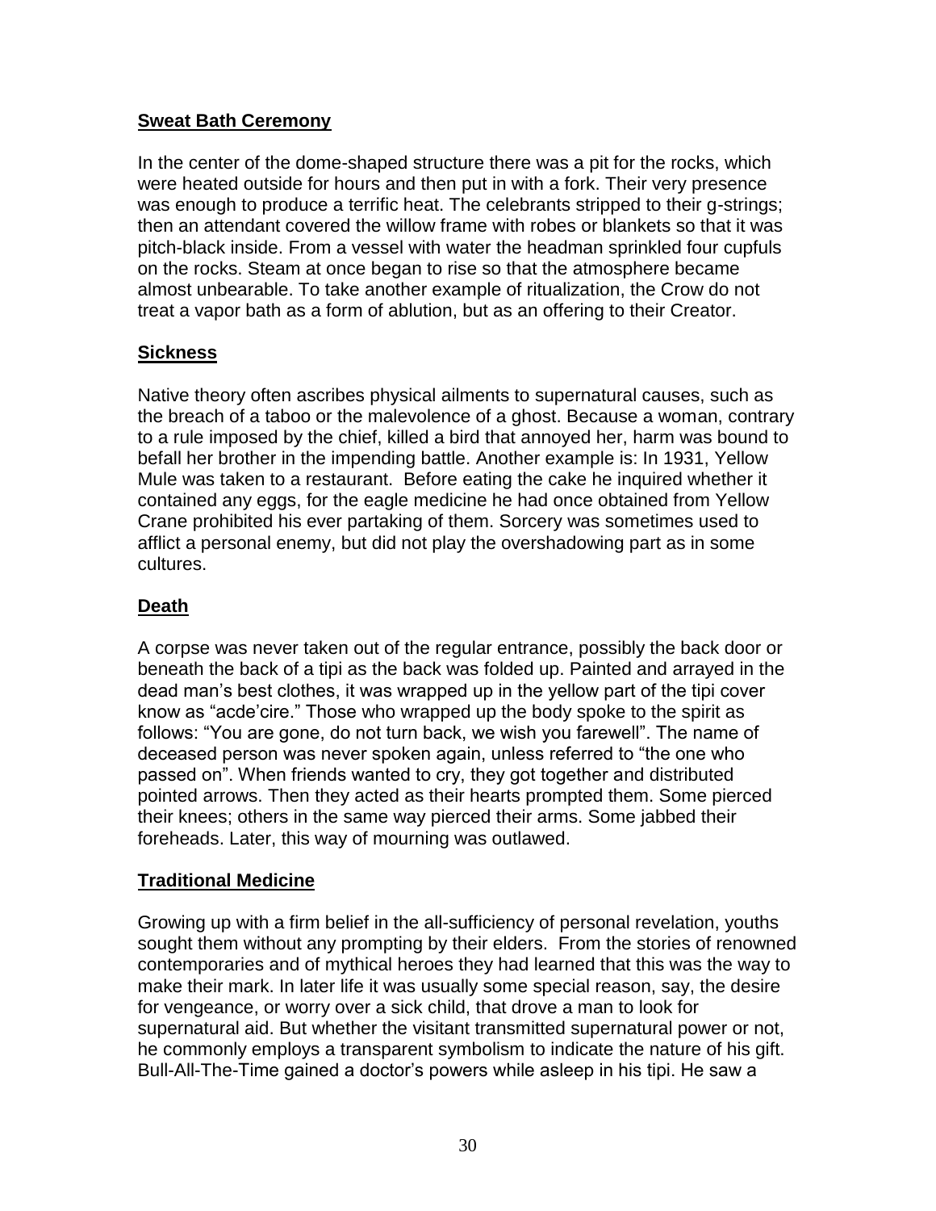## Sweat Bath Ceremony

In the center of the dome-shaped structure there was a pit for the rocks, which were heated outside for hours and then put in with a fork. Their very presence was enough to produce a terrific heat. The celebrants stripped to their g-strings; then an attendant covered the willow frame with robes or blankets so that it was pitch-black inside. From a vessel with water the headman sprinkled four cupfuls on the rocks. Steam at once began to rise so that the atmosphere became almost unbearable. To take another example of ritualization, the Crow do not treat a vapor bath as a form of ablution, but as an offering to their Creator.

## Sickness

Native theory often ascribes physical ailments to supernatural causes, such as the breach of a taboo or the malevolence of a ghost. Because a woman, contrary to a rule imposed by the chief, killed a bird that annoyed her, harm was bound to befall her brother in the impending battle. Another example is: In 1931, Yellow Mule was taken to a restaurant. Before eating the cake he inquired whether it contained any eggs, for the eagle medicine he had once obtained from Yellow Crane prohibited his ever partaking of them. Sorcery was sometimes used to afflict a personal enemy, but did not play the overshadowing part as in some cultures.

## Death

A corpse was never taken out of the regular entrance, possibly the back door or beneath the back of a tipi as the back was folded up. Painted and arrayed in the dead man's best clothes, it was wrapped up in the yellow part of the tipi cover know as "acde'cire." Those who wrapped up the body spoke to the spirit as follows: "You are gone, do not turn back, we wish you farewell". The name of deceased person was never spoken again, unless referred to "the one who passed on". When friends wanted to cry, they got together and distributed pointed arrows. Then they acted as their hearts prompted them. Some pierced their knees; others in the same way pierced their arms. Some jabbed their foreheads. Later, this way of mourning was outlawed.

## Traditional Medicine

Growing up with a firm belief in the all-sufficiency of personal revelation, youths sought them without any prompting by their elders. From the stories of renowned contemporaries and of mythical heroes they had learned that this was the way to make their mark. In later life it was usually some special reason, say, the desire for vengeance, or worry over a sick child, that drove a man to look for supernatural aid. But whether the visitant transmitted supernatural power or not, he commonly employs a transparent symbolism to indicate the nature of his gift. Bull-All-The-Time gained a doctor's powers while asleep in his tipi. He saw a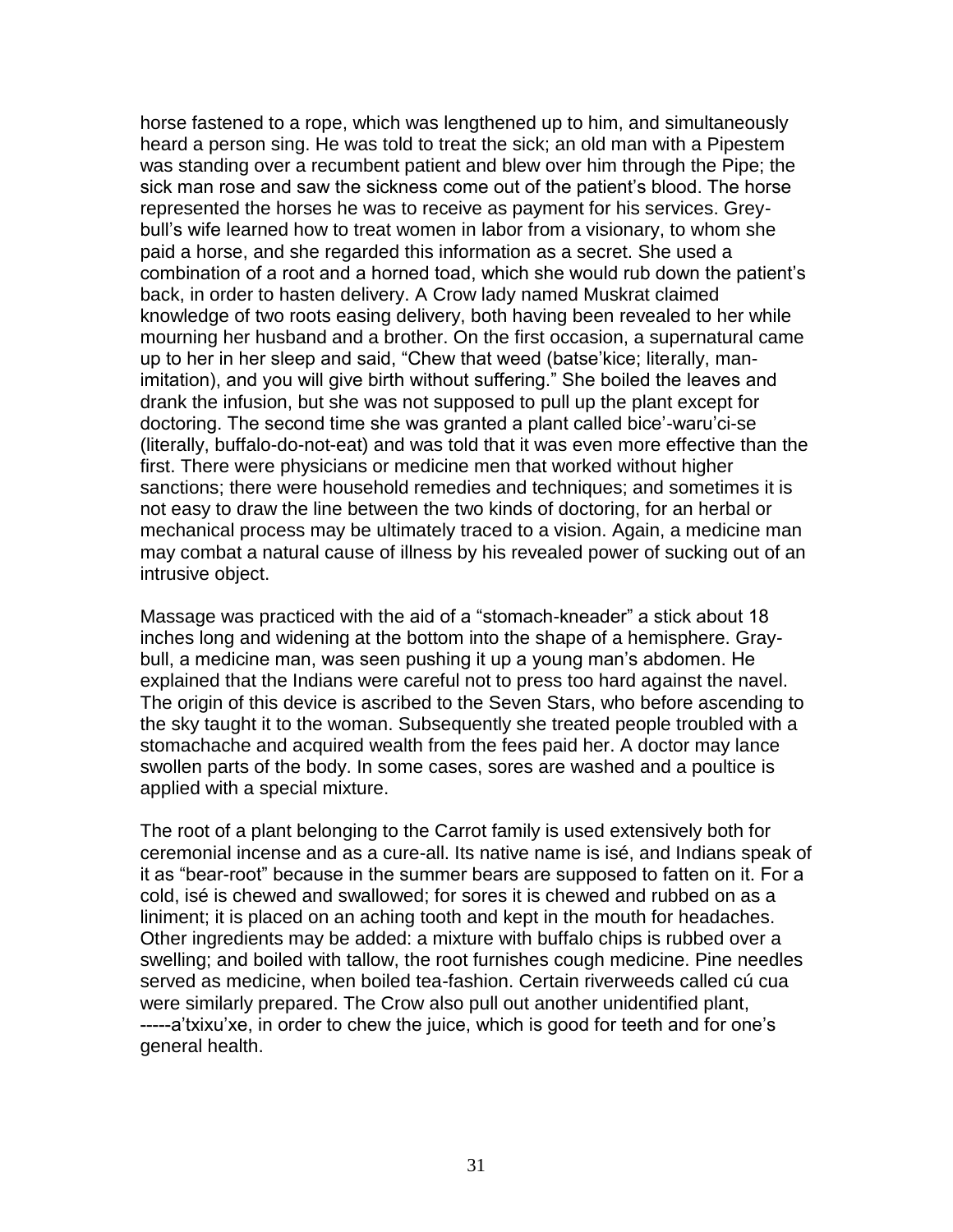horse fastened to a rope, which was lengthened up to him, and simultaneously heard a person sing. He was told to treat the sick; an old man with a Pipestem was standing over a recumbent patient and blew over him through the Pipe; the sick man rose and saw the sickness come out of the patient's blood. The horse represented the horses he was to receive as payment for his services. Grey-bull's wife learned how to treat women in labor from a visionary, to whom she paid a horse, and she regarded this information as a secret. She used a combination of a root and a horned toad, which she would rub down the patient's back, in order to hasten delivery. A Crow lady named Muskrat claimed knowledge of two roots easing delivery, both having been revealed to her while mourning her husband and a brother. On the first occasion, a supernatural came up to her in her sleep and said, "Chew that weed (batse'kice; literally, man-imitation), and you will give birth without suffering." She boiled the leaves and drank the infusion, but she was not supposed to pull up the plant except for doctoring. The second time she was granted a plant called bice'-waru'ci-se (literally, buffalo-do-not-eat) and was told that it was even more effective than the first. There were physicians or medicine men that worked without higher sanctions; there were household remedies and techniques; and sometimes it is not easy to draw the line between the two kinds of doctoring, for an herbal or mechanical process may be ultimately traced to a vision. Again, a medicine man may combat a natural cause of illness by his revealed power of sucking out of an intrusive object.

Massage was practiced with the aid of a "stomach-kneader" a stick about 18 inches long and widening at the bottom into the shape of a hemisphere. Gray-bull, a medicine man, was seen pushing it up a young man's abdomen. He explained that the Indians were careful not to press too hard against the navel. The origin of this device is ascribed to the Seven Stars, who before ascending to the sky taught it to the woman. Subsequently she treated people troubled with a stomachache and acquired wealth from the fees paid her. A doctor may lance swollen parts of the body. In some cases, sores are washed and a poultice is applied with a special mixture.

The root of a plant belonging to the Carrot family is used extensively both for ceremonial incense and as a cure-all. Its native name is isé, and Indians speak of it as "bear-root" because in the summer bears are supposed to fatten on it. For a cold, isé is chewed and swallowed; for sores it is chewed and rubbed on as a liniment; it is placed on an aching tooth and kept in the mouth for headaches. Other ingredients may be added: a mixture with buffalo chips is rubbed over a swelling; and boiled with tallow, the root furnishes cough medicine. Pine needles served as medicine, when boiled tea-fashion. Certain riverweeds called cú cua were similarly prepared. The Crow also pull out another unidentified plant, -----a'txixu'xe, in order to chew the juice, which is good for teeth and for one's general health.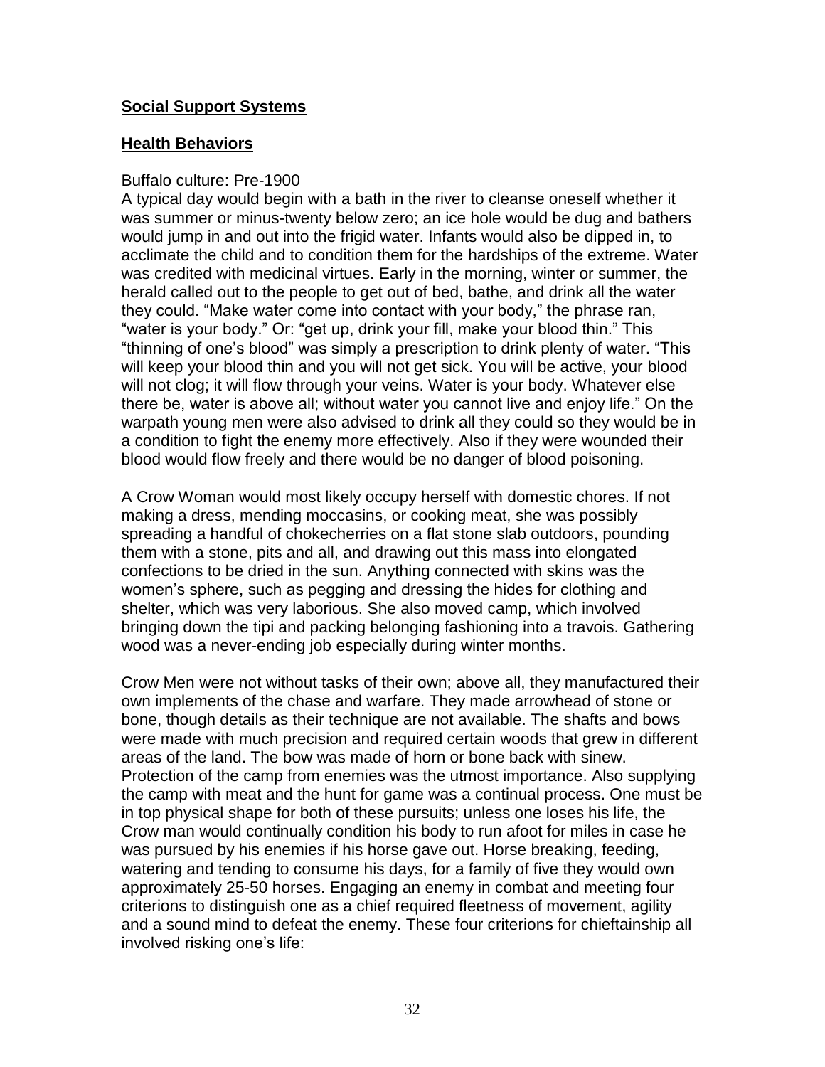## **Social Support Systems**

## **Health Behaviors**

Buffalo culture: Pre-1900

A typical day would begin with a bath in the river to cleanse oneself whether it was summer or minus-twenty below zero; an ice hole would be dug and bathers would jump in and out into the frigid water. Infants would also be dipped in, to acclimate the child and to condition them for the hardships of the extreme. Water was credited with medicinal virtues. Early in the morning, winter or summer, the herald called out to the people to get out of bed, bathe, and drink all the water they could. "Make water come into contact with your body," the phrase ran, "water is your body." Or: "get up, drink your fill, make your blood thin." This "thinning of one's blood" was simply a prescription to drink plenty of water. "This will keep your blood thin and you will not get sick. You will be active, your blood will not clog; it will flow through your veins. Water is your body. Whatever else there be, water is above all; without water you cannot live and enjoy life." On the warpath young men were also advised to drink all they could so they would be in a condition to fight the enemy more effectively. Also if they were wounded their blood would flow freely and there would be no danger of blood poisoning.

A Crow Woman would most likely occupy herself with domestic chores. If not making a dress, mending moccasins, or cooking meat, she was possibly spreading a handful of chokecherries on a flat stone slab outdoors, pounding them with a stone, pits and all, and drawing out this mass into elongated confections to be dried in the sun. Anything connected with skins was the women's sphere, such as pegging and dressing the hides for clothing and shelter, which was very laborious. She also moved camp, which involved bringing down the tipi and packing belonging fashioning into a travois. Gathering wood was a never-ending job especially during winter months.

Crow Men were not without tasks of their own; above all, they manufactured their own implements of the chase and warfare. They made arrowhead of stone or bone, though details as their technique are not available. The shafts and bows were made with much precision and required certain woods that grew in different areas of the land. The bow was made of horn or bone back with sinew. Protection of the camp from enemies was the utmost importance. Also supplying the camp with meat and the hunt for game was a continual process. One must be in top physical shape for both of these pursuits; unless one loses his life, the Crow man would continually condition his body to run afoot for miles in case he was pursued by his enemies if his horse gave out. Horse breaking, feeding, watering and tending to consume his days, for a family of five they would own approximately 25-50 horses. Engaging an enemy in combat and meeting four criterions to distinguish one as a chief required fleetness of movement, agility and a sound mind to defeat the enemy. These four criterions for chieftainship all involved risking one's life: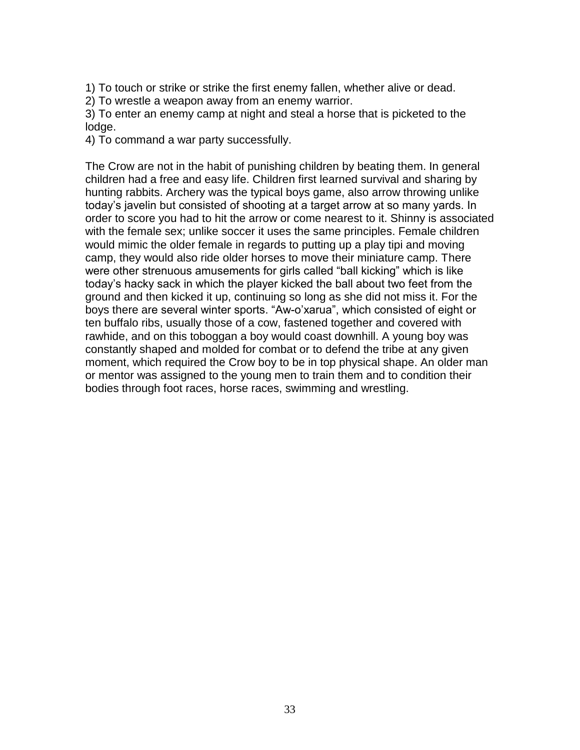1) To touch or strike or strike the first enemy fallen, whether alive or dead.
2) To wrestle a weapon away from an enemy warrior.
3) To enter an enemy camp at night and steal a horse that is picketed to the lodge.
4) To command a war party successfully.

The Crow are not in the habit of punishing children by beating them. In general children had a free and easy life. Children first learned survival and sharing by hunting rabbits. Archery was the typical boys game, also arrow throwing unlike today's javelin but consisted of shooting at a target arrow at so many yards. In order to score you had to hit the arrow or come nearest to it. Shinny is associated with the female sex; unlike soccer it uses the same principles. Female children would mimic the older female in regards to putting up a play tipi and moving camp, they would also ride older horses to move their miniature camp. There were other strenuous amusements for girls called "ball kicking" which is like today's hacky sack in which the player kicked the ball about two feet from the ground and then kicked it up, continuing so long as she did not miss it. For the boys there are several winter sports. "Aw-o'xarua", which consisted of eight or ten buffalo ribs, usually those of a cow, fastened together and covered with rawhide, and on this toboggan a boy would coast downhill. A young boy was constantly shaped and molded for combat or to defend the tribe at any given moment, which required the Crow boy to be in top physical shape. An older man or mentor was assigned to the young men to train them and to condition their bodies through foot races, horse races, swimming and wrestling.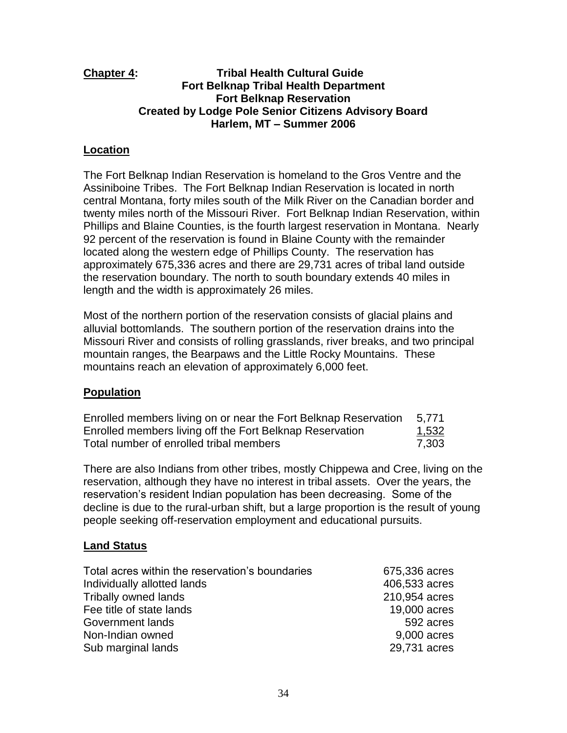**Chapter 4:** **Tribal Health Cultural Guide**
**Fort Belknap Tribal Health Department**
**Fort Belknap Reservation**
**Created by Lodge Pole Senior Citizens Advisory Board**
**Harlem, MT – Summer 2006**

## Location

The Fort Belknap Indian Reservation is homeland to the Gros Ventre and the Assiniboine Tribes. The Fort Belknap Indian Reservation is located in north central Montana, forty miles south of the Milk River on the Canadian border and twenty miles north of the Missouri River. Fort Belknap Indian Reservation, within Phillips and Blaine Counties, is the fourth largest reservation in Montana. Nearly 92 percent of the reservation is found in Blaine County with the remainder located along the western edge of Phillips County. The reservation has approximately 675,336 acres and there are 29,731 acres of tribal land outside the reservation boundary. The north to south boundary extends 40 miles in length and the width is approximately 26 miles.

Most of the northern portion of the reservation consists of glacial plains and alluvial bottomlands. The southern portion of the reservation drains into the Missouri River and consists of rolling grasslands, river breaks, and two principal mountain ranges, the Bearpaws and the Little Rocky Mountains. These mountains reach an elevation of approximately 6,000 feet.

## Population

| | |
|---|---|
| Enrolled members living on or near the Fort Belknap Reservation | 5,771 |
| Enrolled members living off the Fort Belknap Reservation | 1,532 |
| Total number of enrolled tribal members | 7,303 |

There are also Indians from other tribes, mostly Chippewa and Cree, living on the reservation, although they have no interest in tribal assets. Over the years, the reservation's resident Indian population has been decreasing. Some of the decline is due to the rural-urban shift, but a large proportion is the result of young people seeking off-reservation employment and educational pursuits.

## Land Status

| | |
|---|---|
| Total acres within the reservation's boundaries | 675,336 acres |
| Individually allotted lands | 406,533 acres |
| Tribally owned lands | 210,954 acres |
| Fee title of state lands | 19,000 acres |
| Government lands | 592 acres |
| Non-Indian owned | 9,000 acres |
| Sub marginal lands | 29,731 acres |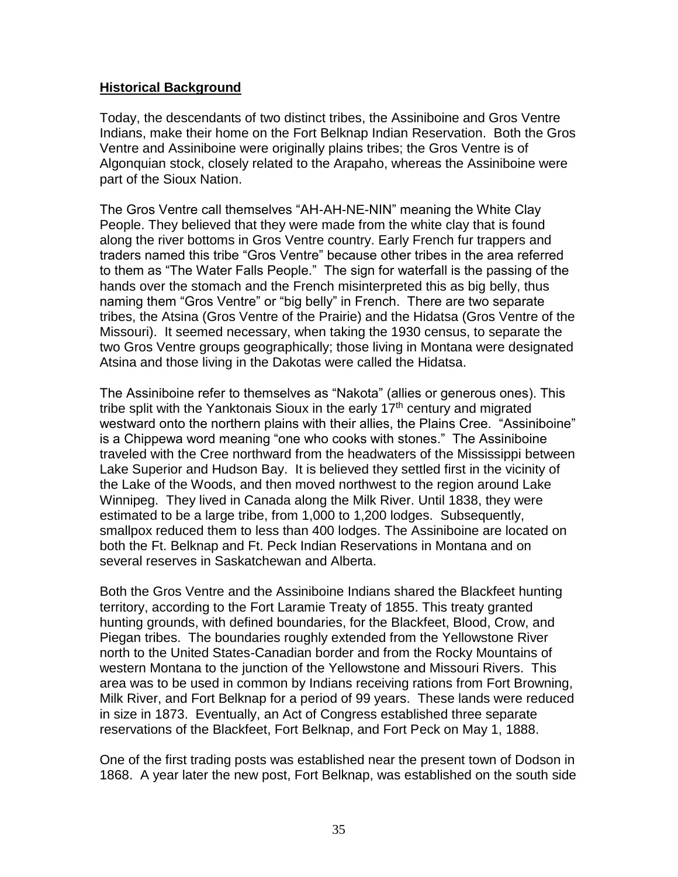## **Historical Background**

Today, the descendants of two distinct tribes, the Assiniboine and Gros Ventre Indians, make their home on the Fort Belknap Indian Reservation. Both the Gros Ventre and Assiniboine were originally plains tribes; the Gros Ventre is of Algonquian stock, closely related to the Arapaho, whereas the Assiniboine were part of the Sioux Nation.

The Gros Ventre call themselves "AH-AH-NE-NIN" meaning the White Clay People. They believed that they were made from the white clay that is found along the river bottoms in Gros Ventre country. Early French fur trappers and traders named this tribe "Gros Ventre" because other tribes in the area referred to them as "The Water Falls People." The sign for waterfall is the passing of the hands over the stomach and the French misinterpreted this as big belly, thus naming them "Gros Ventre" or "big belly" in French. There are two separate tribes, the Atsina (Gros Ventre of the Prairie) and the Hidatsa (Gros Ventre of the Missouri). It seemed necessary, when taking the 1930 census, to separate the two Gros Ventre groups geographically; those living in Montana were designated Atsina and those living in the Dakotas were called the Hidatsa.

The Assiniboine refer to themselves as "Nakota" (allies or generous ones). This tribe split with the Yanktonais Sioux in the early 17th century and migrated westward onto the northern plains with their allies, the Plains Cree. "Assiniboine" is a Chippewa word meaning "one who cooks with stones." The Assiniboine traveled with the Cree northward from the headwaters of the Mississippi between Lake Superior and Hudson Bay. It is believed they settled first in the vicinity of the Lake of the Woods, and then moved northwest to the region around Lake Winnipeg. They lived in Canada along the Milk River. Until 1838, they were estimated to be a large tribe, from 1,000 to 1,200 lodges. Subsequently, smallpox reduced them to less than 400 lodges. The Assiniboine are located on both the Ft. Belknap and Ft. Peck Indian Reservations in Montana and on several reserves in Saskatchewan and Alberta.

Both the Gros Ventre and the Assiniboine Indians shared the Blackfeet hunting territory, according to the Fort Laramie Treaty of 1855. This treaty granted hunting grounds, with defined boundaries, for the Blackfeet, Blood, Crow, and Piegan tribes. The boundaries roughly extended from the Yellowstone River north to the United States-Canadian border and from the Rocky Mountains of western Montana to the junction of the Yellowstone and Missouri Rivers. This area was to be used in common by Indians receiving rations from Fort Browning, Milk River, and Fort Belknap for a period of 99 years. These lands were reduced in size in 1873. Eventually, an Act of Congress established three separate reservations of the Blackfeet, Fort Belknap, and Fort Peck on May 1, 1888.

One of the first trading posts was established near the present town of Dodson in 1868. A year later the new post, Fort Belknap, was established on the south side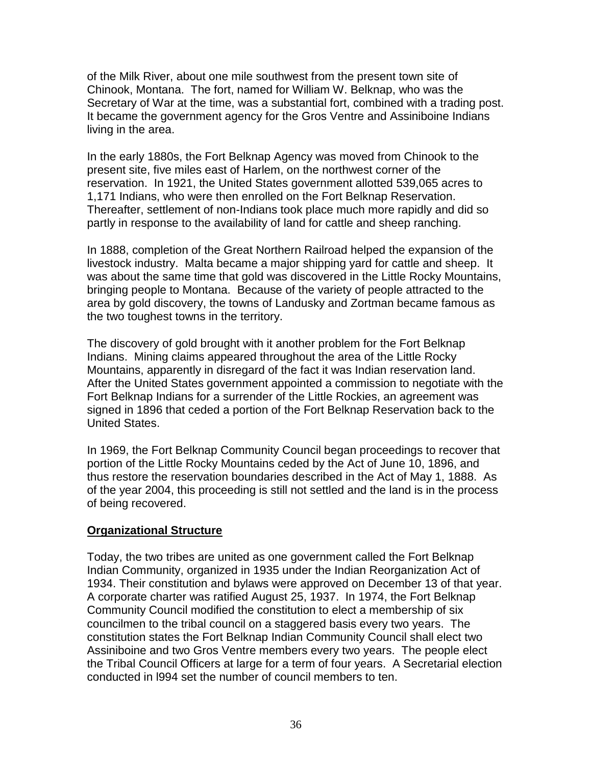of the Milk River, about one mile southwest from the present town site of Chinook, Montana. The fort, named for William W. Belknap, who was the Secretary of War at the time, was a substantial fort, combined with a trading post. It became the government agency for the Gros Ventre and Assiniboine Indians living in the area.

In the early 1880s, the Fort Belknap Agency was moved from Chinook to the present site, five miles east of Harlem, on the northwest corner of the reservation. In 1921, the United States government allotted 539,065 acres to 1,171 Indians, who were then enrolled on the Fort Belknap Reservation. Thereafter, settlement of non-Indians took place much more rapidly and did so partly in response to the availability of land for cattle and sheep ranching.

In 1888, completion of the Great Northern Railroad helped the expansion of the livestock industry. Malta became a major shipping yard for cattle and sheep. It was about the same time that gold was discovered in the Little Rocky Mountains, bringing people to Montana. Because of the variety of people attracted to the area by gold discovery, the towns of Landusky and Zortman became famous as the two toughest towns in the territory.

The discovery of gold brought with it another problem for the Fort Belknap Indians. Mining claims appeared throughout the area of the Little Rocky Mountains, apparently in disregard of the fact it was Indian reservation land. After the United States government appointed a commission to negotiate with the Fort Belknap Indians for a surrender of the Little Rockies, an agreement was signed in 1896 that ceded a portion of the Fort Belknap Reservation back to the United States.

In 1969, the Fort Belknap Community Council began proceedings to recover that portion of the Little Rocky Mountains ceded by the Act of June 10, 1896, and thus restore the reservation boundaries described in the Act of May 1, 1888. As of the year 2004, this proceeding is still not settled and the land is in the process of being recovered.

**Organizational Structure**

Today, the two tribes are united as one government called the Fort Belknap Indian Community, organized in 1935 under the Indian Reorganization Act of 1934. Their constitution and bylaws were approved on December 13 of that year. A corporate charter was ratified August 25, 1937. In 1974, the Fort Belknap Community Council modified the constitution to elect a membership of six councilmen to the tribal council on a staggered basis every two years. The constitution states the Fort Belknap Indian Community Council shall elect two Assiniboine and two Gros Ventre members every two years. The people elect the Tribal Council Officers at large for a term of four years. A Secretarial election conducted in l994 set the number of council members to ten.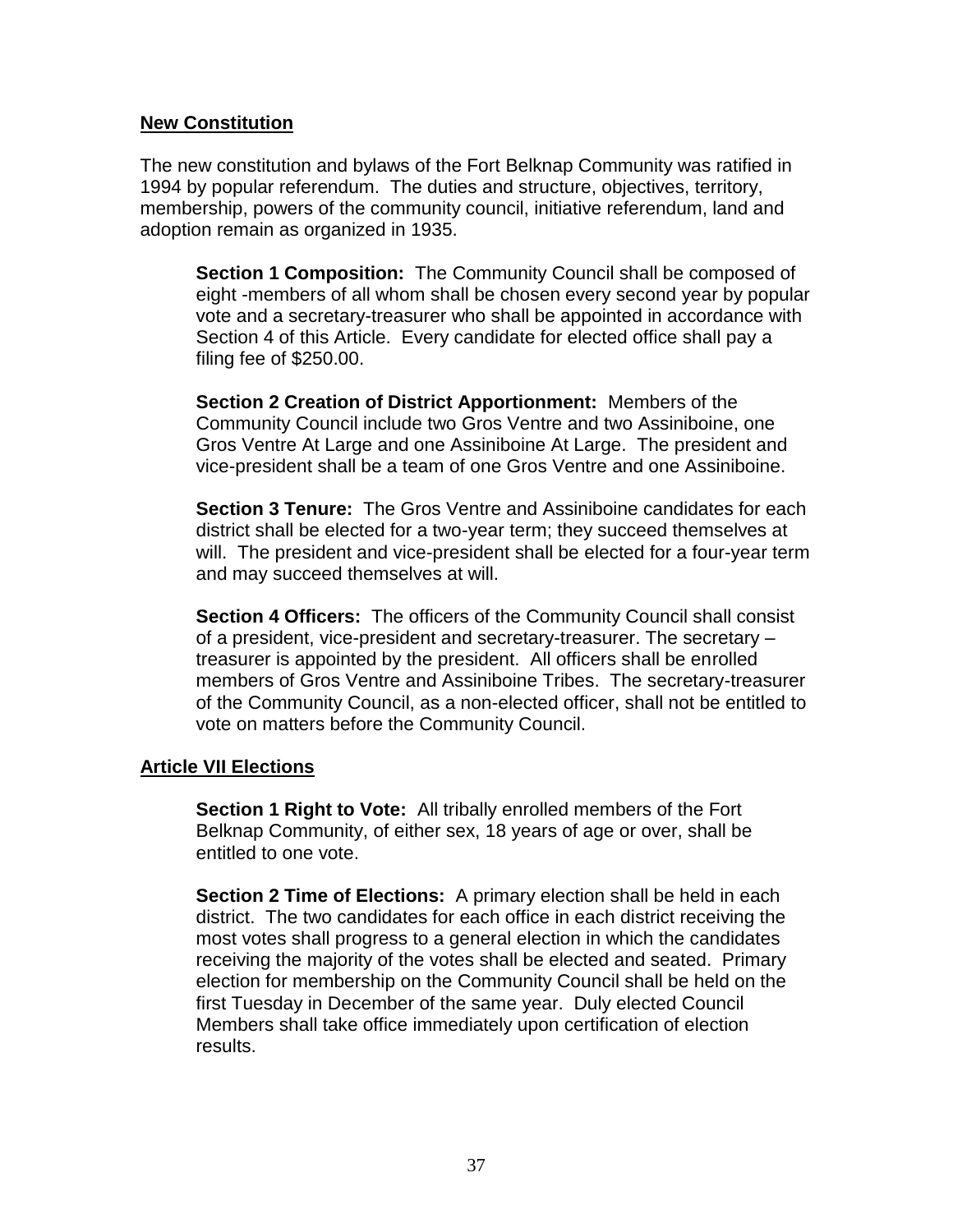## New Constitution

The new constitution and bylaws of the Fort Belknap Community was ratified in 1994 by popular referendum. The duties and structure, objectives, territory, membership, powers of the community council, initiative referendum, land and adoption remain as organized in 1935.

**Section 1 Composition:** The Community Council shall be composed of eight -members of all whom shall be chosen every second year by popular vote and a secretary-treasurer who shall be appointed in accordance with Section 4 of this Article. Every candidate for elected office shall pay a filing fee of $250.00.

**Section 2 Creation of District Apportionment:** Members of the Community Council include two Gros Ventre and two Assiniboine, one Gros Ventre At Large and one Assiniboine At Large. The president and vice-president shall be a team of one Gros Ventre and one Assiniboine.

**Section 3 Tenure:** The Gros Ventre and Assiniboine candidates for each district shall be elected for a two-year term; they succeed themselves at will. The president and vice-president shall be elected for a four-year term and may succeed themselves at will.

**Section 4 Officers:** The officers of the Community Council shall consist of a president, vice-president and secretary-treasurer. The secretary – treasurer is appointed by the president. All officers shall be enrolled members of Gros Ventre and Assiniboine Tribes. The secretary-treasurer of the Community Council, as a non-elected officer, shall not be entitled to vote on matters before the Community Council.

## Article VII Elections

**Section 1 Right to Vote:** All tribally enrolled members of the Fort Belknap Community, of either sex, 18 years of age or over, shall be entitled to one vote.

**Section 2 Time of Elections:** A primary election shall be held in each district. The two candidates for each office in each district receiving the most votes shall progress to a general election in which the candidates receiving the majority of the votes shall be elected and seated. Primary election for membership on the Community Council shall be held on the first Tuesday in December of the same year. Duly elected Council Members shall take office immediately upon certification of election results.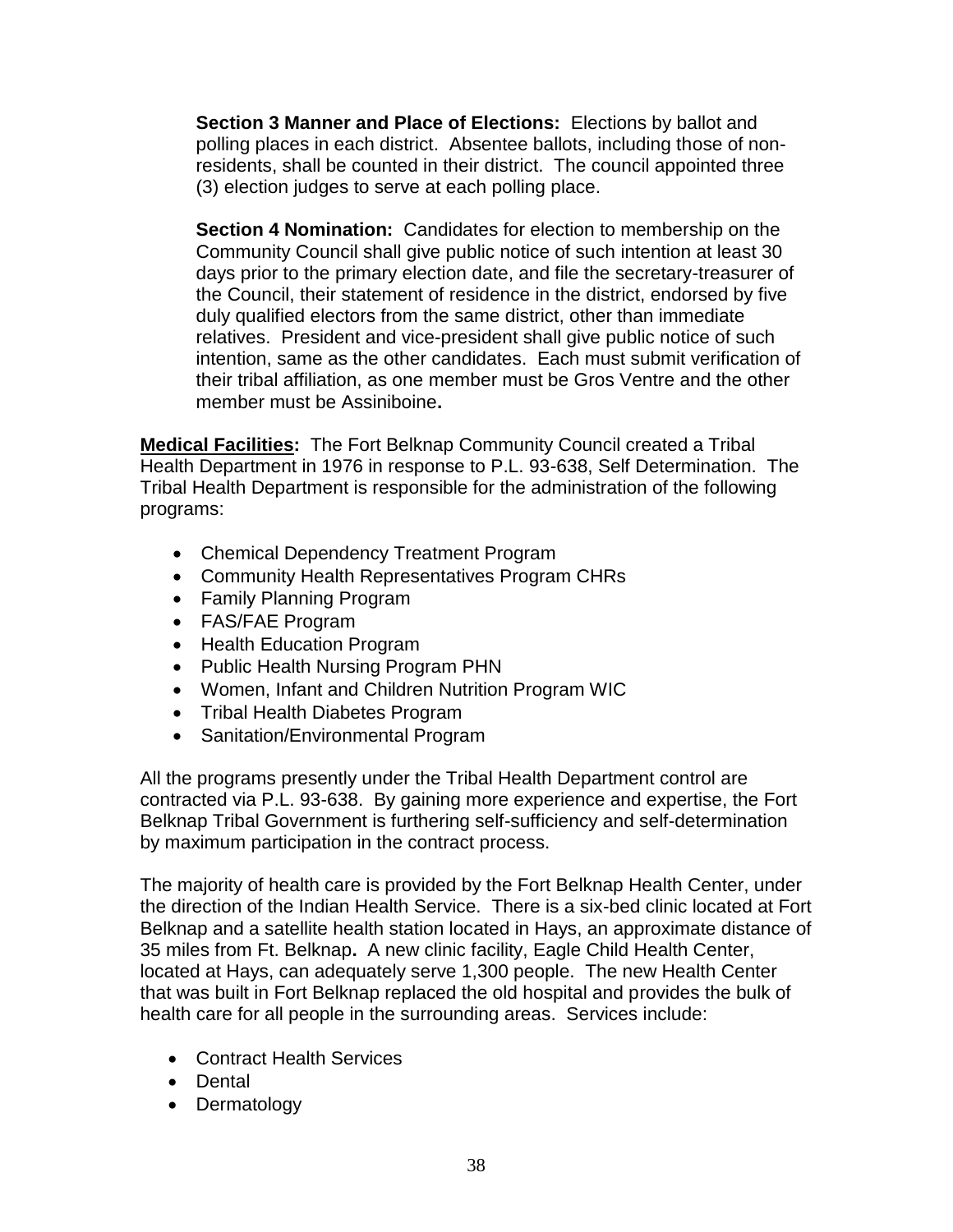**Section 3 Manner and Place of Elections:** Elections by ballot and polling places in each district. Absentee ballots, including those of non-residents, shall be counted in their district. The council appointed three (3) election judges to serve at each polling place.

**Section 4 Nomination:** Candidates for election to membership on the Community Council shall give public notice of such intention at least 30 days prior to the primary election date, and file the secretary-treasurer of the Council, their statement of residence in the district, endorsed by five duly qualified electors from the same district, other than immediate relatives. President and vice-president shall give public notice of such intention, same as the other candidates. Each must submit verification of their tribal affiliation, as one member must be Gros Ventre and the other member must be Assiniboine**.**

**Medical Facilities:** The Fort Belknap Community Council created a Tribal Health Department in 1976 in response to P.L. 93-638, Self Determination. The Tribal Health Department is responsible for the administration of the following programs:

- Chemical Dependency Treatment Program
- Community Health Representatives Program CHRs
- Family Planning Program
- FAS/FAE Program
- Health Education Program
- Public Health Nursing Program PHN
- Women, Infant and Children Nutrition Program WIC
- Tribal Health Diabetes Program
- Sanitation/Environmental Program

All the programs presently under the Tribal Health Department control are contracted via P.L. 93-638. By gaining more experience and expertise, the Fort Belknap Tribal Government is furthering self-sufficiency and self-determination by maximum participation in the contract process.

The majority of health care is provided by the Fort Belknap Health Center, under the direction of the Indian Health Service. There is a six-bed clinic located at Fort Belknap and a satellite health station located in Hays, an approximate distance of 35 miles from Ft. Belknap**.** A new clinic facility, Eagle Child Health Center, located at Hays, can adequately serve 1,300 people. The new Health Center that was built in Fort Belknap replaced the old hospital and provides the bulk of health care for all people in the surrounding areas. Services include:

- Contract Health Services
- Dental
- Dermatology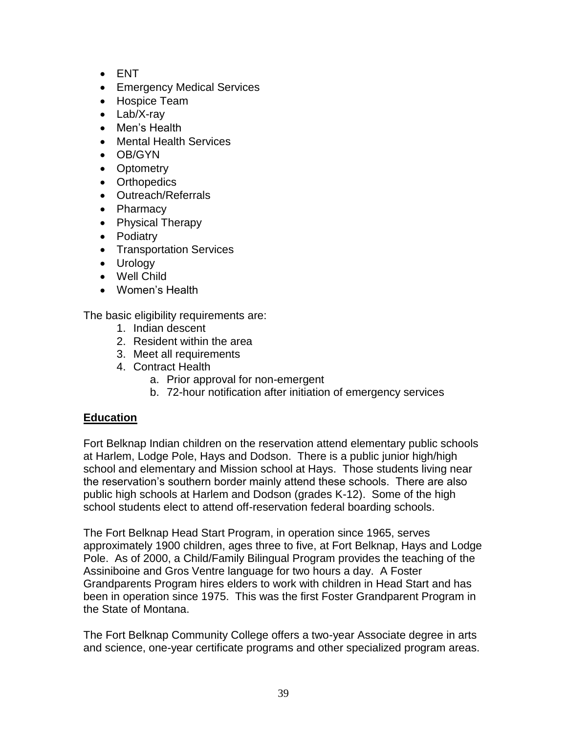- ENT
- Emergency Medical Services
- Hospice Team
- Lab/X-ray
- Men's Health
- Mental Health Services
- OB/GYN
- Optometry
- Orthopedics
- Outreach/Referrals
- Pharmacy
- Physical Therapy
- Podiatry
- Transportation Services
- Urology
- Well Child
- Women's Health

The basic eligibility requirements are:

1. Indian descent
2. Resident within the area
3. Meet all requirements
4. Contract Health
   a. Prior approval for non-emergent
   b. 72-hour notification after initiation of emergency services

**Education**

Fort Belknap Indian children on the reservation attend elementary public schools at Harlem, Lodge Pole, Hays and Dodson. There is a public junior high/high school and elementary and Mission school at Hays. Those students living near the reservation's southern border mainly attend these schools. There are also public high schools at Harlem and Dodson (grades K-12). Some of the high school students elect to attend off-reservation federal boarding schools.

The Fort Belknap Head Start Program, in operation since 1965, serves approximately 1900 children, ages three to five, at Fort Belknap, Hays and Lodge Pole. As of 2000, a Child/Family Bilingual Program provides the teaching of the Assiniboine and Gros Ventre language for two hours a day. A Foster Grandparents Program hires elders to work with children in Head Start and has been in operation since 1975. This was the first Foster Grandparent Program in the State of Montana.

The Fort Belknap Community College offers a two-year Associate degree in arts and science, one-year certificate programs and other specialized program areas.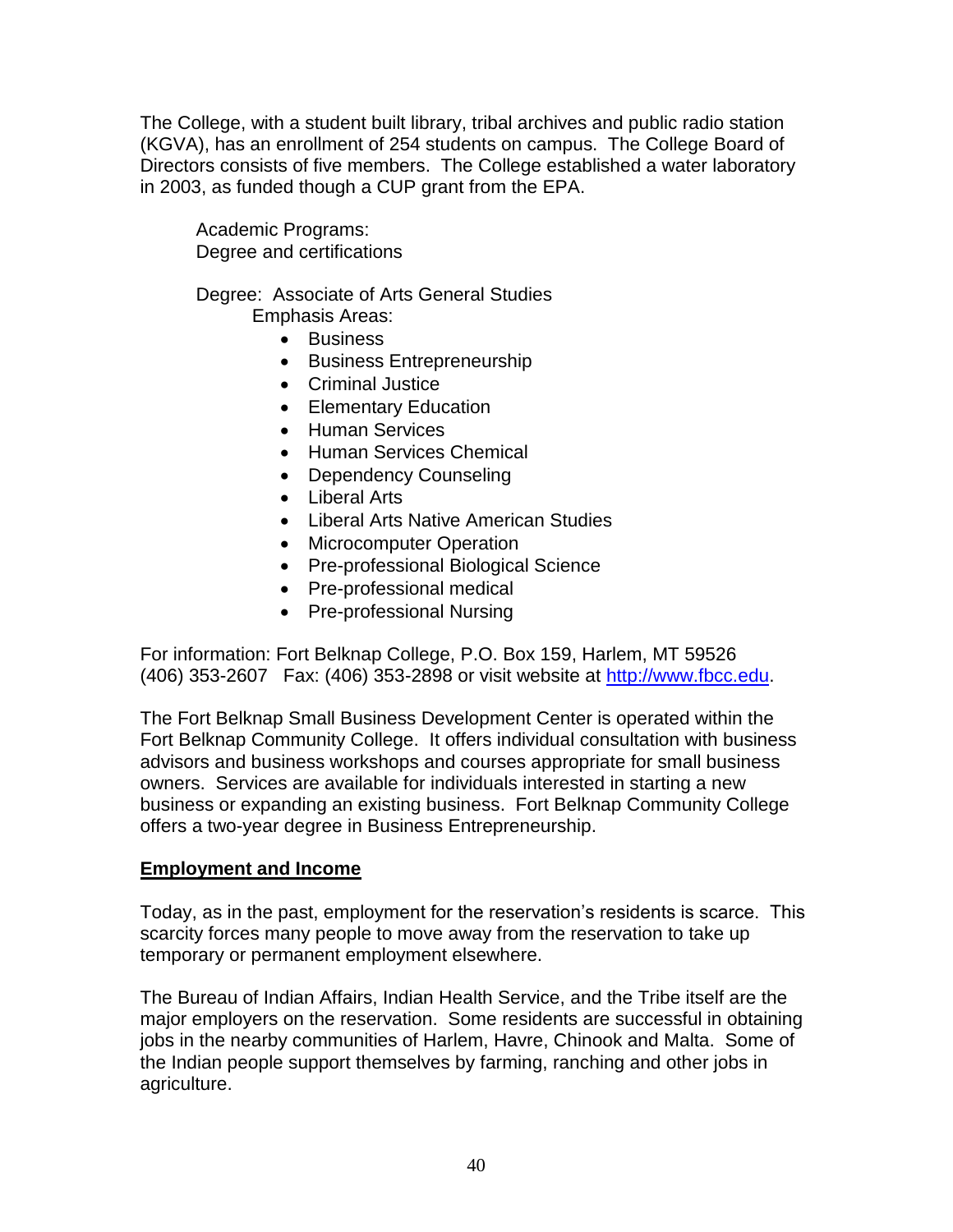The College, with a student built library, tribal archives and public radio station (KGVA), has an enrollment of 254 students on campus. The College Board of Directors consists of five members. The College established a water laboratory in 2003, as funded though a CUP grant from the EPA.

Academic Programs:
Degree and certifications

Degree: Associate of Arts General Studies
Emphasis Areas:

- Business
- Business Entrepreneurship
- Criminal Justice
- Elementary Education
- Human Services
- Human Services Chemical
- Dependency Counseling
- Liberal Arts
- Liberal Arts Native American Studies
- Microcomputer Operation
- Pre-professional Biological Science
- Pre-professional medical
- Pre-professional Nursing

For information: Fort Belknap College, P.O. Box 159, Harlem, MT 59526
(406) 353-2607 Fax: (406) 353-2898 or visit website at http://www.fbcc.edu.

The Fort Belknap Small Business Development Center is operated within the Fort Belknap Community College. It offers individual consultation with business advisors and business workshops and courses appropriate for small business owners. Services are available for individuals interested in starting a new business or expanding an existing business. Fort Belknap Community College offers a two-year degree in Business Entrepreneurship.

## Employment and Income

Today, as in the past, employment for the reservation's residents is scarce. This scarcity forces many people to move away from the reservation to take up temporary or permanent employment elsewhere.

The Bureau of Indian Affairs, Indian Health Service, and the Tribe itself are the major employers on the reservation. Some residents are successful in obtaining jobs in the nearby communities of Harlem, Havre, Chinook and Malta. Some of the Indian people support themselves by farming, ranching and other jobs in agriculture.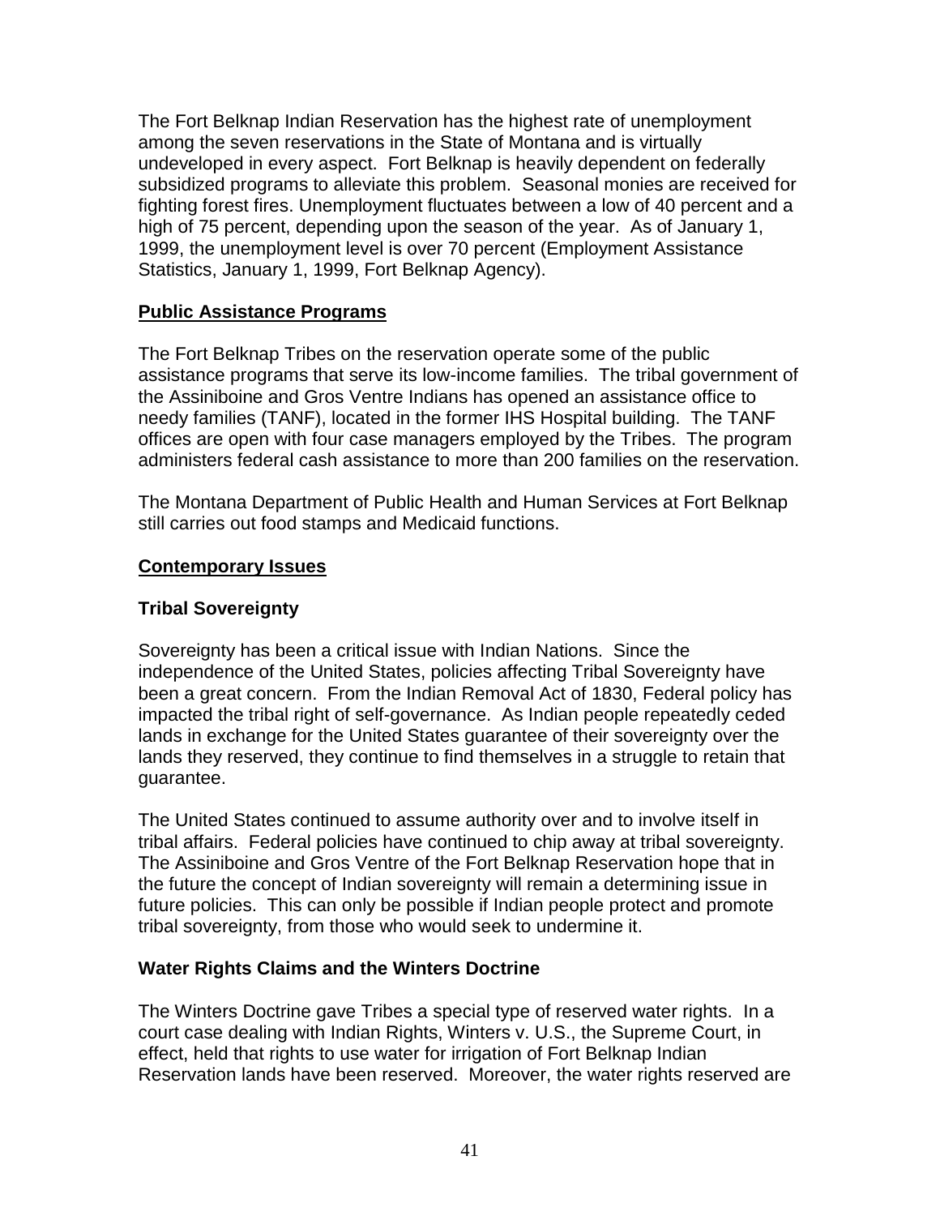The Fort Belknap Indian Reservation has the highest rate of unemployment among the seven reservations in the State of Montana and is virtually undeveloped in every aspect. Fort Belknap is heavily dependent on federally subsidized programs to alleviate this problem. Seasonal monies are received for fighting forest fires. Unemployment fluctuates between a low of 40 percent and a high of 75 percent, depending upon the season of the year. As of January 1, 1999, the unemployment level is over 70 percent (Employment Assistance Statistics, January 1, 1999, Fort Belknap Agency).

## Public Assistance Programs

The Fort Belknap Tribes on the reservation operate some of the public assistance programs that serve its low-income families. The tribal government of the Assiniboine and Gros Ventre Indians has opened an assistance office to needy families (TANF), located in the former IHS Hospital building. The TANF offices are open with four case managers employed by the Tribes. The program administers federal cash assistance to more than 200 families on the reservation.

The Montana Department of Public Health and Human Services at Fort Belknap still carries out food stamps and Medicaid functions.

## Contemporary Issues

### Tribal Sovereignty

Sovereignty has been a critical issue with Indian Nations. Since the independence of the United States, policies affecting Tribal Sovereignty have been a great concern. From the Indian Removal Act of 1830, Federal policy has impacted the tribal right of self-governance. As Indian people repeatedly ceded lands in exchange for the United States guarantee of their sovereignty over the lands they reserved, they continue to find themselves in a struggle to retain that guarantee.

The United States continued to assume authority over and to involve itself in tribal affairs. Federal policies have continued to chip away at tribal sovereignty. The Assiniboine and Gros Ventre of the Fort Belknap Reservation hope that in the future the concept of Indian sovereignty will remain a determining issue in future policies. This can only be possible if Indian people protect and promote tribal sovereignty, from those who would seek to undermine it.

### Water Rights Claims and the Winters Doctrine

The Winters Doctrine gave Tribes a special type of reserved water rights. In a court case dealing with Indian Rights, Winters v. U.S., the Supreme Court, in effect, held that rights to use water for irrigation of Fort Belknap Indian Reservation lands have been reserved. Moreover, the water rights reserved are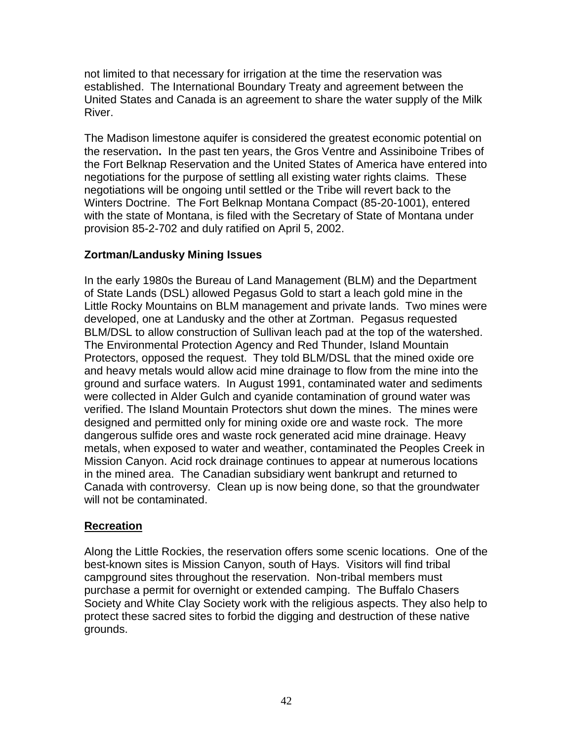not limited to that necessary for irrigation at the time the reservation was established. The International Boundary Treaty and agreement between the United States and Canada is an agreement to share the water supply of the Milk River.

The Madison limestone aquifer is considered the greatest economic potential on the reservation**.** In the past ten years, the Gros Ventre and Assiniboine Tribes of the Fort Belknap Reservation and the United States of America have entered into negotiations for the purpose of settling all existing water rights claims. These negotiations will be ongoing until settled or the Tribe will revert back to the Winters Doctrine. The Fort Belknap Montana Compact (85-20-1001), entered with the state of Montana, is filed with the Secretary of State of Montana under provision 85-2-702 and duly ratified on April 5, 2002.

**Zortman/Landusky Mining Issues**

In the early 1980s the Bureau of Land Management (BLM) and the Department of State Lands (DSL) allowed Pegasus Gold to start a leach gold mine in the Little Rocky Mountains on BLM management and private lands. Two mines were developed, one at Landusky and the other at Zortman. Pegasus requested BLM/DSL to allow construction of Sullivan leach pad at the top of the watershed. The Environmental Protection Agency and Red Thunder, Island Mountain Protectors, opposed the request. They told BLM/DSL that the mined oxide ore and heavy metals would allow acid mine drainage to flow from the mine into the ground and surface waters. In August 1991, contaminated water and sediments were collected in Alder Gulch and cyanide contamination of ground water was verified. The Island Mountain Protectors shut down the mines. The mines were designed and permitted only for mining oxide ore and waste rock. The more dangerous sulfide ores and waste rock generated acid mine drainage. Heavy metals, when exposed to water and weather, contaminated the Peoples Creek in Mission Canyon. Acid rock drainage continues to appear at numerous locations in the mined area. The Canadian subsidiary went bankrupt and returned to Canada with controversy. Clean up is now being done, so that the groundwater will not be contaminated.

**Recreation**

Along the Little Rockies, the reservation offers some scenic locations. One of the best-known sites is Mission Canyon, south of Hays. Visitors will find tribal campground sites throughout the reservation. Non-tribal members must purchase a permit for overnight or extended camping. The Buffalo Chasers Society and White Clay Society work with the religious aspects. They also help to protect these sacred sites to forbid the digging and destruction of these native grounds.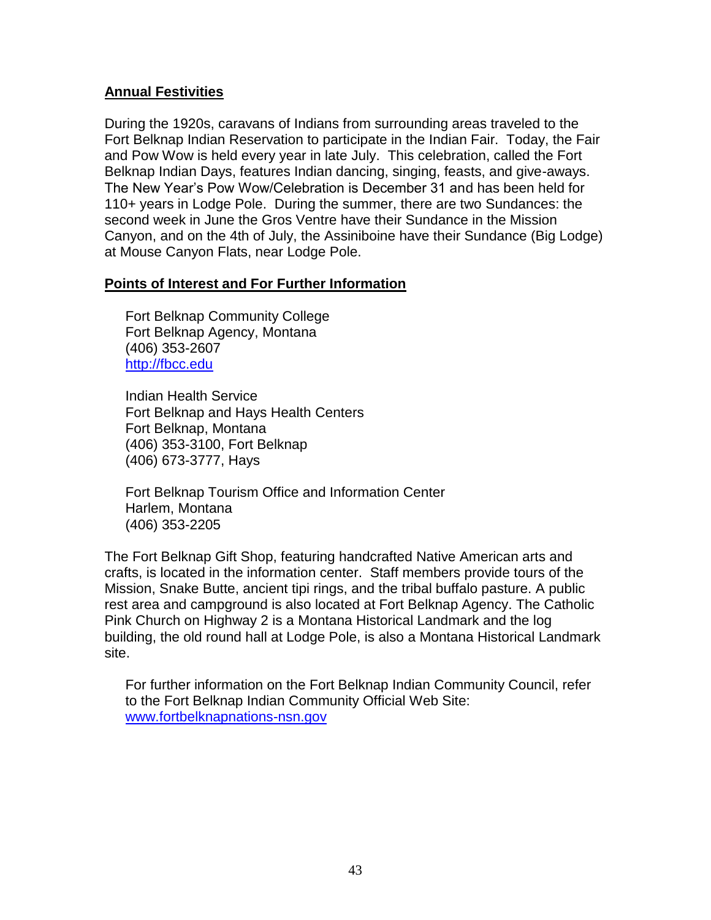## Annual Festivities

During the 1920s, caravans of Indians from surrounding areas traveled to the Fort Belknap Indian Reservation to participate in the Indian Fair. Today, the Fair and Pow Wow is held every year in late July. This celebration, called the Fort Belknap Indian Days, features Indian dancing, singing, feasts, and give-aways. The New Year's Pow Wow/Celebration is December 31 and has been held for 110+ years in Lodge Pole. During the summer, there are two Sundances: the second week in June the Gros Ventre have their Sundance in the Mission Canyon, and on the 4th of July, the Assiniboine have their Sundance (Big Lodge) at Mouse Canyon Flats, near Lodge Pole.

## Points of Interest and For Further Information

Fort Belknap Community College
Fort Belknap Agency, Montana
(406) 353-2607
[http://fbcc.edu](http://fbcc.edu)

Indian Health Service
Fort Belknap and Hays Health Centers
Fort Belknap, Montana
(406) 353-3100, Fort Belknap
(406) 673-3777, Hays

Fort Belknap Tourism Office and Information Center
Harlem, Montana
(406) 353-2205

The Fort Belknap Gift Shop, featuring handcrafted Native American arts and crafts, is located in the information center. Staff members provide tours of the Mission, Snake Butte, ancient tipi rings, and the tribal buffalo pasture. A public rest area and campground is also located at Fort Belknap Agency. The Catholic Pink Church on Highway 2 is a Montana Historical Landmark and the log building, the old round hall at Lodge Pole, is also a Montana Historical Landmark site.

For further information on the Fort Belknap Indian Community Council, refer to the Fort Belknap Indian Community Official Web Site:
[www.fortbelknapnations-nsn.gov](www.fortbelknapnations-nsn.gov)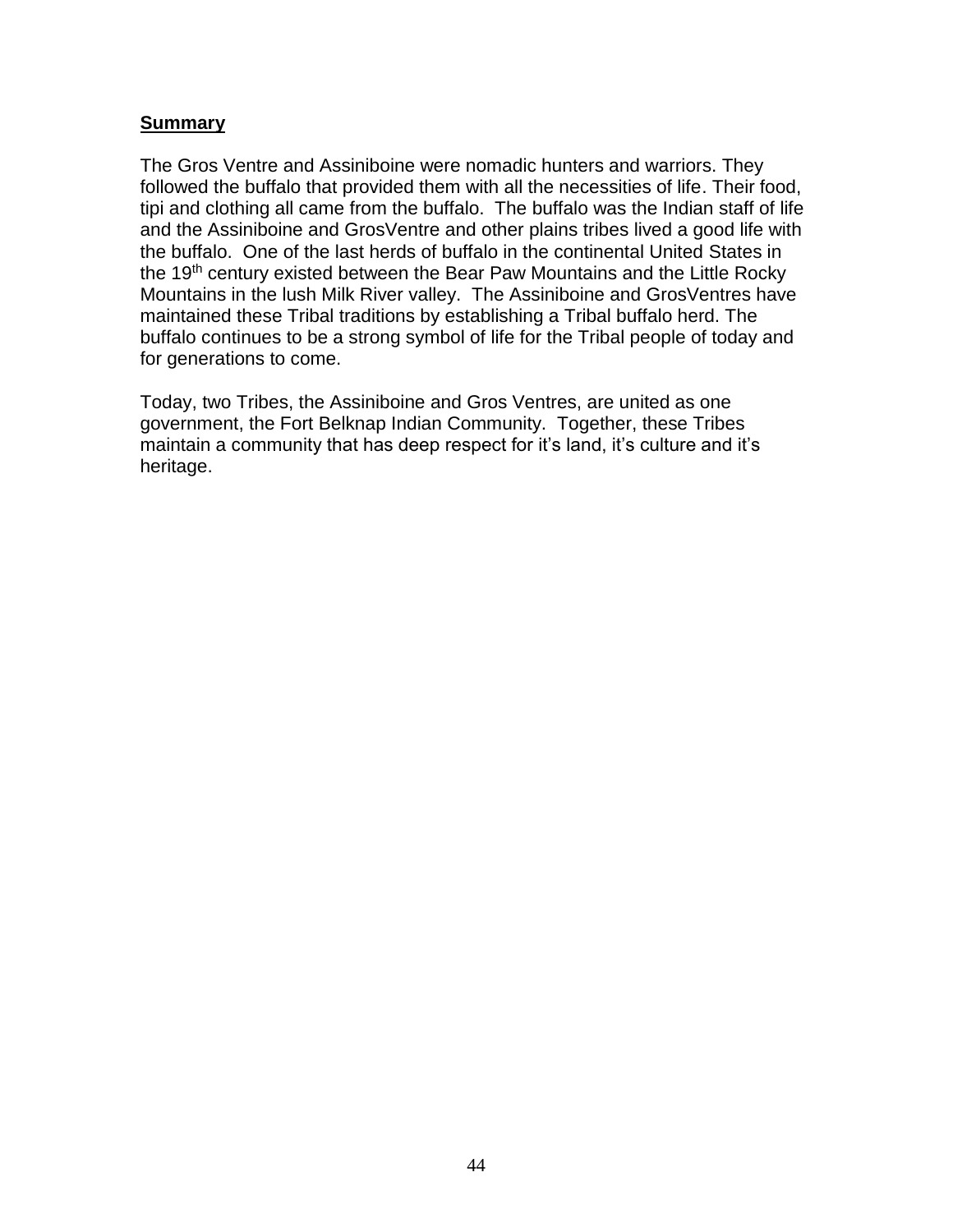## **Summary**

The Gros Ventre and Assiniboine were nomadic hunters and warriors. They followed the buffalo that provided them with all the necessities of life. Their food, tipi and clothing all came from the buffalo. The buffalo was the Indian staff of life and the Assiniboine and GrosVentre and other plains tribes lived a good life with the buffalo. One of the last herds of buffalo in the continental United States in the 19th century existed between the Bear Paw Mountains and the Little Rocky Mountains in the lush Milk River valley. The Assiniboine and GrosVentres have maintained these Tribal traditions by establishing a Tribal buffalo herd. The buffalo continues to be a strong symbol of life for the Tribal people of today and for generations to come.

Today, two Tribes, the Assiniboine and Gros Ventres, are united as one government, the Fort Belknap Indian Community. Together, these Tribes maintain a community that has deep respect for it's land, it's culture and it's heritage.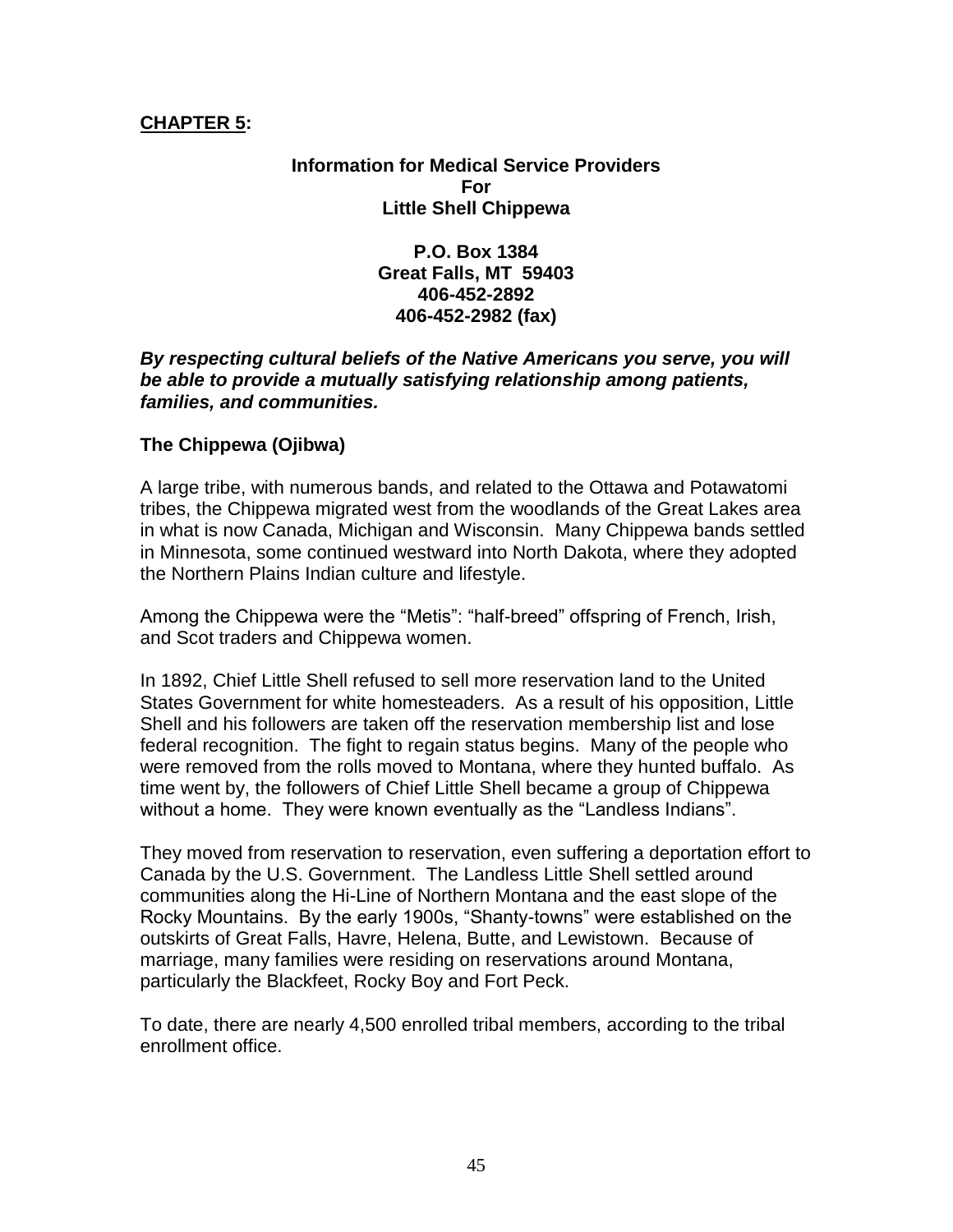**CHAPTER 5:**

**Information for Medical Service Providers**
**For**
**Little Shell Chippewa**

**P.O. Box 1384**
**Great Falls, MT 59403**
**406-452-2892**
**406-452-2982 (fax)**

***By respecting cultural beliefs of the Native Americans you serve, you will be able to provide a mutually satisfying relationship among patients, families, and communities.***

**The Chippewa (Ojibwa)**

A large tribe, with numerous bands, and related to the Ottawa and Potawatomi tribes, the Chippewa migrated west from the woodlands of the Great Lakes area in what is now Canada, Michigan and Wisconsin. Many Chippewa bands settled in Minnesota, some continued westward into North Dakota, where they adopted the Northern Plains Indian culture and lifestyle.

Among the Chippewa were the "Metis": "half-breed" offspring of French, Irish, and Scot traders and Chippewa women.

In 1892, Chief Little Shell refused to sell more reservation land to the United States Government for white homesteaders. As a result of his opposition, Little Shell and his followers are taken off the reservation membership list and lose federal recognition. The fight to regain status begins. Many of the people who were removed from the rolls moved to Montana, where they hunted buffalo. As time went by, the followers of Chief Little Shell became a group of Chippewa without a home. They were known eventually as the "Landless Indians".

They moved from reservation to reservation, even suffering a deportation effort to Canada by the U.S. Government. The Landless Little Shell settled around communities along the Hi-Line of Northern Montana and the east slope of the Rocky Mountains. By the early 1900s, "Shanty-towns" were established on the outskirts of Great Falls, Havre, Helena, Butte, and Lewistown. Because of marriage, many families were residing on reservations around Montana, particularly the Blackfeet, Rocky Boy and Fort Peck.

To date, there are nearly 4,500 enrolled tribal members, according to the tribal enrollment office.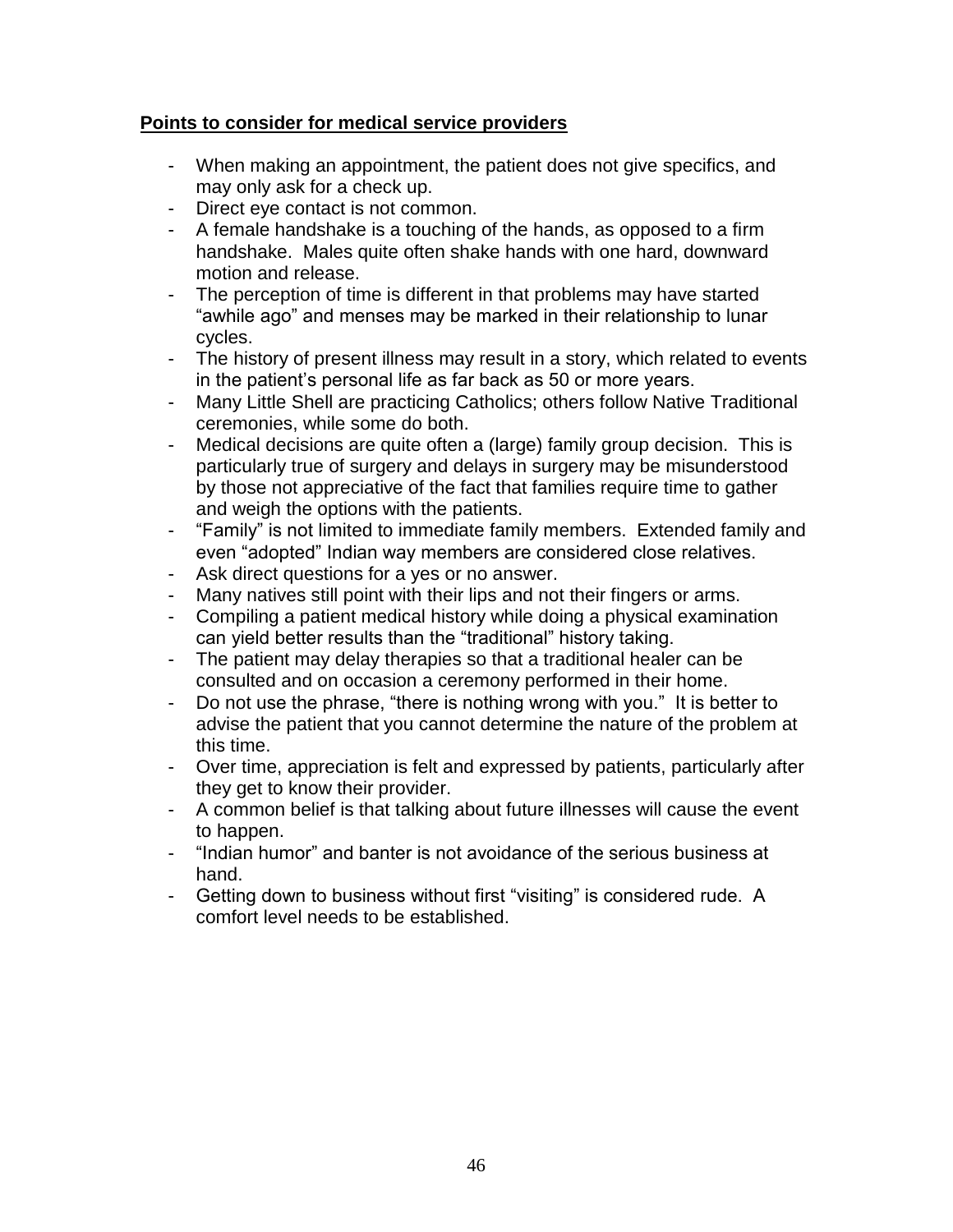**Points to consider for medical service providers**

- When making an appointment, the patient does not give specifics, and may only ask for a check up.
- Direct eye contact is not common.
- A female handshake is a touching of the hands, as opposed to a firm handshake. Males quite often shake hands with one hard, downward motion and release.
- The perception of time is different in that problems may have started "awhile ago" and menses may be marked in their relationship to lunar cycles.
- The history of present illness may result in a story, which related to events in the patient's personal life as far back as 50 or more years.
- Many Little Shell are practicing Catholics; others follow Native Traditional ceremonies, while some do both.
- Medical decisions are quite often a (large) family group decision. This is particularly true of surgery and delays in surgery may be misunderstood by those not appreciative of the fact that families require time to gather and weigh the options with the patients.
- "Family" is not limited to immediate family members. Extended family and even "adopted" Indian way members are considered close relatives.
- Ask direct questions for a yes or no answer.
- Many natives still point with their lips and not their fingers or arms.
- Compiling a patient medical history while doing a physical examination can yield better results than the "traditional" history taking.
- The patient may delay therapies so that a traditional healer can be consulted and on occasion a ceremony performed in their home.
- Do not use the phrase, "there is nothing wrong with you." It is better to advise the patient that you cannot determine the nature of the problem at this time.
- Over time, appreciation is felt and expressed by patients, particularly after they get to know their provider.
- A common belief is that talking about future illnesses will cause the event to happen.
- "Indian humor" and banter is not avoidance of the serious business at hand.
- Getting down to business without first "visiting" is considered rude. A comfort level needs to be established.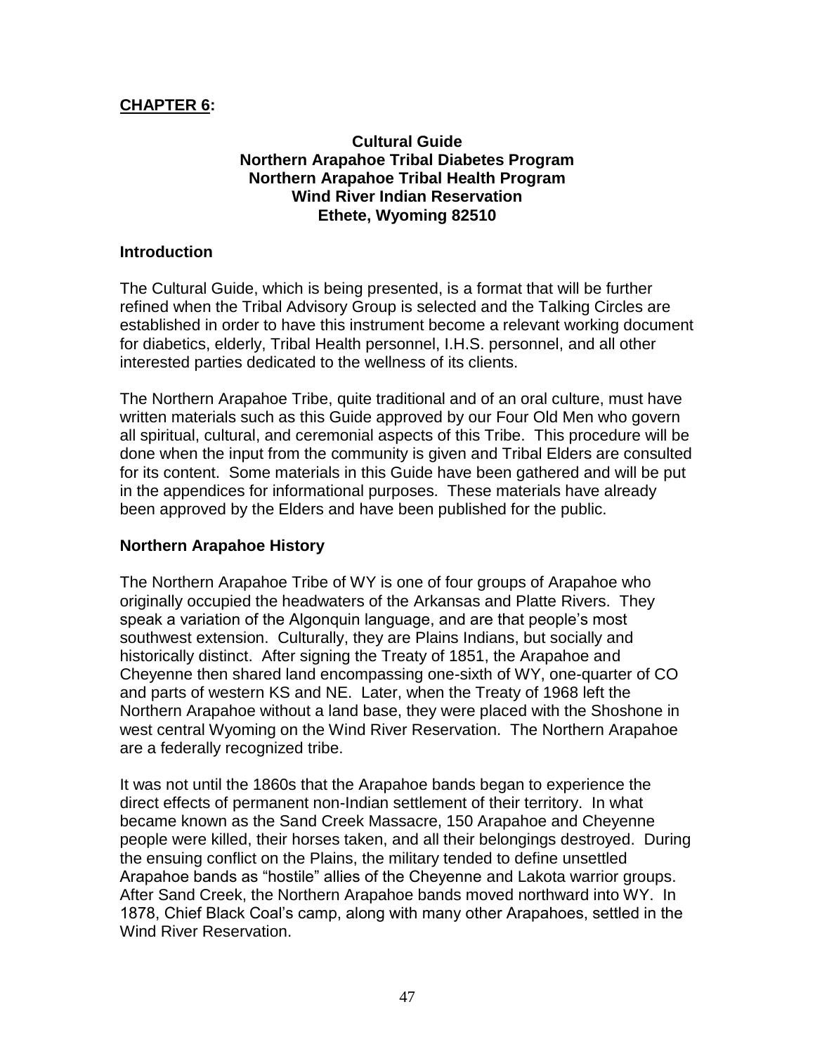**CHAPTER 6:**

**Cultural Guide**
**Northern Arapahoe Tribal Diabetes Program**
**Northern Arapahoe Tribal Health Program**
**Wind River Indian Reservation**
**Ethete, Wyoming 82510**

### Introduction

The Cultural Guide, which is being presented, is a format that will be further refined when the Tribal Advisory Group is selected and the Talking Circles are established in order to have this instrument become a relevant working document for diabetics, elderly, Tribal Health personnel, I.H.S. personnel, and all other interested parties dedicated to the wellness of its clients.

The Northern Arapahoe Tribe, quite traditional and of an oral culture, must have written materials such as this Guide approved by our Four Old Men who govern all spiritual, cultural, and ceremonial aspects of this Tribe. This procedure will be done when the input from the community is given and Tribal Elders are consulted for its content. Some materials in this Guide have been gathered and will be put in the appendices for informational purposes. These materials have already been approved by the Elders and have been published for the public.

### Northern Arapahoe History

The Northern Arapahoe Tribe of WY is one of four groups of Arapahoe who originally occupied the headwaters of the Arkansas and Platte Rivers. They speak a variation of the Algonquin language, and are that people's most southwest extension. Culturally, they are Plains Indians, but socially and historically distinct. After signing the Treaty of 1851, the Arapahoe and Cheyenne then shared land encompassing one-sixth of WY, one-quarter of CO and parts of western KS and NE. Later, when the Treaty of 1968 left the Northern Arapahoe without a land base, they were placed with the Shoshone in west central Wyoming on the Wind River Reservation. The Northern Arapahoe are a federally recognized tribe.

It was not until the 1860s that the Arapahoe bands began to experience the direct effects of permanent non-Indian settlement of their territory. In what became known as the Sand Creek Massacre, 150 Arapahoe and Cheyenne people were killed, their horses taken, and all their belongings destroyed. During the ensuing conflict on the Plains, the military tended to define unsettled Arapahoe bands as "hostile" allies of the Cheyenne and Lakota warrior groups. After Sand Creek, the Northern Arapahoe bands moved northward into WY. In 1878, Chief Black Coal's camp, along with many other Arapahoes, settled in the Wind River Reservation.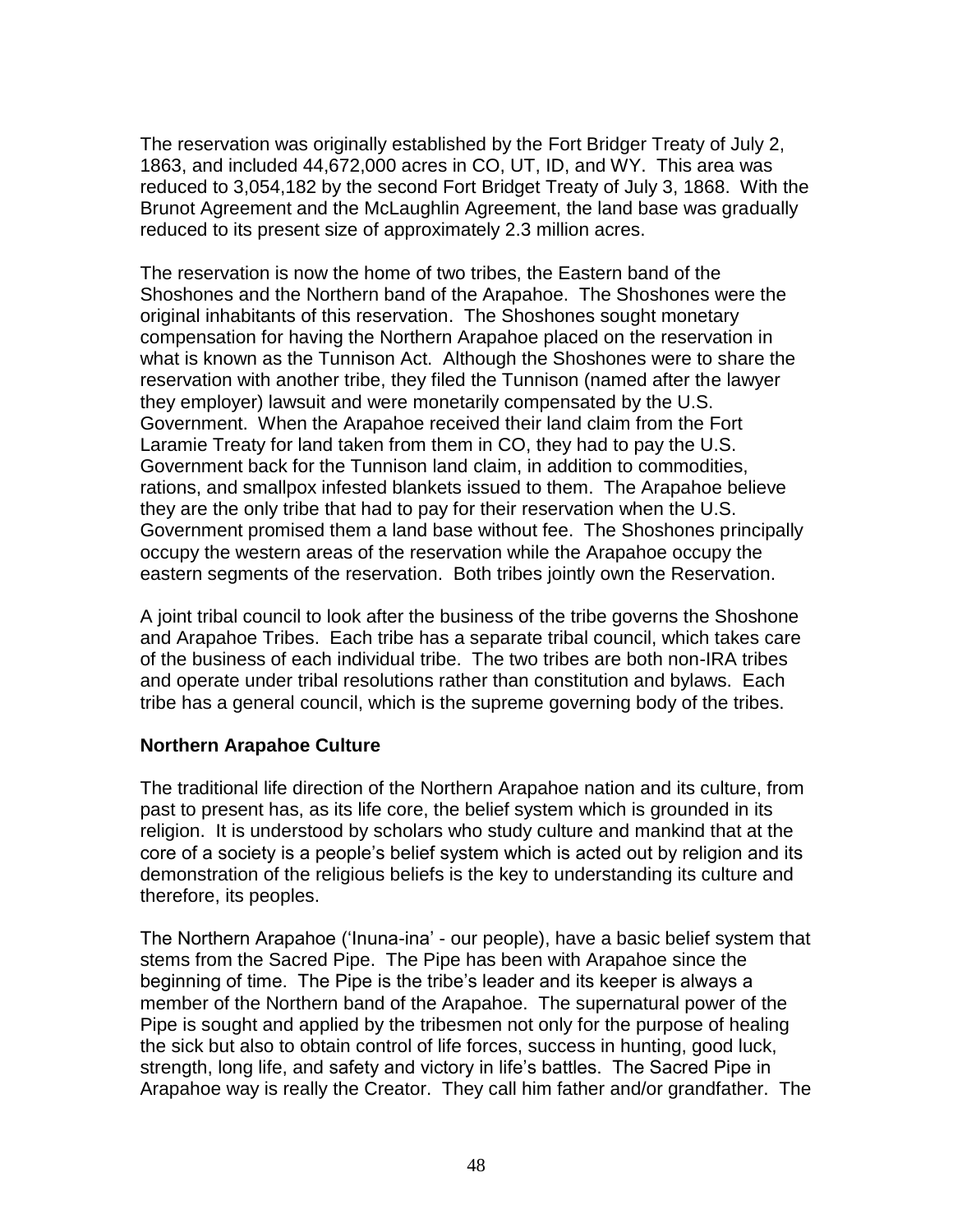The reservation was originally established by the Fort Bridger Treaty of July 2, 1863, and included 44,672,000 acres in CO, UT, ID, and WY. This area was reduced to 3,054,182 by the second Fort Bridget Treaty of July 3, 1868. With the Brunot Agreement and the McLaughlin Agreement, the land base was gradually reduced to its present size of approximately 2.3 million acres.

The reservation is now the home of two tribes, the Eastern band of the Shoshones and the Northern band of the Arapahoe. The Shoshones were the original inhabitants of this reservation. The Shoshones sought monetary compensation for having the Northern Arapahoe placed on the reservation in what is known as the Tunnison Act. Although the Shoshones were to share the reservation with another tribe, they filed the Tunnison (named after the lawyer they employer) lawsuit and were monetarily compensated by the U.S. Government. When the Arapahoe received their land claim from the Fort Laramie Treaty for land taken from them in CO, they had to pay the U.S. Government back for the Tunnison land claim, in addition to commodities, rations, and smallpox infested blankets issued to them. The Arapahoe believe they are the only tribe that had to pay for their reservation when the U.S. Government promised them a land base without fee. The Shoshones principally occupy the western areas of the reservation while the Arapahoe occupy the eastern segments of the reservation. Both tribes jointly own the Reservation.

A joint tribal council to look after the business of the tribe governs the Shoshone and Arapahoe Tribes. Each tribe has a separate tribal council, which takes care of the business of each individual tribe. The two tribes are both non-IRA tribes and operate under tribal resolutions rather than constitution and bylaws. Each tribe has a general council, which is the supreme governing body of the tribes.

**Northern Arapahoe Culture**

The traditional life direction of the Northern Arapahoe nation and its culture, from past to present has, as its life core, the belief system which is grounded in its religion. It is understood by scholars who study culture and mankind that at the core of a society is a people's belief system which is acted out by religion and its demonstration of the religious beliefs is the key to understanding its culture and therefore, its peoples.

The Northern Arapahoe ('Inuna-ina' - our people), have a basic belief system that stems from the Sacred Pipe. The Pipe has been with Arapahoe since the beginning of time. The Pipe is the tribe's leader and its keeper is always a member of the Northern band of the Arapahoe. The supernatural power of the Pipe is sought and applied by the tribesmen not only for the purpose of healing the sick but also to obtain control of life forces, success in hunting, good luck, strength, long life, and safety and victory in life's battles. The Sacred Pipe in Arapahoe way is really the Creator. They call him father and/or grandfather. The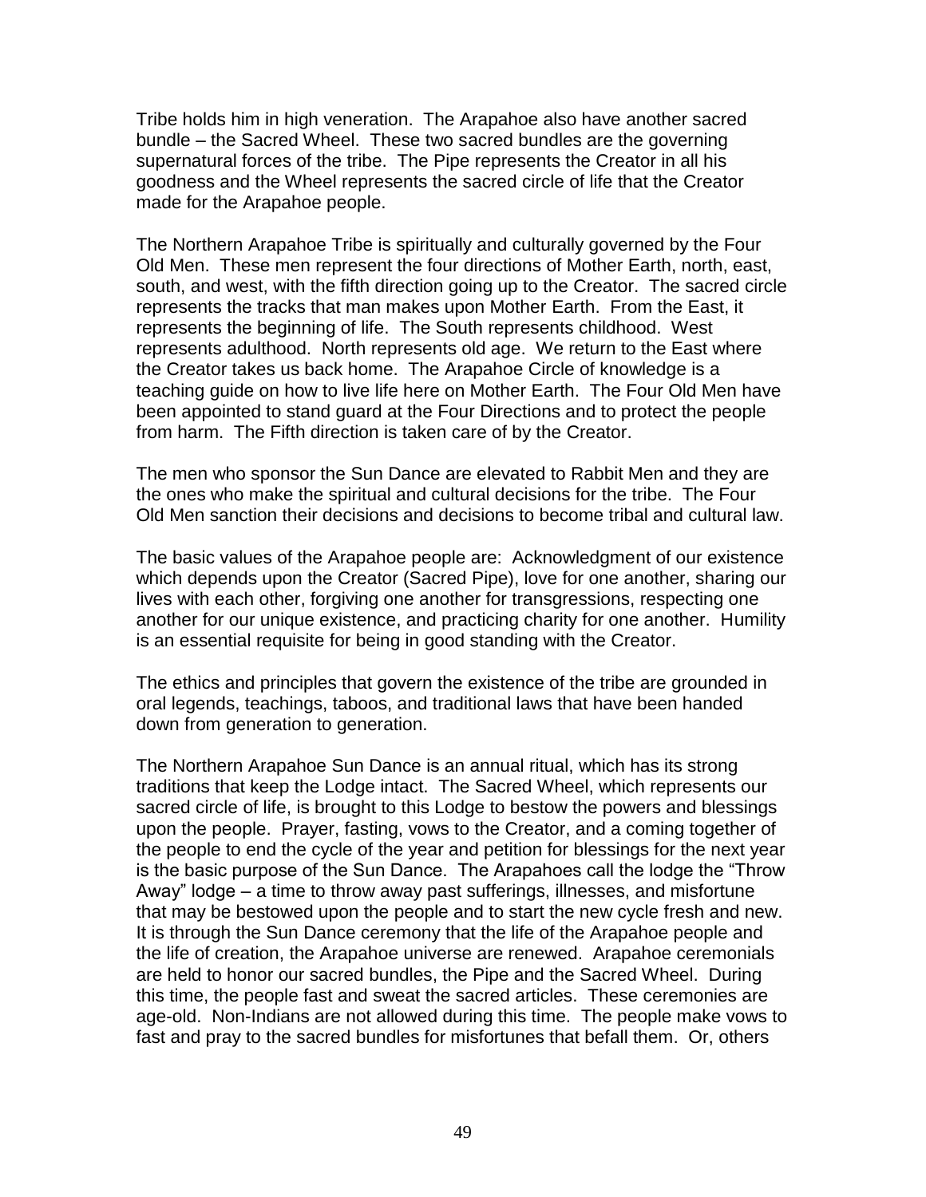Tribe holds him in high veneration. The Arapahoe also have another sacred bundle – the Sacred Wheel. These two sacred bundles are the governing supernatural forces of the tribe. The Pipe represents the Creator in all his goodness and the Wheel represents the sacred circle of life that the Creator made for the Arapahoe people.

The Northern Arapahoe Tribe is spiritually and culturally governed by the Four Old Men. These men represent the four directions of Mother Earth, north, east, south, and west, with the fifth direction going up to the Creator. The sacred circle represents the tracks that man makes upon Mother Earth. From the East, it represents the beginning of life. The South represents childhood. West represents adulthood. North represents old age. We return to the East where the Creator takes us back home. The Arapahoe Circle of knowledge is a teaching guide on how to live life here on Mother Earth. The Four Old Men have been appointed to stand guard at the Four Directions and to protect the people from harm. The Fifth direction is taken care of by the Creator.

The men who sponsor the Sun Dance are elevated to Rabbit Men and they are the ones who make the spiritual and cultural decisions for the tribe. The Four Old Men sanction their decisions and decisions to become tribal and cultural law.

The basic values of the Arapahoe people are: Acknowledgment of our existence which depends upon the Creator (Sacred Pipe), love for one another, sharing our lives with each other, forgiving one another for transgressions, respecting one another for our unique existence, and practicing charity for one another. Humility is an essential requisite for being in good standing with the Creator.

The ethics and principles that govern the existence of the tribe are grounded in oral legends, teachings, taboos, and traditional laws that have been handed down from generation to generation.

The Northern Arapahoe Sun Dance is an annual ritual, which has its strong traditions that keep the Lodge intact. The Sacred Wheel, which represents our sacred circle of life, is brought to this Lodge to bestow the powers and blessings upon the people. Prayer, fasting, vows to the Creator, and a coming together of the people to end the cycle of the year and petition for blessings for the next year is the basic purpose of the Sun Dance. The Arapahoes call the lodge the "Throw Away" lodge – a time to throw away past sufferings, illnesses, and misfortune that may be bestowed upon the people and to start the new cycle fresh and new. It is through the Sun Dance ceremony that the life of the Arapahoe people and the life of creation, the Arapahoe universe are renewed. Arapahoe ceremonials are held to honor our sacred bundles, the Pipe and the Sacred Wheel. During this time, the people fast and sweat the sacred articles. These ceremonies are age-old. Non-Indians are not allowed during this time. The people make vows to fast and pray to the sacred bundles for misfortunes that befall them. Or, others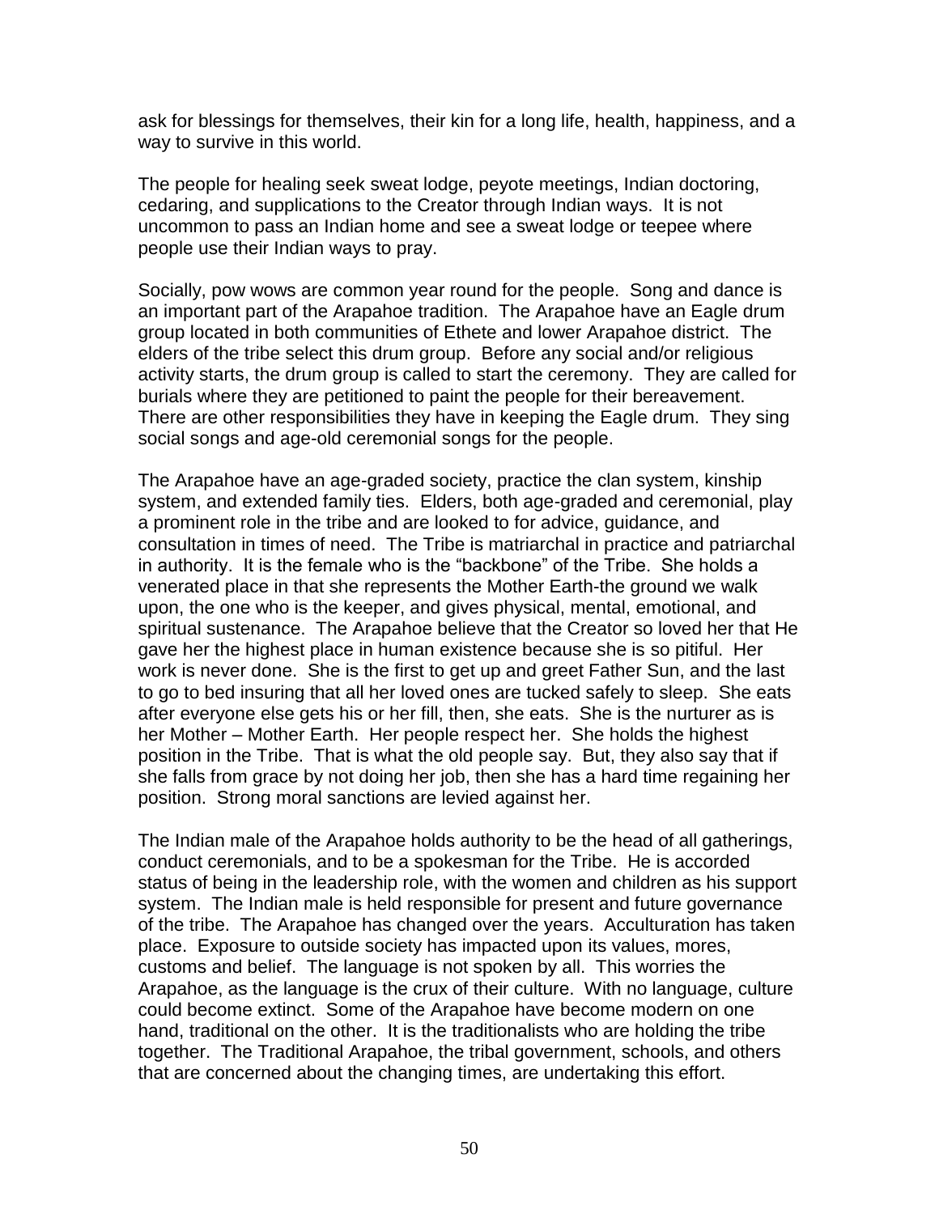ask for blessings for themselves, their kin for a long life, health, happiness, and a way to survive in this world.

The people for healing seek sweat lodge, peyote meetings, Indian doctoring, cedaring, and supplications to the Creator through Indian ways. It is not uncommon to pass an Indian home and see a sweat lodge or teepee where people use their Indian ways to pray.

Socially, pow wows are common year round for the people. Song and dance is an important part of the Arapahoe tradition. The Arapahoe have an Eagle drum group located in both communities of Ethete and lower Arapahoe district. The elders of the tribe select this drum group. Before any social and/or religious activity starts, the drum group is called to start the ceremony. They are called for burials where they are petitioned to paint the people for their bereavement. There are other responsibilities they have in keeping the Eagle drum. They sing social songs and age-old ceremonial songs for the people.

The Arapahoe have an age-graded society, practice the clan system, kinship system, and extended family ties. Elders, both age-graded and ceremonial, play a prominent role in the tribe and are looked to for advice, guidance, and consultation in times of need. The Tribe is matriarchal in practice and patriarchal in authority. It is the female who is the "backbone" of the Tribe. She holds a venerated place in that she represents the Mother Earth-the ground we walk upon, the one who is the keeper, and gives physical, mental, emotional, and spiritual sustenance. The Arapahoe believe that the Creator so loved her that He gave her the highest place in human existence because she is so pitiful. Her work is never done. She is the first to get up and greet Father Sun, and the last to go to bed insuring that all her loved ones are tucked safely to sleep. She eats after everyone else gets his or her fill, then, she eats. She is the nurturer as is her Mother – Mother Earth. Her people respect her. She holds the highest position in the Tribe. That is what the old people say. But, they also say that if she falls from grace by not doing her job, then she has a hard time regaining her position. Strong moral sanctions are levied against her.

The Indian male of the Arapahoe holds authority to be the head of all gatherings, conduct ceremonials, and to be a spokesman for the Tribe. He is accorded status of being in the leadership role, with the women and children as his support system. The Indian male is held responsible for present and future governance of the tribe. The Arapahoe has changed over the years. Acculturation has taken place. Exposure to outside society has impacted upon its values, mores, customs and belief. The language is not spoken by all. This worries the Arapahoe, as the language is the crux of their culture. With no language, culture could become extinct. Some of the Arapahoe have become modern on one hand, traditional on the other. It is the traditionalists who are holding the tribe together. The Traditional Arapahoe, the tribal government, schools, and others that are concerned about the changing times, are undertaking this effort.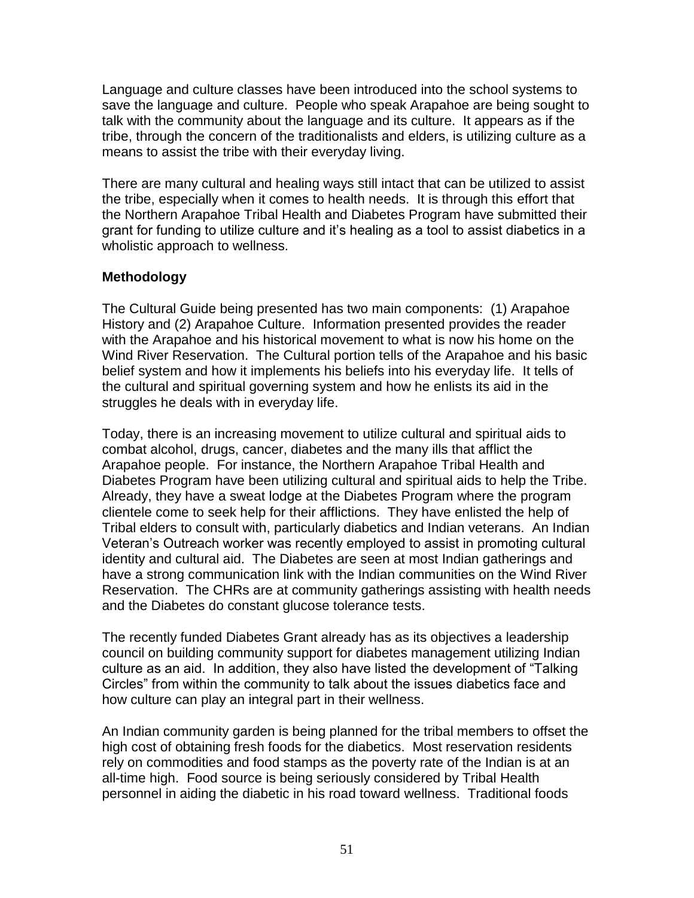Language and culture classes have been introduced into the school systems to save the language and culture. People who speak Arapahoe are being sought to talk with the community about the language and its culture. It appears as if the tribe, through the concern of the traditionalists and elders, is utilizing culture as a means to assist the tribe with their everyday living.

There are many cultural and healing ways still intact that can be utilized to assist the tribe, especially when it comes to health needs. It is through this effort that the Northern Arapahoe Tribal Health and Diabetes Program have submitted their grant for funding to utilize culture and it's healing as a tool to assist diabetics in a wholistic approach to wellness.

**Methodology**

The Cultural Guide being presented has two main components: (1) Arapahoe History and (2) Arapahoe Culture. Information presented provides the reader with the Arapahoe and his historical movement to what is now his home on the Wind River Reservation. The Cultural portion tells of the Arapahoe and his basic belief system and how it implements his beliefs into his everyday life. It tells of the cultural and spiritual governing system and how he enlists its aid in the struggles he deals with in everyday life.

Today, there is an increasing movement to utilize cultural and spiritual aids to combat alcohol, drugs, cancer, diabetes and the many ills that afflict the Arapahoe people. For instance, the Northern Arapahoe Tribal Health and Diabetes Program have been utilizing cultural and spiritual aids to help the Tribe. Already, they have a sweat lodge at the Diabetes Program where the program clientele come to seek help for their afflictions. They have enlisted the help of Tribal elders to consult with, particularly diabetics and Indian veterans. An Indian Veteran's Outreach worker was recently employed to assist in promoting cultural identity and cultural aid. The Diabetes are seen at most Indian gatherings and have a strong communication link with the Indian communities on the Wind River Reservation. The CHRs are at community gatherings assisting with health needs and the Diabetes do constant glucose tolerance tests.

The recently funded Diabetes Grant already has as its objectives a leadership council on building community support for diabetes management utilizing Indian culture as an aid. In addition, they also have listed the development of "Talking Circles" from within the community to talk about the issues diabetics face and how culture can play an integral part in their wellness.

An Indian community garden is being planned for the tribal members to offset the high cost of obtaining fresh foods for the diabetics. Most reservation residents rely on commodities and food stamps as the poverty rate of the Indian is at an all-time high. Food source is being seriously considered by Tribal Health personnel in aiding the diabetic in his road toward wellness. Traditional foods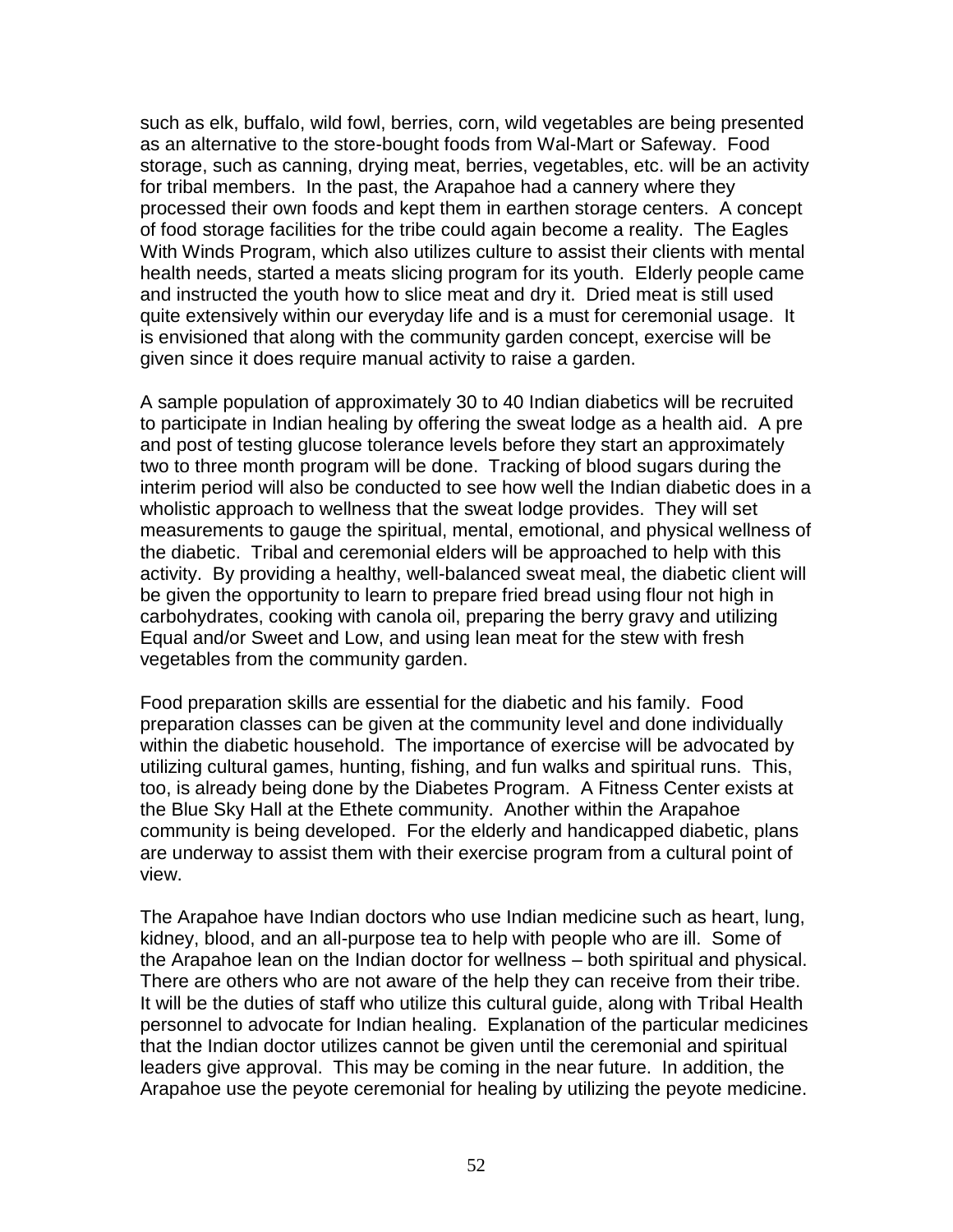such as elk, buffalo, wild fowl, berries, corn, wild vegetables are being presented as an alternative to the store-bought foods from Wal-Mart or Safeway. Food storage, such as canning, drying meat, berries, vegetables, etc. will be an activity for tribal members. In the past, the Arapahoe had a cannery where they processed their own foods and kept them in earthen storage centers. A concept of food storage facilities for the tribe could again become a reality. The Eagles With Winds Program, which also utilizes culture to assist their clients with mental health needs, started a meats slicing program for its youth. Elderly people came and instructed the youth how to slice meat and dry it. Dried meat is still used quite extensively within our everyday life and is a must for ceremonial usage. It is envisioned that along with the community garden concept, exercise will be given since it does require manual activity to raise a garden.

A sample population of approximately 30 to 40 Indian diabetics will be recruited to participate in Indian healing by offering the sweat lodge as a health aid. A pre and post of testing glucose tolerance levels before they start an approximately two to three month program will be done. Tracking of blood sugars during the interim period will also be conducted to see how well the Indian diabetic does in a wholistic approach to wellness that the sweat lodge provides. They will set measurements to gauge the spiritual, mental, emotional, and physical wellness of the diabetic. Tribal and ceremonial elders will be approached to help with this activity. By providing a healthy, well-balanced sweat meal, the diabetic client will be given the opportunity to learn to prepare fried bread using flour not high in carbohydrates, cooking with canola oil, preparing the berry gravy and utilizing Equal and/or Sweet and Low, and using lean meat for the stew with fresh vegetables from the community garden.

Food preparation skills are essential for the diabetic and his family. Food preparation classes can be given at the community level and done individually within the diabetic household. The importance of exercise will be advocated by utilizing cultural games, hunting, fishing, and fun walks and spiritual runs. This, too, is already being done by the Diabetes Program. A Fitness Center exists at the Blue Sky Hall at the Ethete community. Another within the Arapahoe community is being developed. For the elderly and handicapped diabetic, plans are underway to assist them with their exercise program from a cultural point of view.

The Arapahoe have Indian doctors who use Indian medicine such as heart, lung, kidney, blood, and an all-purpose tea to help with people who are ill. Some of the Arapahoe lean on the Indian doctor for wellness – both spiritual and physical. There are others who are not aware of the help they can receive from their tribe. It will be the duties of staff who utilize this cultural guide, along with Tribal Health personnel to advocate for Indian healing. Explanation of the particular medicines that the Indian doctor utilizes cannot be given until the ceremonial and spiritual leaders give approval. This may be coming in the near future. In addition, the Arapahoe use the peyote ceremonial for healing by utilizing the peyote medicine.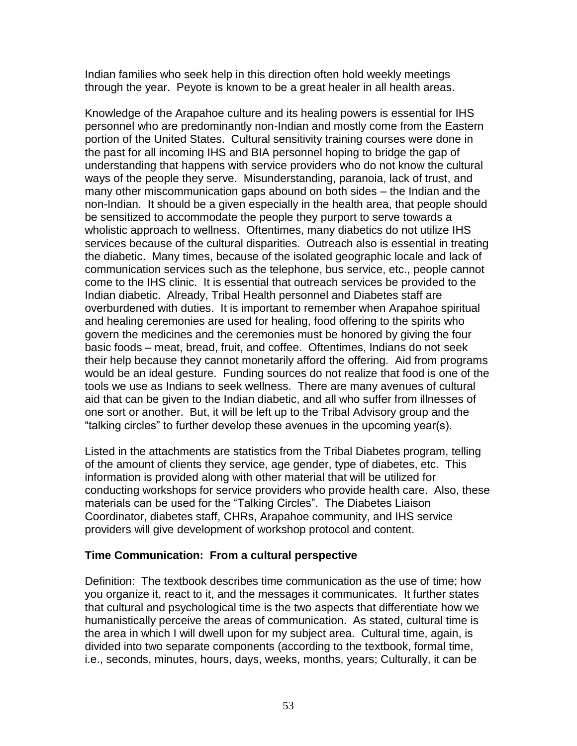Indian families who seek help in this direction often hold weekly meetings through the year. Peyote is known to be a great healer in all health areas.

Knowledge of the Arapahoe culture and its healing powers is essential for IHS personnel who are predominantly non-Indian and mostly come from the Eastern portion of the United States. Cultural sensitivity training courses were done in the past for all incoming IHS and BIA personnel hoping to bridge the gap of understanding that happens with service providers who do not know the cultural ways of the people they serve. Misunderstanding, paranoia, lack of trust, and many other miscommunication gaps abound on both sides – the Indian and the non-Indian. It should be a given especially in the health area, that people should be sensitized to accommodate the people they purport to serve towards a wholistic approach to wellness. Oftentimes, many diabetics do not utilize IHS services because of the cultural disparities. Outreach also is essential in treating the diabetic. Many times, because of the isolated geographic locale and lack of communication services such as the telephone, bus service, etc., people cannot come to the IHS clinic. It is essential that outreach services be provided to the Indian diabetic. Already, Tribal Health personnel and Diabetes staff are overburdened with duties. It is important to remember when Arapahoe spiritual and healing ceremonies are used for healing, food offering to the spirits who govern the medicines and the ceremonies must be honored by giving the four basic foods – meat, bread, fruit, and coffee. Oftentimes, Indians do not seek their help because they cannot monetarily afford the offering. Aid from programs would be an ideal gesture. Funding sources do not realize that food is one of the tools we use as Indians to seek wellness. There are many avenues of cultural aid that can be given to the Indian diabetic, and all who suffer from illnesses of one sort or another. But, it will be left up to the Tribal Advisory group and the "talking circles" to further develop these avenues in the upcoming year(s).

Listed in the attachments are statistics from the Tribal Diabetes program, telling of the amount of clients they service, age gender, type of diabetes, etc. This information is provided along with other material that will be utilized for conducting workshops for service providers who provide health care. Also, these materials can be used for the "Talking Circles". The Diabetes Liaison Coordinator, diabetes staff, CHRs, Arapahoe community, and IHS service providers will give development of workshop protocol and content.

**Time Communication: From a cultural perspective**

Definition: The textbook describes time communication as the use of time; how you organize it, react to it, and the messages it communicates. It further states that cultural and psychological time is the two aspects that differentiate how we humanistically perceive the areas of communication. As stated, cultural time is the area in which I will dwell upon for my subject area. Cultural time, again, is divided into two separate components (according to the textbook, formal time, i.e., seconds, minutes, hours, days, weeks, months, years; Culturally, it can be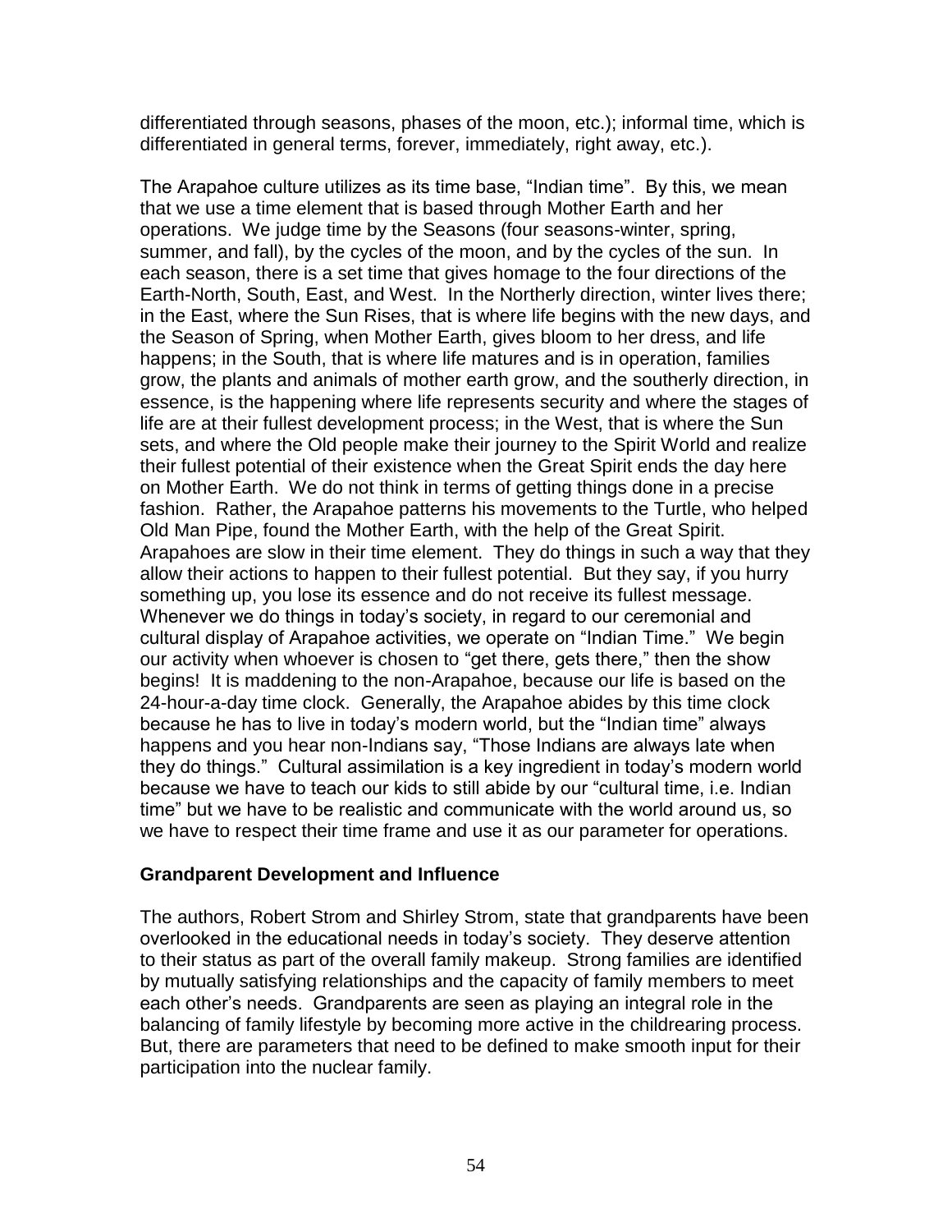differentiated through seasons, phases of the moon, etc.); informal time, which is differentiated in general terms, forever, immediately, right away, etc.).

The Arapahoe culture utilizes as its time base, "Indian time". By this, we mean that we use a time element that is based through Mother Earth and her operations. We judge time by the Seasons (four seasons-winter, spring, summer, and fall), by the cycles of the moon, and by the cycles of the sun. In each season, there is a set time that gives homage to the four directions of the Earth-North, South, East, and West. In the Northerly direction, winter lives there; in the East, where the Sun Rises, that is where life begins with the new days, and the Season of Spring, when Mother Earth, gives bloom to her dress, and life happens; in the South, that is where life matures and is in operation, families grow, the plants and animals of mother earth grow, and the southerly direction, in essence, is the happening where life represents security and where the stages of life are at their fullest development process; in the West, that is where the Sun sets, and where the Old people make their journey to the Spirit World and realize their fullest potential of their existence when the Great Spirit ends the day here on Mother Earth. We do not think in terms of getting things done in a precise fashion. Rather, the Arapahoe patterns his movements to the Turtle, who helped Old Man Pipe, found the Mother Earth, with the help of the Great Spirit. Arapahoes are slow in their time element. They do things in such a way that they allow their actions to happen to their fullest potential. But they say, if you hurry something up, you lose its essence and do not receive its fullest message. Whenever we do things in today's society, in regard to our ceremonial and cultural display of Arapahoe activities, we operate on "Indian Time." We begin our activity when whoever is chosen to "get there, gets there," then the show begins! It is maddening to the non-Arapahoe, because our life is based on the 24-hour-a-day time clock. Generally, the Arapahoe abides by this time clock because he has to live in today's modern world, but the "Indian time" always happens and you hear non-Indians say, "Those Indians are always late when they do things." Cultural assimilation is a key ingredient in today's modern world because we have to teach our kids to still abide by our "cultural time, i.e. Indian time" but we have to be realistic and communicate with the world around us, so we have to respect their time frame and use it as our parameter for operations.

**Grandparent Development and Influence**

The authors, Robert Strom and Shirley Strom, state that grandparents have been overlooked in the educational needs in today's society. They deserve attention to their status as part of the overall family makeup. Strong families are identified by mutually satisfying relationships and the capacity of family members to meet each other's needs. Grandparents are seen as playing an integral role in the balancing of family lifestyle by becoming more active in the childrearing process. But, there are parameters that need to be defined to make smooth input for their participation into the nuclear family.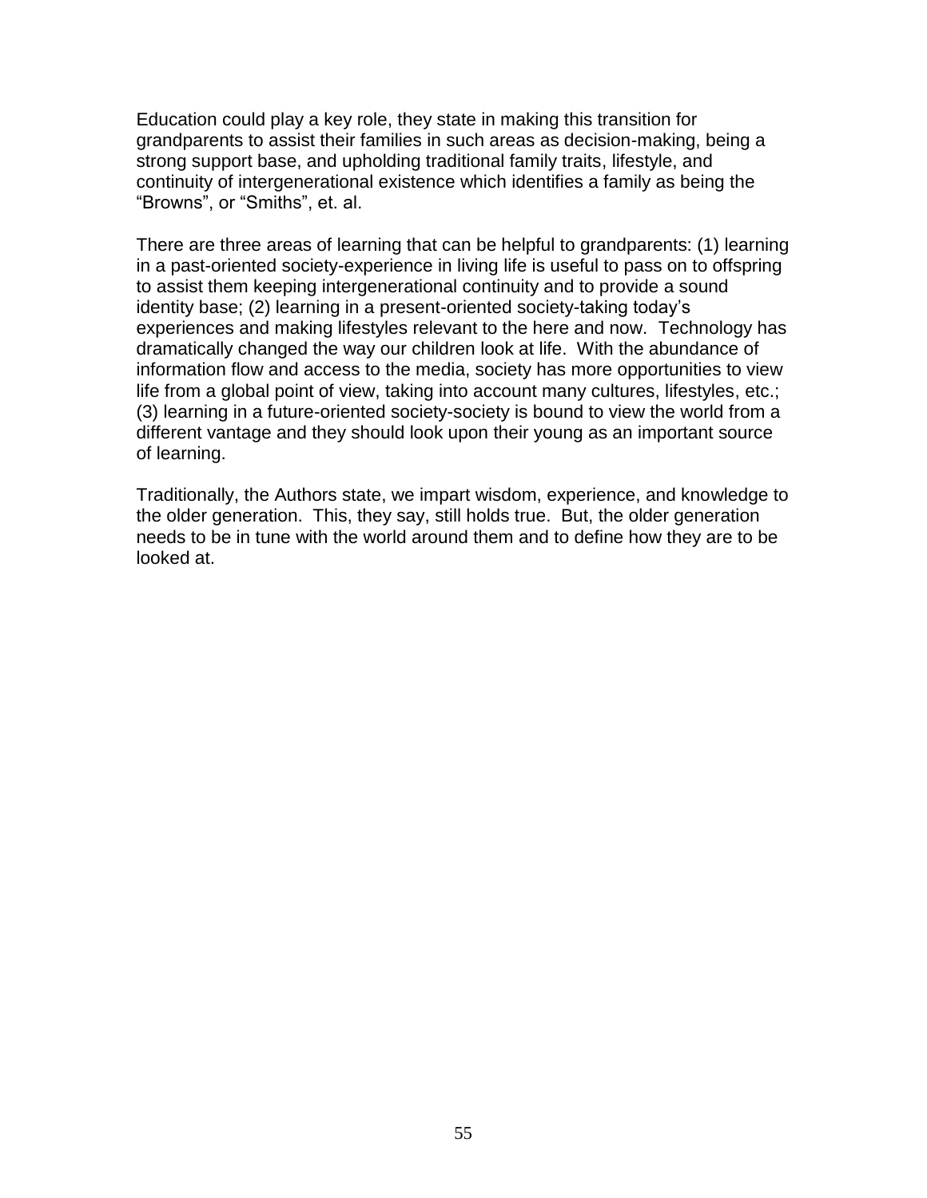Education could play a key role, they state in making this transition for grandparents to assist their families in such areas as decision-making, being a strong support base, and upholding traditional family traits, lifestyle, and continuity of intergenerational existence which identifies a family as being the "Browns", or "Smiths", et. al.

There are three areas of learning that can be helpful to grandparents: (1) learning in a past-oriented society-experience in living life is useful to pass on to offspring to assist them keeping intergenerational continuity and to provide a sound identity base; (2) learning in a present-oriented society-taking today's experiences and making lifestyles relevant to the here and now. Technology has dramatically changed the way our children look at life. With the abundance of information flow and access to the media, society has more opportunities to view life from a global point of view, taking into account many cultures, lifestyles, etc.; (3) learning in a future-oriented society-society is bound to view the world from a different vantage and they should look upon their young as an important source of learning.

Traditionally, the Authors state, we impart wisdom, experience, and knowledge to the older generation. This, they say, still holds true. But, the older generation needs to be in tune with the world around them and to define how they are to be looked at.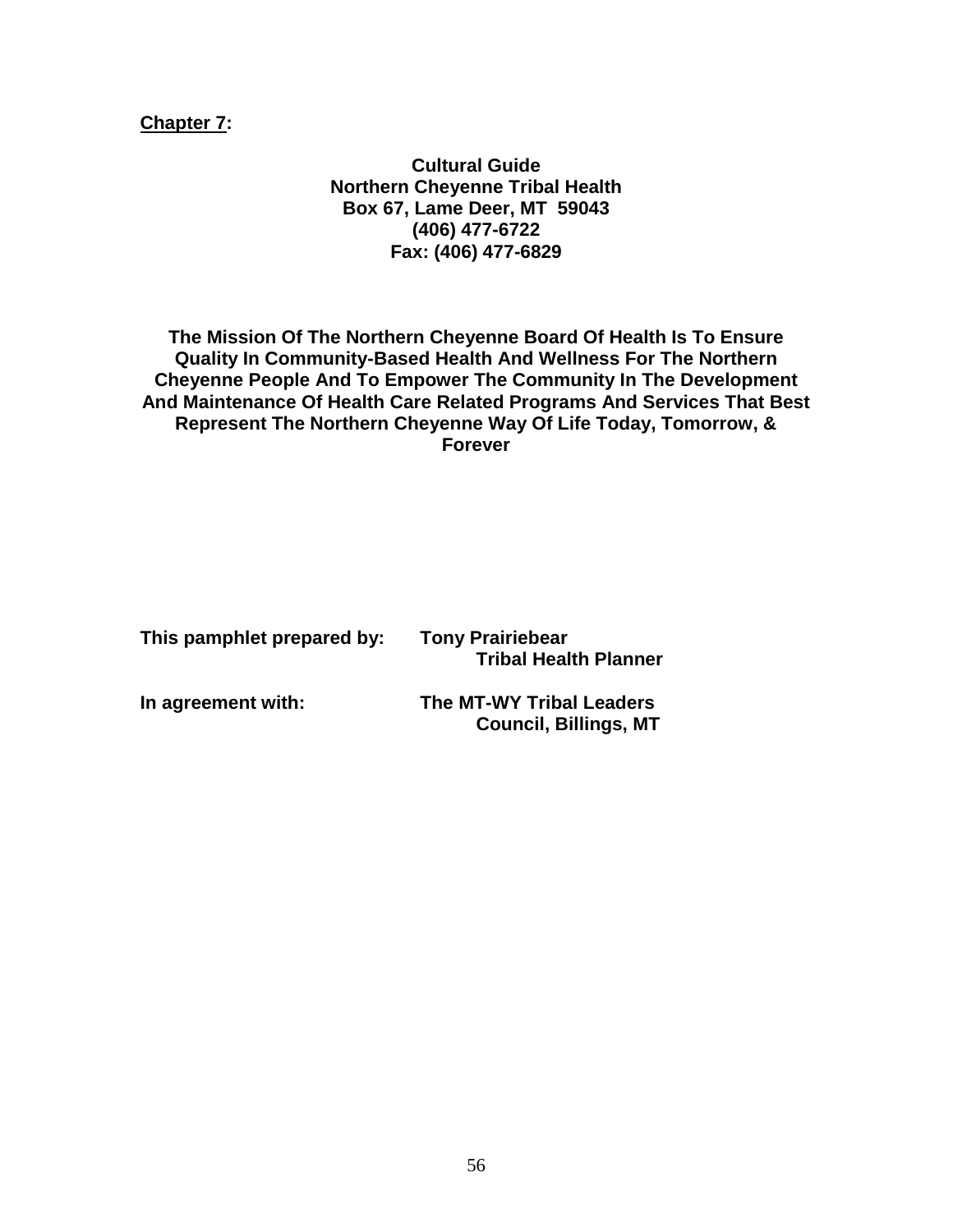**<u>Chapter 7</u>:**

**Cultural Guide**
**Northern Cheyenne Tribal Health**
**Box 67, Lame Deer, MT 59043**
**(406) 477-6722**
**Fax: (406) 477-6829**

**The Mission Of The Northern Cheyenne Board Of Health Is To Ensure Quality In Community-Based Health And Wellness For The Northern Cheyenne People And To Empower The Community In The Development And Maintenance Of Health Care Related Programs And Services That Best Represent The Northern Cheyenne Way Of Life Today, Tomorrow, & Forever**

**This pamphlet prepared by:** **Tony Prairiebear**
**Tribal Health Planner**

**In agreement with:** **The MT-WY Tribal Leaders**
**Council, Billings, MT**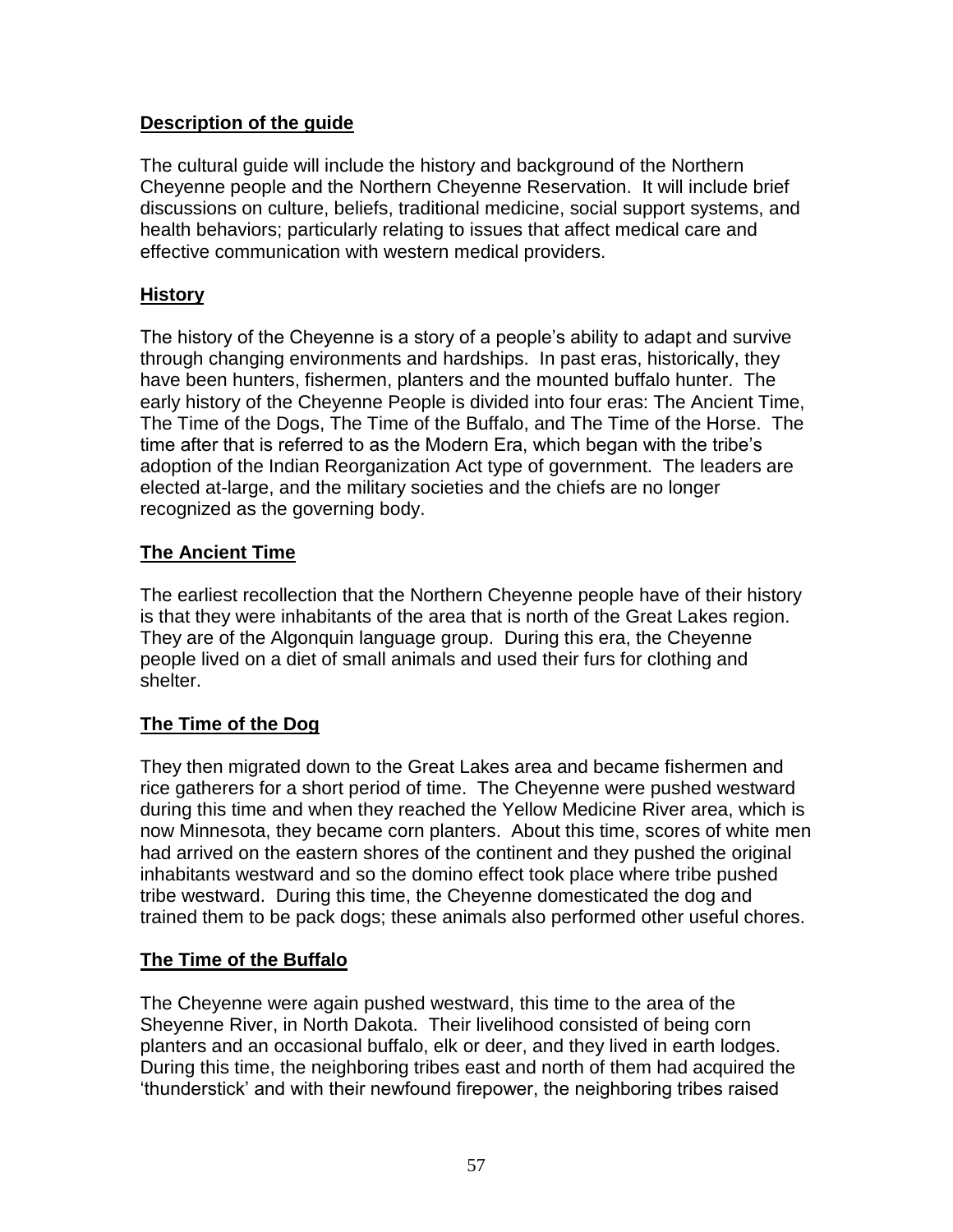## Description of the guide

The cultural guide will include the history and background of the Northern Cheyenne people and the Northern Cheyenne Reservation. It will include brief discussions on culture, beliefs, traditional medicine, social support systems, and health behaviors; particularly relating to issues that affect medical care and effective communication with western medical providers.

## History

The history of the Cheyenne is a story of a people's ability to adapt and survive through changing environments and hardships. In past eras, historically, they have been hunters, fishermen, planters and the mounted buffalo hunter. The early history of the Cheyenne People is divided into four eras: The Ancient Time, The Time of the Dogs, The Time of the Buffalo, and The Time of the Horse. The time after that is referred to as the Modern Era, which began with the tribe's adoption of the Indian Reorganization Act type of government. The leaders are elected at-large, and the military societies and the chiefs are no longer recognized as the governing body.

## The Ancient Time

The earliest recollection that the Northern Cheyenne people have of their history is that they were inhabitants of the area that is north of the Great Lakes region. They are of the Algonquin language group. During this era, the Cheyenne people lived on a diet of small animals and used their furs for clothing and shelter.

## The Time of the Dog

They then migrated down to the Great Lakes area and became fishermen and rice gatherers for a short period of time. The Cheyenne were pushed westward during this time and when they reached the Yellow Medicine River area, which is now Minnesota, they became corn planters. About this time, scores of white men had arrived on the eastern shores of the continent and they pushed the original inhabitants westward and so the domino effect took place where tribe pushed tribe westward. During this time, the Cheyenne domesticated the dog and trained them to be pack dogs; these animals also performed other useful chores.

## The Time of the Buffalo

The Cheyenne were again pushed westward, this time to the area of the Sheyenne River, in North Dakota. Their livelihood consisted of being corn planters and an occasional buffalo, elk or deer, and they lived in earth lodges. During this time, the neighboring tribes east and north of them had acquired the 'thunderstick' and with their newfound firepower, the neighboring tribes raised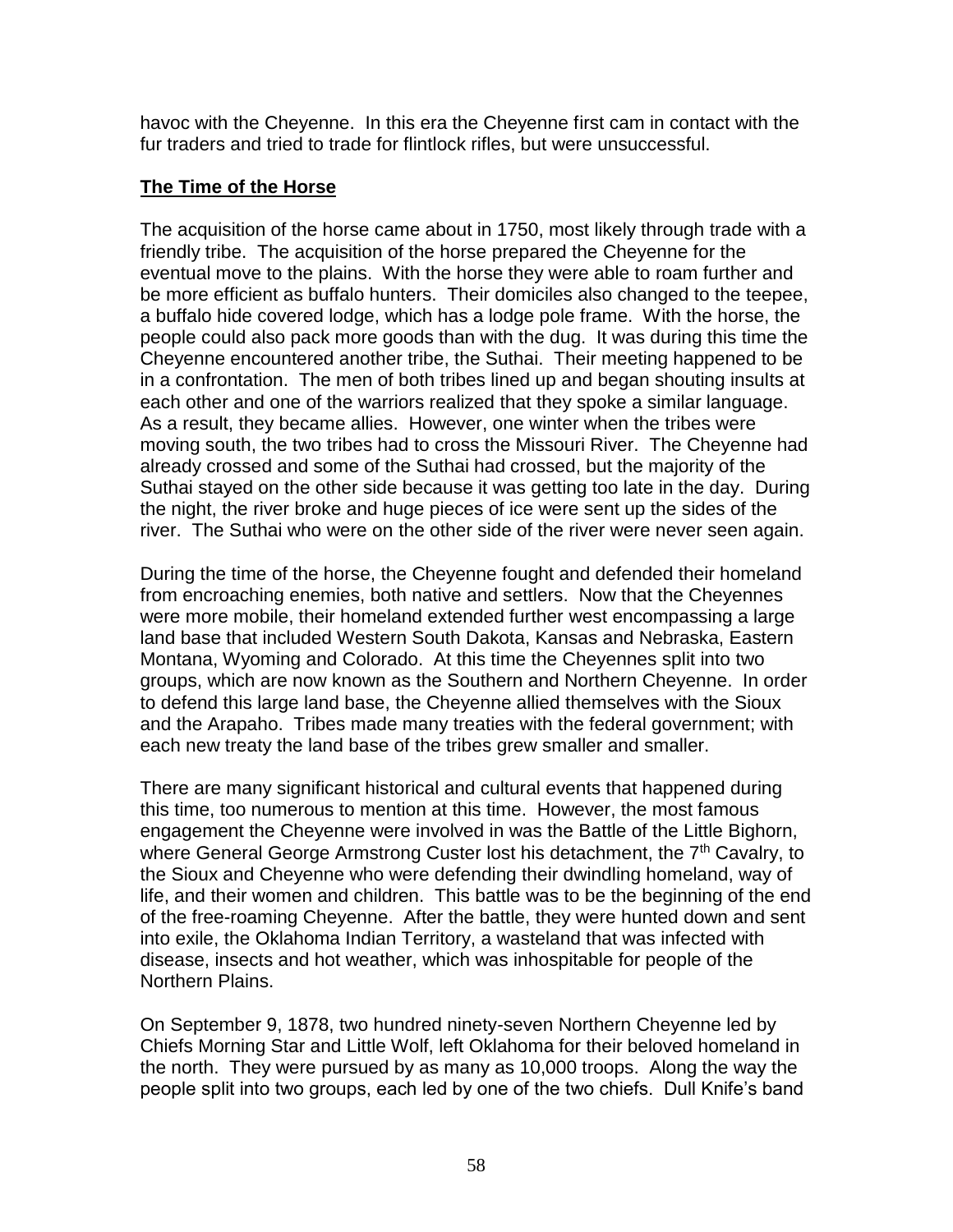havoc with the Cheyenne. In this era the Cheyenne first cam in contact with the fur traders and tried to trade for flintlock rifles, but were unsuccessful.

## The Time of the Horse

The acquisition of the horse came about in 1750, most likely through trade with a friendly tribe. The acquisition of the horse prepared the Cheyenne for the eventual move to the plains. With the horse they were able to roam further and be more efficient as buffalo hunters. Their domiciles also changed to the teepee, a buffalo hide covered lodge, which has a lodge pole frame. With the horse, the people could also pack more goods than with the dug. It was during this time the Cheyenne encountered another tribe, the Suthai. Their meeting happened to be in a confrontation. The men of both tribes lined up and began shouting insults at each other and one of the warriors realized that they spoke a similar language. As a result, they became allies. However, one winter when the tribes were moving south, the two tribes had to cross the Missouri River. The Cheyenne had already crossed and some of the Suthai had crossed, but the majority of the Suthai stayed on the other side because it was getting too late in the day. During the night, the river broke and huge pieces of ice were sent up the sides of the river. The Suthai who were on the other side of the river were never seen again.

During the time of the horse, the Cheyenne fought and defended their homeland from encroaching enemies, both native and settlers. Now that the Cheyennes were more mobile, their homeland extended further west encompassing a large land base that included Western South Dakota, Kansas and Nebraska, Eastern Montana, Wyoming and Colorado. At this time the Cheyennes split into two groups, which are now known as the Southern and Northern Cheyenne. In order to defend this large land base, the Cheyenne allied themselves with the Sioux and the Arapaho. Tribes made many treaties with the federal government; with each new treaty the land base of the tribes grew smaller and smaller.

There are many significant historical and cultural events that happened during this time, too numerous to mention at this time. However, the most famous engagement the Cheyenne were involved in was the Battle of the Little Bighorn, where General George Armstrong Custer lost his detachment, the 7th Cavalry, to the Sioux and Cheyenne who were defending their dwindling homeland, way of life, and their women and children. This battle was to be the beginning of the end of the free-roaming Cheyenne. After the battle, they were hunted down and sent into exile, the Oklahoma Indian Territory, a wasteland that was infected with disease, insects and hot weather, which was inhospitable for people of the Northern Plains.

On September 9, 1878, two hundred ninety-seven Northern Cheyenne led by Chiefs Morning Star and Little Wolf, left Oklahoma for their beloved homeland in the north. They were pursued by as many as 10,000 troops. Along the way the people split into two groups, each led by one of the two chiefs. Dull Knife's band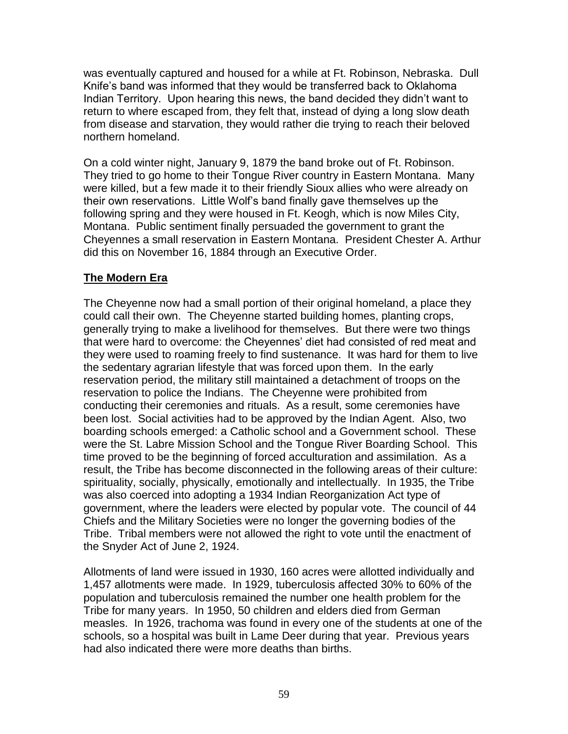was eventually captured and housed for a while at Ft. Robinson, Nebraska. Dull Knife's band was informed that they would be transferred back to Oklahoma Indian Territory. Upon hearing this news, the band decided they didn't want to return to where escaped from, they felt that, instead of dying a long slow death from disease and starvation, they would rather die trying to reach their beloved northern homeland.

On a cold winter night, January 9, 1879 the band broke out of Ft. Robinson. They tried to go home to their Tongue River country in Eastern Montana. Many were killed, but a few made it to their friendly Sioux allies who were already on their own reservations. Little Wolf's band finally gave themselves up the following spring and they were housed in Ft. Keogh, which is now Miles City, Montana. Public sentiment finally persuaded the government to grant the Cheyennes a small reservation in Eastern Montana. President Chester A. Arthur did this on November 16, 1884 through an Executive Order.

## **The Modern Era**

The Cheyenne now had a small portion of their original homeland, a place they could call their own. The Cheyenne started building homes, planting crops, generally trying to make a livelihood for themselves. But there were two things that were hard to overcome: the Cheyennes' diet had consisted of red meat and they were used to roaming freely to find sustenance. It was hard for them to live the sedentary agrarian lifestyle that was forced upon them. In the early reservation period, the military still maintained a detachment of troops on the reservation to police the Indians. The Cheyenne were prohibited from conducting their ceremonies and rituals. As a result, some ceremonies have been lost. Social activities had to be approved by the Indian Agent. Also, two boarding schools emerged: a Catholic school and a Government school. These were the St. Labre Mission School and the Tongue River Boarding School. This time proved to be the beginning of forced acculturation and assimilation. As a result, the Tribe has become disconnected in the following areas of their culture: spirituality, socially, physically, emotionally and intellectually. In 1935, the Tribe was also coerced into adopting a 1934 Indian Reorganization Act type of government, where the leaders were elected by popular vote. The council of 44 Chiefs and the Military Societies were no longer the governing bodies of the Tribe. Tribal members were not allowed the right to vote until the enactment of the Snyder Act of June 2, 1924.

Allotments of land were issued in 1930, 160 acres were allotted individually and 1,457 allotments were made. In 1929, tuberculosis affected 30% to 60% of the population and tuberculosis remained the number one health problem for the Tribe for many years. In 1950, 50 children and elders died from German measles. In 1926, trachoma was found in every one of the students at one of the schools, so a hospital was built in Lame Deer during that year. Previous years had also indicated there were more deaths than births.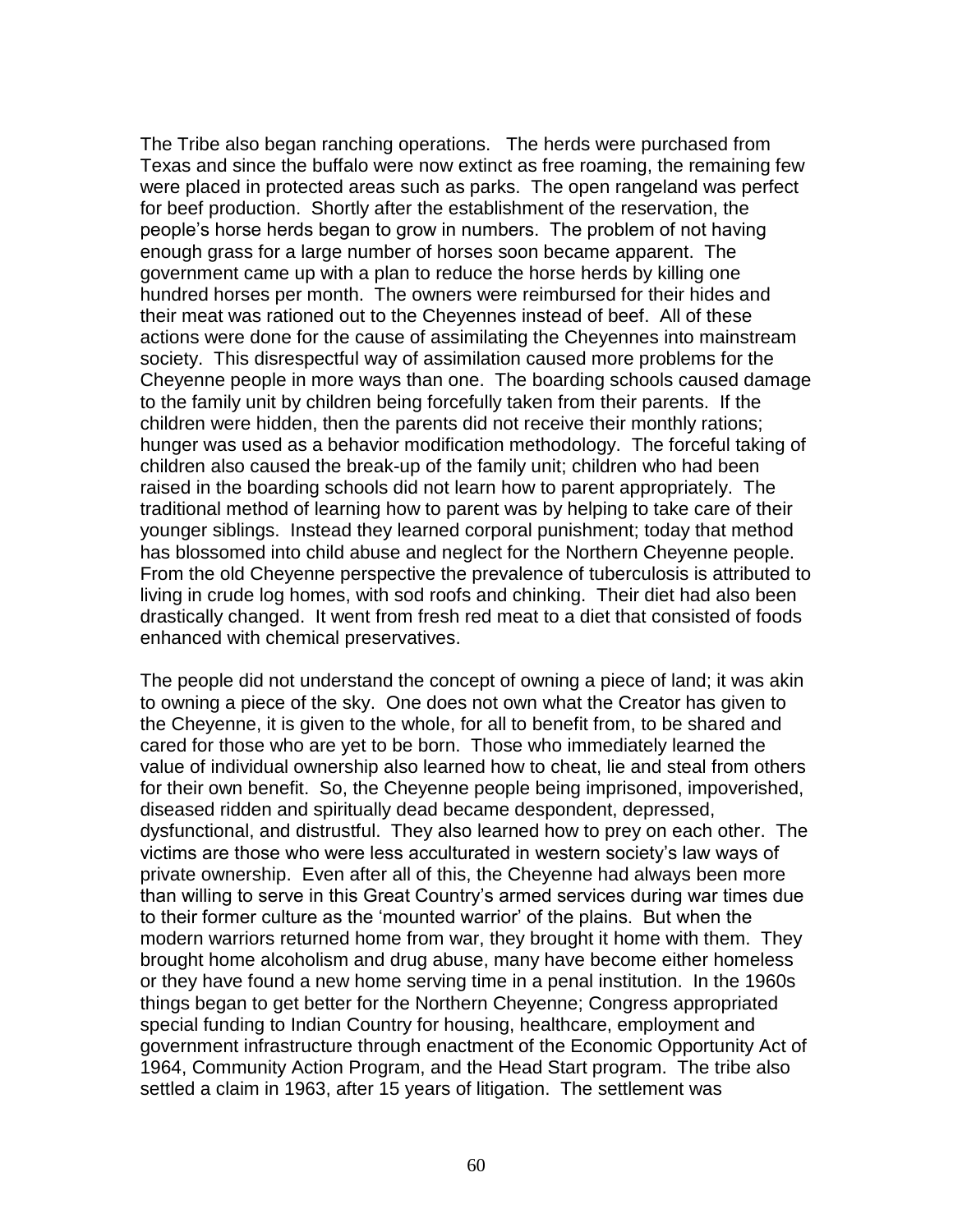The Tribe also began ranching operations. The herds were purchased from Texas and since the buffalo were now extinct as free roaming, the remaining few were placed in protected areas such as parks. The open rangeland was perfect for beef production. Shortly after the establishment of the reservation, the people's horse herds began to grow in numbers. The problem of not having enough grass for a large number of horses soon became apparent. The government came up with a plan to reduce the horse herds by killing one hundred horses per month. The owners were reimbursed for their hides and their meat was rationed out to the Cheyennes instead of beef. All of these actions were done for the cause of assimilating the Cheyennes into mainstream society. This disrespectful way of assimilation caused more problems for the Cheyenne people in more ways than one. The boarding schools caused damage to the family unit by children being forcefully taken from their parents. If the children were hidden, then the parents did not receive their monthly rations; hunger was used as a behavior modification methodology. The forceful taking of children also caused the break-up of the family unit; children who had been raised in the boarding schools did not learn how to parent appropriately. The traditional method of learning how to parent was by helping to take care of their younger siblings. Instead they learned corporal punishment; today that method has blossomed into child abuse and neglect for the Northern Cheyenne people. From the old Cheyenne perspective the prevalence of tuberculosis is attributed to living in crude log homes, with sod roofs and chinking. Their diet had also been drastically changed. It went from fresh red meat to a diet that consisted of foods enhanced with chemical preservatives.

The people did not understand the concept of owning a piece of land; it was akin to owning a piece of the sky. One does not own what the Creator has given to the Cheyenne, it is given to the whole, for all to benefit from, to be shared and cared for those who are yet to be born. Those who immediately learned the value of individual ownership also learned how to cheat, lie and steal from others for their own benefit. So, the Cheyenne people being imprisoned, impoverished, diseased ridden and spiritually dead became despondent, depressed, dysfunctional, and distrustful. They also learned how to prey on each other. The victims are those who were less acculturated in western society's law ways of private ownership. Even after all of this, the Cheyenne had always been more than willing to serve in this Great Country's armed services during war times due to their former culture as the 'mounted warrior' of the plains. But when the modern warriors returned home from war, they brought it home with them. They brought home alcoholism and drug abuse, many have become either homeless or they have found a new home serving time in a penal institution. In the 1960s things began to get better for the Northern Cheyenne; Congress appropriated special funding to Indian Country for housing, healthcare, employment and government infrastructure through enactment of the Economic Opportunity Act of 1964, Community Action Program, and the Head Start program. The tribe also settled a claim in 1963, after 15 years of litigation. The settlement was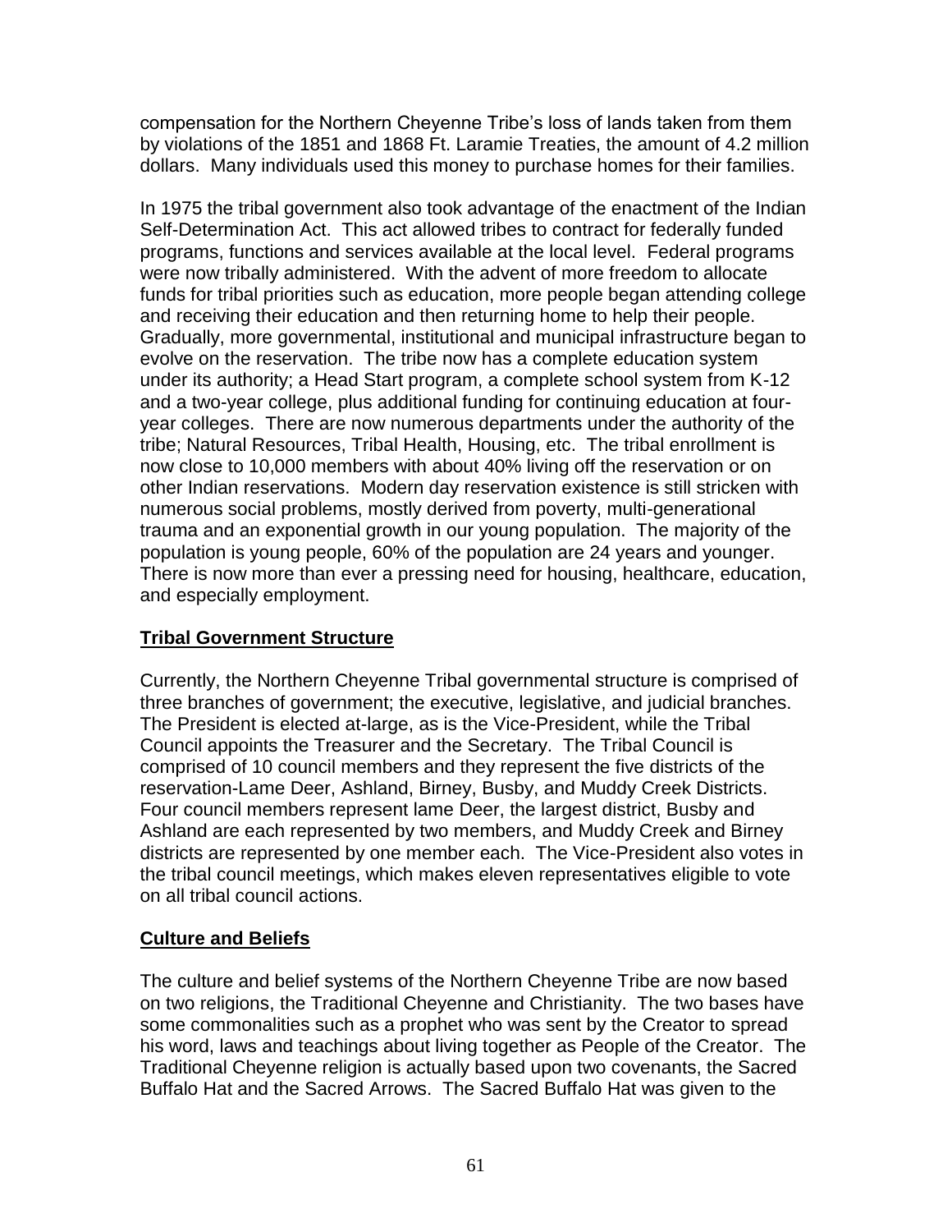compensation for the Northern Cheyenne Tribe's loss of lands taken from them by violations of the 1851 and 1868 Ft. Laramie Treaties, the amount of 4.2 million dollars. Many individuals used this money to purchase homes for their families.

In 1975 the tribal government also took advantage of the enactment of the Indian Self-Determination Act. This act allowed tribes to contract for federally funded programs, functions and services available at the local level. Federal programs were now tribally administered. With the advent of more freedom to allocate funds for tribal priorities such as education, more people began attending college and receiving their education and then returning home to help their people. Gradually, more governmental, institutional and municipal infrastructure began to evolve on the reservation. The tribe now has a complete education system under its authority; a Head Start program, a complete school system from K-12 and a two-year college, plus additional funding for continuing education at four-year colleges. There are now numerous departments under the authority of the tribe; Natural Resources, Tribal Health, Housing, etc. The tribal enrollment is now close to 10,000 members with about 40% living off the reservation or on other Indian reservations. Modern day reservation existence is still stricken with numerous social problems, mostly derived from poverty, multi-generational trauma and an exponential growth in our young population. The majority of the population is young people, 60% of the population are 24 years and younger. There is now more than ever a pressing need for housing, healthcare, education, and especially employment.

## Tribal Government Structure

Currently, the Northern Cheyenne Tribal governmental structure is comprised of three branches of government; the executive, legislative, and judicial branches. The President is elected at-large, as is the Vice-President, while the Tribal Council appoints the Treasurer and the Secretary. The Tribal Council is comprised of 10 council members and they represent the five districts of the reservation-Lame Deer, Ashland, Birney, Busby, and Muddy Creek Districts. Four council members represent lame Deer, the largest district, Busby and Ashland are each represented by two members, and Muddy Creek and Birney districts are represented by one member each. The Vice-President also votes in the tribal council meetings, which makes eleven representatives eligible to vote on all tribal council actions.

## Culture and Beliefs

The culture and belief systems of the Northern Cheyenne Tribe are now based on two religions, the Traditional Cheyenne and Christianity. The two bases have some commonalities such as a prophet who was sent by the Creator to spread his word, laws and teachings about living together as People of the Creator. The Traditional Cheyenne religion is actually based upon two covenants, the Sacred Buffalo Hat and the Sacred Arrows. The Sacred Buffalo Hat was given to the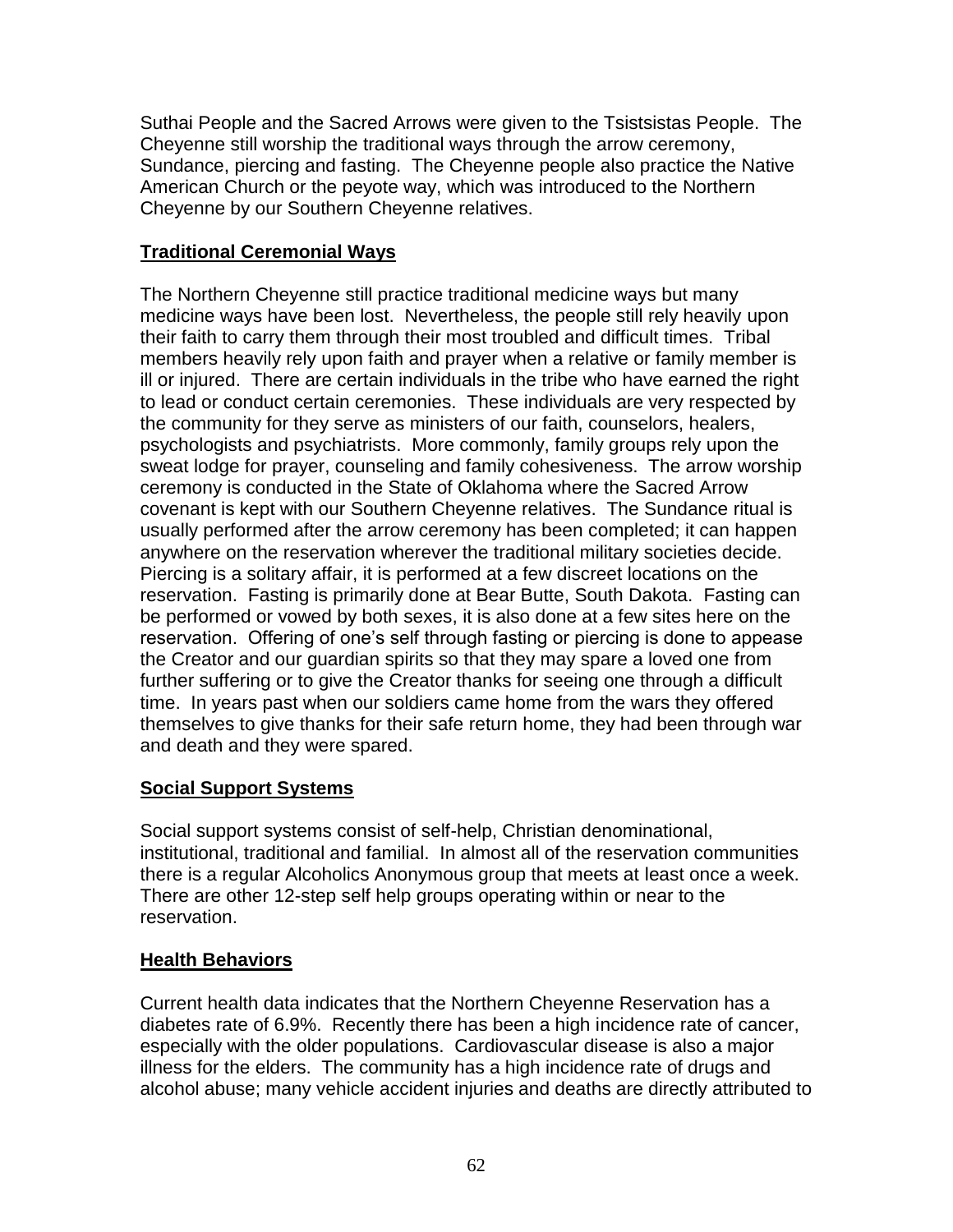Suthai People and the Sacred Arrows were given to the Tsistsistas People. The Cheyenne still worship the traditional ways through the arrow ceremony, Sundance, piercing and fasting. The Cheyenne people also practice the Native American Church or the peyote way, which was introduced to the Northern Cheyenne by our Southern Cheyenne relatives.

## Traditional Ceremonial Ways

The Northern Cheyenne still practice traditional medicine ways but many medicine ways have been lost. Nevertheless, the people still rely heavily upon their faith to carry them through their most troubled and difficult times. Tribal members heavily rely upon faith and prayer when a relative or family member is ill or injured. There are certain individuals in the tribe who have earned the right to lead or conduct certain ceremonies. These individuals are very respected by the community for they serve as ministers of our faith, counselors, healers, psychologists and psychiatrists. More commonly, family groups rely upon the sweat lodge for prayer, counseling and family cohesiveness. The arrow worship ceremony is conducted in the State of Oklahoma where the Sacred Arrow covenant is kept with our Southern Cheyenne relatives. The Sundance ritual is usually performed after the arrow ceremony has been completed; it can happen anywhere on the reservation wherever the traditional military societies decide. Piercing is a solitary affair, it is performed at a few discreet locations on the reservation. Fasting is primarily done at Bear Butte, South Dakota. Fasting can be performed or vowed by both sexes, it is also done at a few sites here on the reservation. Offering of one's self through fasting or piercing is done to appease the Creator and our guardian spirits so that they may spare a loved one from further suffering or to give the Creator thanks for seeing one through a difficult time. In years past when our soldiers came home from the wars they offered themselves to give thanks for their safe return home, they had been through war and death and they were spared.

## Social Support Systems

Social support systems consist of self-help, Christian denominational, institutional, traditional and familial. In almost all of the reservation communities there is a regular Alcoholics Anonymous group that meets at least once a week. There are other 12-step self help groups operating within or near to the reservation.

## Health Behaviors

Current health data indicates that the Northern Cheyenne Reservation has a diabetes rate of 6.9%. Recently there has been a high incidence rate of cancer, especially with the older populations. Cardiovascular disease is also a major illness for the elders. The community has a high incidence rate of drugs and alcohol abuse; many vehicle accident injuries and deaths are directly attributed to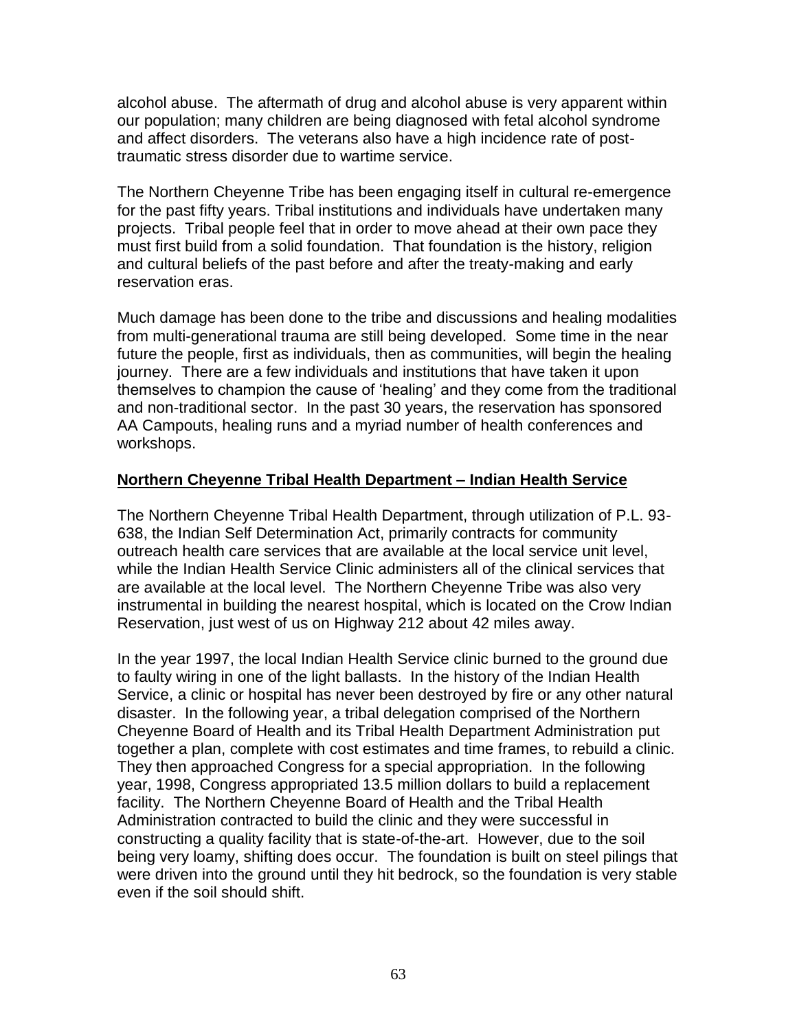alcohol abuse. The aftermath of drug and alcohol abuse is very apparent within our population; many children are being diagnosed with fetal alcohol syndrome and affect disorders. The veterans also have a high incidence rate of post-traumatic stress disorder due to wartime service.

The Northern Cheyenne Tribe has been engaging itself in cultural re-emergence for the past fifty years. Tribal institutions and individuals have undertaken many projects. Tribal people feel that in order to move ahead at their own pace they must first build from a solid foundation. That foundation is the history, religion and cultural beliefs of the past before and after the treaty-making and early reservation eras.

Much damage has been done to the tribe and discussions and healing modalities from multi-generational trauma are still being developed. Some time in the near future the people, first as individuals, then as communities, will begin the healing journey. There are a few individuals and institutions that have taken it upon themselves to champion the cause of 'healing' and they come from the traditional and non-traditional sector. In the past 30 years, the reservation has sponsored AA Campouts, healing runs and a myriad number of health conferences and workshops.

**Northern Cheyenne Tribal Health Department – Indian Health Service**

The Northern Cheyenne Tribal Health Department, through utilization of P.L. 93-638, the Indian Self Determination Act, primarily contracts for community outreach health care services that are available at the local service unit level, while the Indian Health Service Clinic administers all of the clinical services that are available at the local level. The Northern Cheyenne Tribe was also very instrumental in building the nearest hospital, which is located on the Crow Indian Reservation, just west of us on Highway 212 about 42 miles away.

In the year 1997, the local Indian Health Service clinic burned to the ground due to faulty wiring in one of the light ballasts. In the history of the Indian Health Service, a clinic or hospital has never been destroyed by fire or any other natural disaster. In the following year, a tribal delegation comprised of the Northern Cheyenne Board of Health and its Tribal Health Department Administration put together a plan, complete with cost estimates and time frames, to rebuild a clinic. They then approached Congress for a special appropriation. In the following year, 1998, Congress appropriated 13.5 million dollars to build a replacement facility. The Northern Cheyenne Board of Health and the Tribal Health Administration contracted to build the clinic and they were successful in constructing a quality facility that is state-of-the-art. However, due to the soil being very loamy, shifting does occur. The foundation is built on steel pilings that were driven into the ground until they hit bedrock, so the foundation is very stable even if the soil should shift.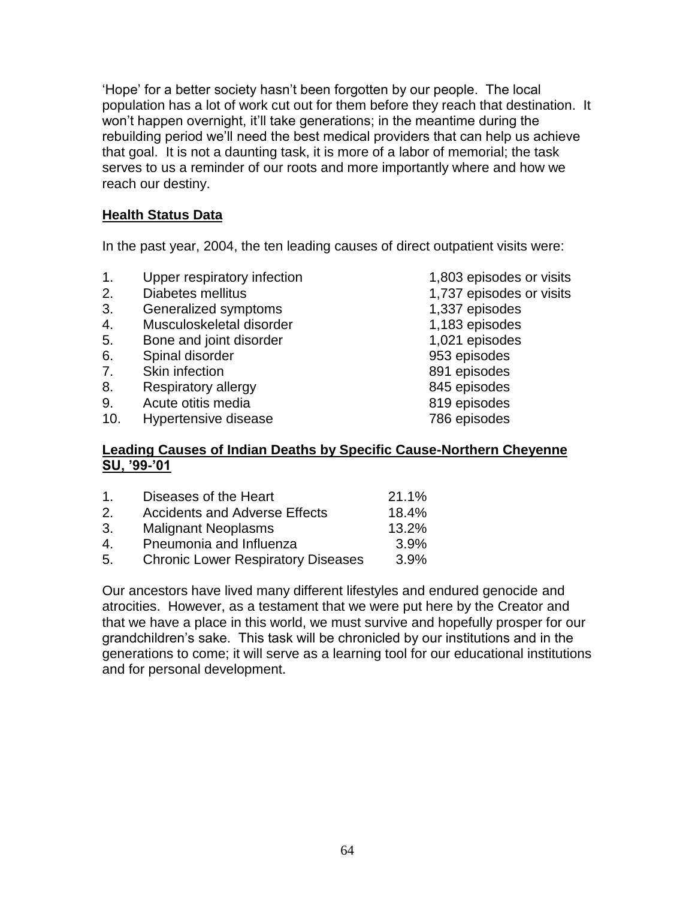'Hope' for a better society hasn't been forgotten by our people. The local population has a lot of work cut out for them before they reach that destination. It won't happen overnight, it'll take generations; in the meantime during the rebuilding period we'll need the best medical providers that can help us achieve that goal. It is not a daunting task, it is more of a labor of memorial; the task serves to us a reminder of our roots and more importantly where and how we reach our destiny.

**Health Status Data**

In the past year, 2004, the ten leading causes of direct outpatient visits were:

| | | |
|---|---|---|
| 1. | Upper respiratory infection | 1,803 episodes or visits |
| 2. | Diabetes mellitus | 1,737 episodes or visits |
| 3. | Generalized symptoms | 1,337 episodes |
| 4. | Musculoskeletal disorder | 1,183 episodes |
| 5. | Bone and joint disorder | 1,021 episodes |
| 6. | Spinal disorder | 953 episodes |
| 7. | Skin infection | 891 episodes |
| 8. | Respiratory allergy | 845 episodes |
| 9. | Acute otitis media | 819 episodes |
| 10. | Hypertensive disease | 786 episodes |

**Leading Causes of Indian Deaths by Specific Cause-Northern Cheyenne SU, '99-'01**

| | | |
|---|---|---|
| 1. | Diseases of the Heart | 21.1% |
| 2. | Accidents and Adverse Effects | 18.4% |
| 3. | Malignant Neoplasms | 13.2% |
| 4. | Pneumonia and Influenza | 3.9% |
| 5. | Chronic Lower Respiratory Diseases | 3.9% |

Our ancestors have lived many different lifestyles and endured genocide and atrocities. However, as a testament that we were put here by the Creator and that we have a place in this world, we must survive and hopefully prosper for our grandchildren's sake. This task will be chronicled by our institutions and in the generations to come; it will serve as a learning tool for our educational institutions and for personal development.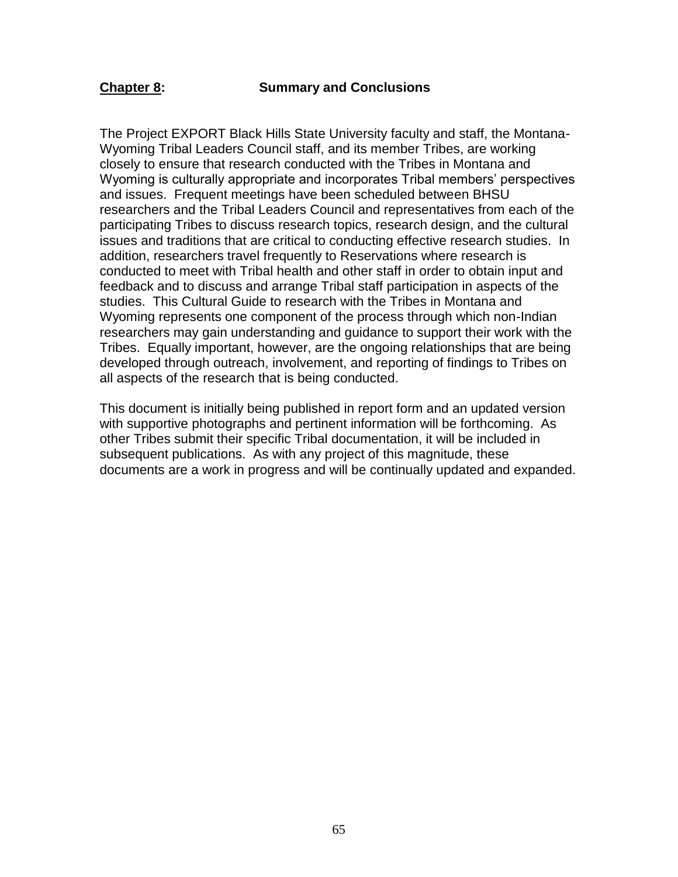## Chapter 8: Summary and Conclusions

The Project EXPORT Black Hills State University faculty and staff, the Montana-Wyoming Tribal Leaders Council staff, and its member Tribes, are working closely to ensure that research conducted with the Tribes in Montana and Wyoming is culturally appropriate and incorporates Tribal members' perspectives and issues. Frequent meetings have been scheduled between BHSU researchers and the Tribal Leaders Council and representatives from each of the participating Tribes to discuss research topics, research design, and the cultural issues and traditions that are critical to conducting effective research studies. In addition, researchers travel frequently to Reservations where research is conducted to meet with Tribal health and other staff in order to obtain input and feedback and to discuss and arrange Tribal staff participation in aspects of the studies. This Cultural Guide to research with the Tribes in Montana and Wyoming represents one component of the process through which non-Indian researchers may gain understanding and guidance to support their work with the Tribes. Equally important, however, are the ongoing relationships that are being developed through outreach, involvement, and reporting of findings to Tribes on all aspects of the research that is being conducted.

This document is initially being published in report form and an updated version with supportive photographs and pertinent information will be forthcoming. As other Tribes submit their specific Tribal documentation, it will be included in subsequent publications. As with any project of this magnitude, these documents are a work in progress and will be continually updated and expanded.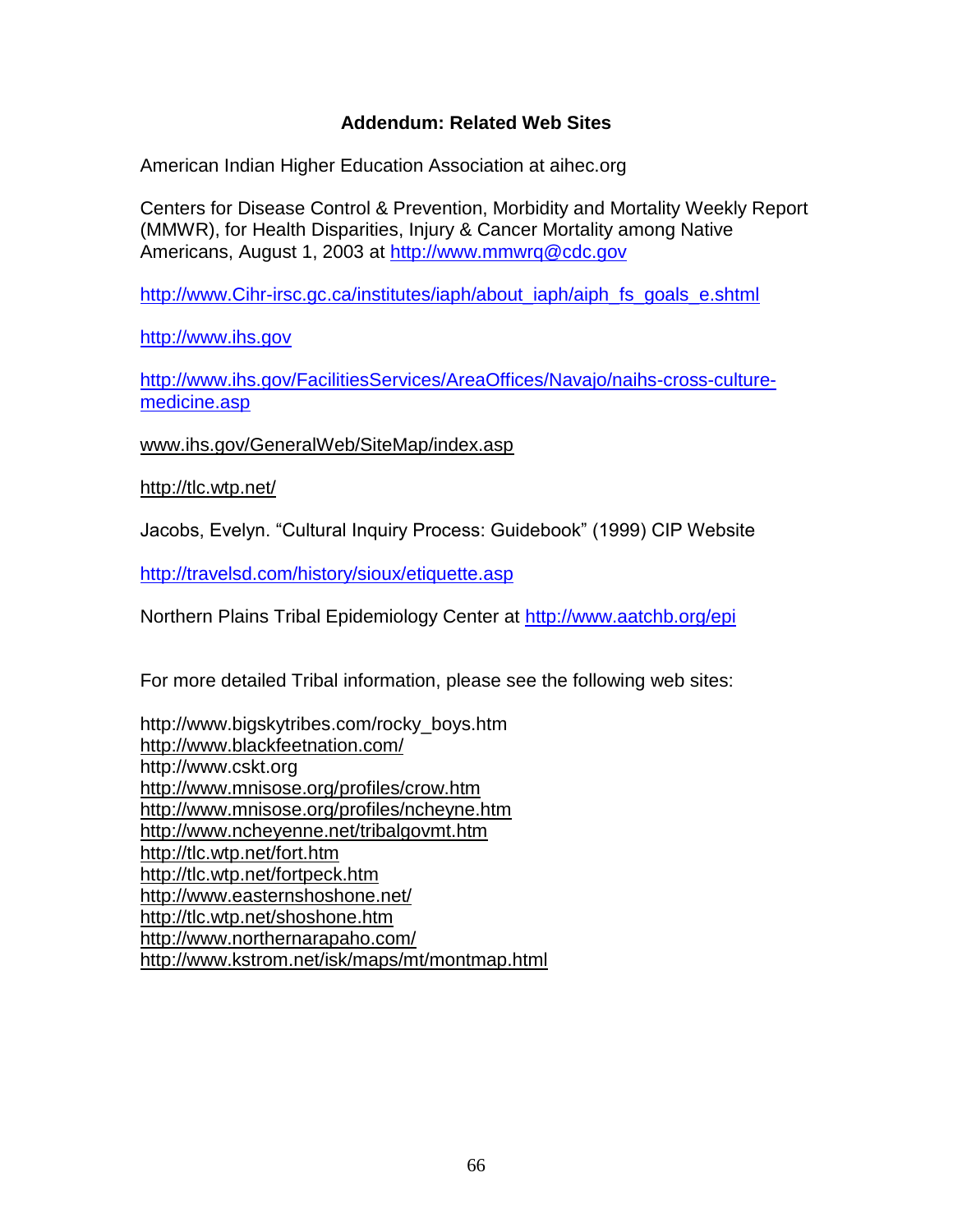## Addendum: Related Web Sites

American Indian Higher Education Association at aihec.org

Centers for Disease Control & Prevention, Morbidity and Mortality Weekly Report (MMWR), for Health Disparities, Injury & Cancer Mortality among Native Americans, August 1, 2003 at http://www.mmwrq@cdc.gov

http://www.Cihr-irsc.gc.ca/institutes/iaph/about_iaph/aiph_fs_goals_e.shtml

http://www.ihs.gov

http://www.ihs.gov/FacilitiesServices/AreaOffices/Navajo/naihs-cross-culture-medicine.asp

www.ihs.gov/GeneralWeb/SiteMap/index.asp

http://tlc.wtp.net/

Jacobs, Evelyn. "Cultural Inquiry Process: Guidebook" (1999) CIP Website

http://travelsd.com/history/sioux/etiquette.asp

Northern Plains Tribal Epidemiology Center at http://www.aatchb.org/epi

For more detailed Tribal information, please see the following web sites:

http://www.bigskytribes.com/rocky_boys.htm  
http://www.blackfeetnation.com/  
http://www.cskt.org  
http://www.mnisose.org/profiles/crow.htm  
http://www.mnisose.org/profiles/ncheyne.htm  
http://www.ncheyenne.net/tribalgovmt.htm  
http://tlc.wtp.net/fort.htm  
http://tlc.wtp.net/fortpeck.htm  
http://www.easternshoshone.net/  
http://tlc.wtp.net/shoshone.htm  
http://www.northernarapaho.com/  
http://www.kstrom.net/isk/maps/mt/montmap.html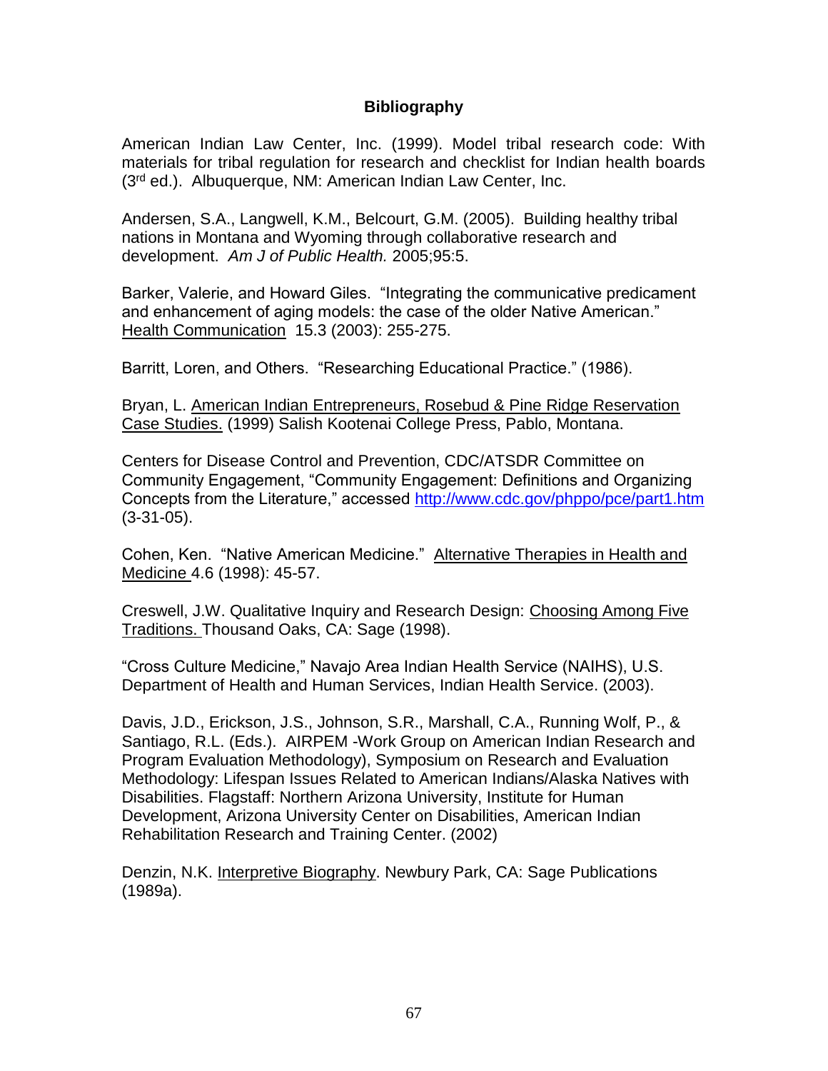**Bibliography**

American Indian Law Center, Inc. (1999). Model tribal research code: With materials for tribal regulation for research and checklist for Indian health boards (3rd ed.). Albuquerque, NM: American Indian Law Center, Inc.

Andersen, S.A., Langwell, K.M., Belcourt, G.M. (2005). Building healthy tribal nations in Montana and Wyoming through collaborative research and development. *Am J of Public Health.* 2005;95:5.

Barker, Valerie, and Howard Giles. "Integrating the communicative predicament and enhancement of aging models: the case of the older Native American." Health Communication 15.3 (2003): 255-275.

Barritt, Loren, and Others. "Researching Educational Practice." (1986).

Bryan, L. American Indian Entrepreneurs, Rosebud & Pine Ridge Reservation Case Studies. (1999) Salish Kootenai College Press, Pablo, Montana.

Centers for Disease Control and Prevention, CDC/ATSDR Committee on Community Engagement, "Community Engagement: Definitions and Organizing Concepts from the Literature," accessed http://www.cdc.gov/phppo/pce/part1.htm (3-31-05).

Cohen, Ken. "Native American Medicine." Alternative Therapies in Health and Medicine 4.6 (1998): 45-57.

Creswell, J.W. Qualitative Inquiry and Research Design: Choosing Among Five Traditions. Thousand Oaks, CA: Sage (1998).

"Cross Culture Medicine," Navajo Area Indian Health Service (NAIHS), U.S. Department of Health and Human Services, Indian Health Service. (2003).

Davis, J.D., Erickson, J.S., Johnson, S.R., Marshall, C.A., Running Wolf, P., & Santiago, R.L. (Eds.). AIRPEM -Work Group on American Indian Research and Program Evaluation Methodology), Symposium on Research and Evaluation Methodology: Lifespan Issues Related to American Indians/Alaska Natives with Disabilities. Flagstaff: Northern Arizona University, Institute for Human Development, Arizona University Center on Disabilities, American Indian Rehabilitation Research and Training Center. (2002)

Denzin, N.K. Interpretive Biography. Newbury Park, CA: Sage Publications (1989a).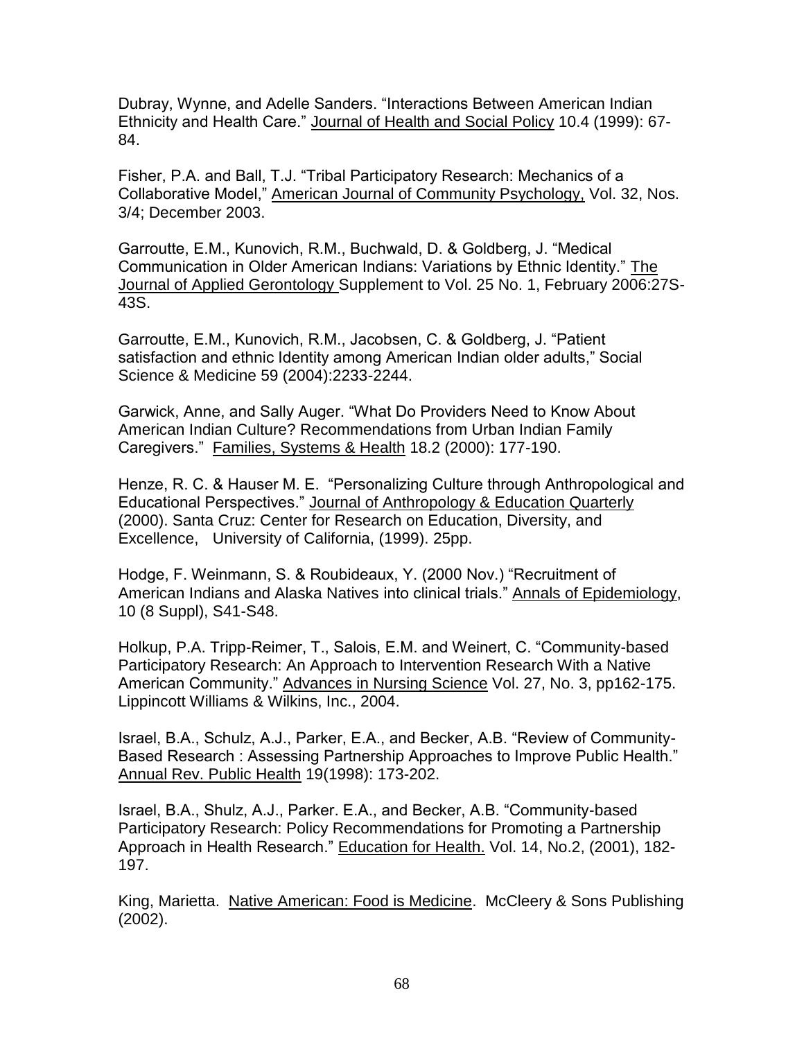Dubray, Wynne, and Adelle Sanders. "Interactions Between American Indian Ethnicity and Health Care." Journal of Health and Social Policy 10.4 (1999): 67-84.

Fisher, P.A. and Ball, T.J. "Tribal Participatory Research: Mechanics of a Collaborative Model," American Journal of Community Psychology, Vol. 32, Nos. 3/4; December 2003.

Garroutte, E.M., Kunovich, R.M., Buchwald, D. & Goldberg, J. "Medical Communication in Older American Indians: Variations by Ethnic Identity." The Journal of Applied Gerontology Supplement to Vol. 25 No. 1, February 2006:27S-43S.

Garroutte, E.M., Kunovich, R.M., Jacobsen, C. & Goldberg, J. "Patient satisfaction and ethnic Identity among American Indian older adults," Social Science & Medicine 59 (2004):2233-2244.

Garwick, Anne, and Sally Auger. "What Do Providers Need to Know About American Indian Culture? Recommendations from Urban Indian Family Caregivers." Families, Systems & Health 18.2 (2000): 177-190.

Henze, R. C. & Hauser M. E. "Personalizing Culture through Anthropological and Educational Perspectives." Journal of Anthropology & Education Quarterly (2000). Santa Cruz: Center for Research on Education, Diversity, and Excellence, University of California, (1999). 25pp.

Hodge, F. Weinmann, S. & Roubideaux, Y. (2000 Nov.) "Recruitment of American Indians and Alaska Natives into clinical trials." Annals of Epidemiology, 10 (8 Suppl), S41-S48.

Holkup, P.A. Tripp-Reimer, T., Salois, E.M. and Weinert, C. "Community-based Participatory Research: An Approach to Intervention Research With a Native American Community." Advances in Nursing Science Vol. 27, No. 3, pp162-175. Lippincott Williams & Wilkins, Inc., 2004.

Israel, B.A., Schulz, A.J., Parker, E.A., and Becker, A.B. "Review of Community-Based Research : Assessing Partnership Approaches to Improve Public Health." Annual Rev. Public Health 19(1998): 173-202.

Israel, B.A., Shulz, A.J., Parker. E.A., and Becker, A.B. "Community-based Participatory Research: Policy Recommendations for Promoting a Partnership Approach in Health Research." Education for Health. Vol. 14, No.2, (2001), 182-197.

King, Marietta. Native American: Food is Medicine. McCleery & Sons Publishing (2002).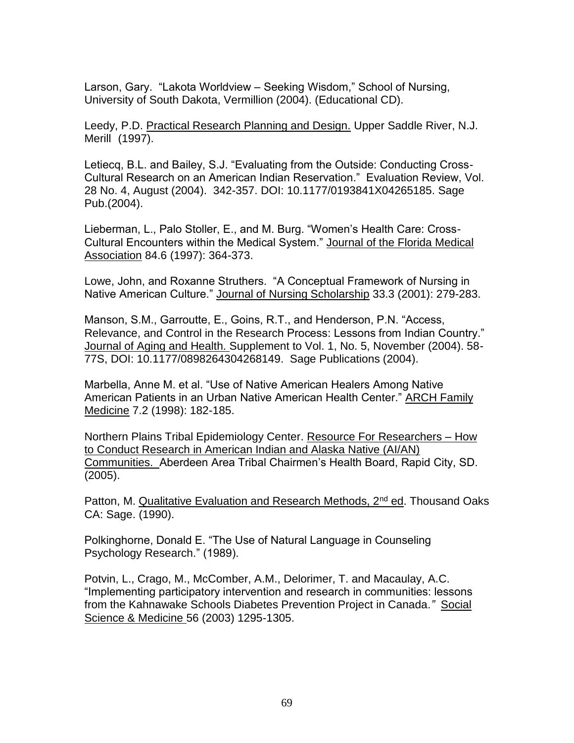Larson, Gary. "Lakota Worldview – Seeking Wisdom," School of Nursing, University of South Dakota, Vermillion (2004). (Educational CD).

Leedy, P.D. Practical Research Planning and Design. Upper Saddle River, N.J. Merill (1997).

Letiecq, B.L. and Bailey, S.J. "Evaluating from the Outside: Conducting Cross-Cultural Research on an American Indian Reservation." Evaluation Review, Vol. 28 No. 4, August (2004). 342-357. DOI: 10.1177/0193841X04265185. Sage Pub.(2004).

Lieberman, L., Palo Stoller, E., and M. Burg. "Women's Health Care: Cross-Cultural Encounters within the Medical System." Journal of the Florida Medical Association 84.6 (1997): 364-373.

Lowe, John, and Roxanne Struthers. "A Conceptual Framework of Nursing in Native American Culture." Journal of Nursing Scholarship 33.3 (2001): 279-283.

Manson, S.M., Garroutte, E., Goins, R.T., and Henderson, P.N. "Access, Relevance, and Control in the Research Process: Lessons from Indian Country." Journal of Aging and Health. Supplement to Vol. 1, No. 5, November (2004). 58-77S, DOI: 10.1177/0898264304268149. Sage Publications (2004).

Marbella, Anne M. et al. "Use of Native American Healers Among Native American Patients in an Urban Native American Health Center." ARCH Family Medicine 7.2 (1998): 182-185.

Northern Plains Tribal Epidemiology Center. Resource For Researchers – How to Conduct Research in American Indian and Alaska Native (AI/AN) Communities. Aberdeen Area Tribal Chairmen's Health Board, Rapid City, SD. (2005).

Patton, M. Qualitative Evaluation and Research Methods, 2nd ed. Thousand Oaks CA: Sage. (1990).

Polkinghorne, Donald E. "The Use of Natural Language in Counseling Psychology Research." (1989).

Potvin, L., Crago, M., McComber, A.M., Delorimer, T. and Macaulay, A.C. "Implementing participatory intervention and research in communities: lessons from the Kahnawake Schools Diabetes Prevention Project in Canada." Social Science & Medicine 56 (2003) 1295-1305.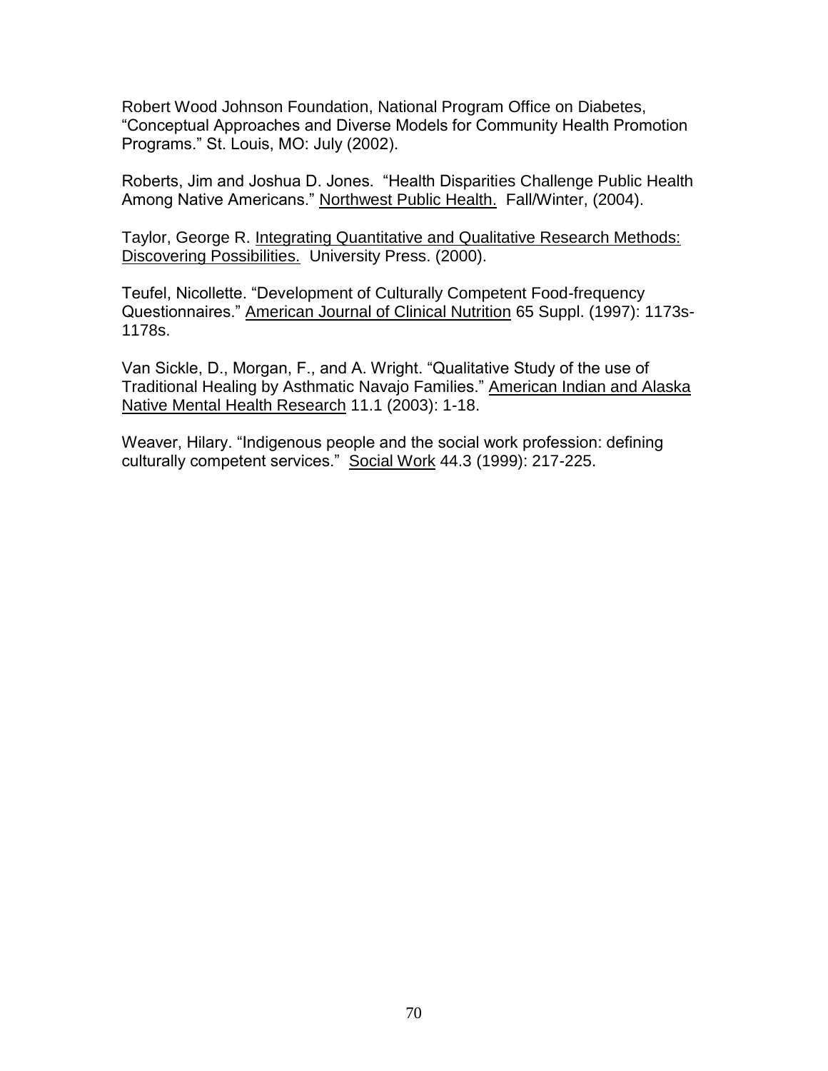Robert Wood Johnson Foundation, National Program Office on Diabetes, "Conceptual Approaches and Diverse Models for Community Health Promotion Programs." St. Louis, MO: July (2002).

Roberts, Jim and Joshua D. Jones. "Health Disparities Challenge Public Health Among Native Americans." Northwest Public Health. Fall/Winter, (2004).

Taylor, George R. Integrating Quantitative and Qualitative Research Methods: Discovering Possibilities. University Press. (2000).

Teufel, Nicollette. "Development of Culturally Competent Food-frequency Questionnaires." American Journal of Clinical Nutrition 65 Suppl. (1997): 1173s-1178s.

Van Sickle, D., Morgan, F., and A. Wright. "Qualitative Study of the use of Traditional Healing by Asthmatic Navajo Families." American Indian and Alaska Native Mental Health Research 11.1 (2003): 1-18.

Weaver, Hilary. "Indigenous people and the social work profession: defining culturally competent services." Social Work 44.3 (1999): 217-225.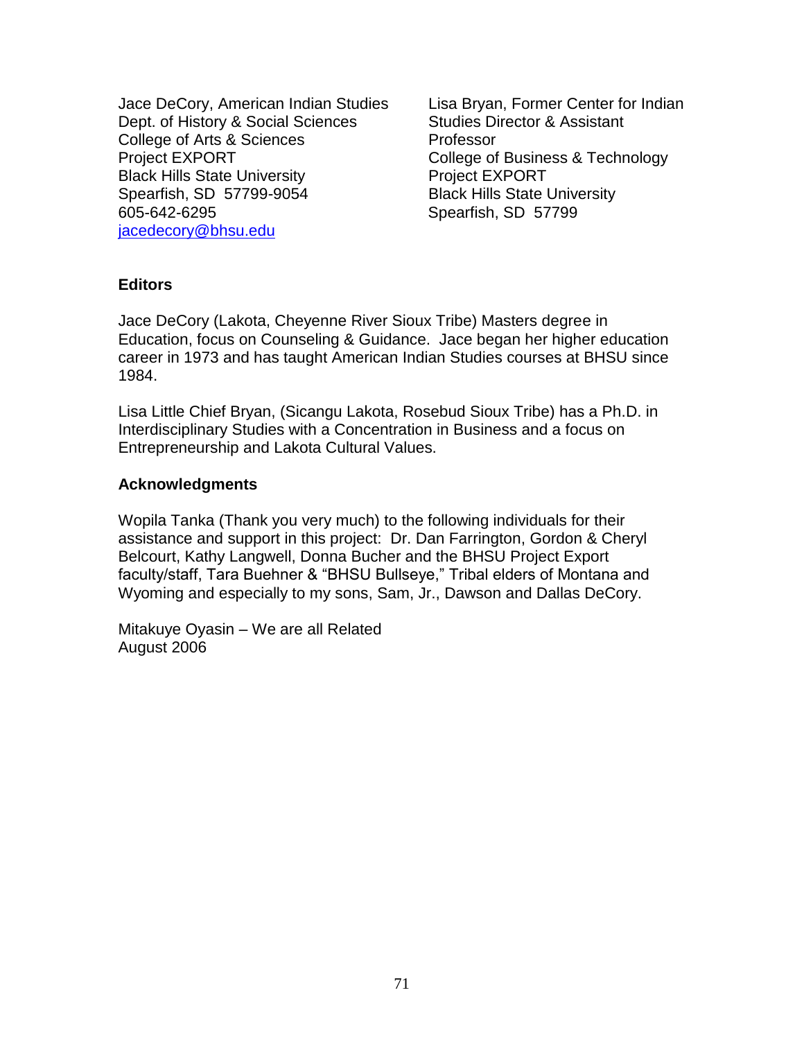Jace DeCory, American Indian Studies
Dept. of History & Social Sciences
College of Arts & Sciences
Project EXPORT
Black Hills State University
Spearfish, SD 57799-9054
605-642-6295
jacedecory@bhsu.edu

Lisa Bryan, Former Center for Indian Studies Director & Assistant Professor
College of Business & Technology
Project EXPORT
Black Hills State University
Spearfish, SD 57799

**Editors**

Jace DeCory (Lakota, Cheyenne River Sioux Tribe) Masters degree in Education, focus on Counseling & Guidance. Jace began her higher education career in 1973 and has taught American Indian Studies courses at BHSU since 1984.

Lisa Little Chief Bryan, (Sicangu Lakota, Rosebud Sioux Tribe) has a Ph.D. in Interdisciplinary Studies with a Concentration in Business and a focus on Entrepreneurship and Lakota Cultural Values.

**Acknowledgments**

Wopila Tanka (Thank you very much) to the following individuals for their assistance and support in this project: Dr. Dan Farrington, Gordon & Cheryl Belcourt, Kathy Langwell, Donna Bucher and the BHSU Project Export faculty/staff, Tara Buehner & "BHSU Bullseye," Tribal elders of Montana and Wyoming and especially to my sons, Sam, Jr., Dawson and Dallas DeCory.

Mitakuye Oyasin – We are all Related
August 2006